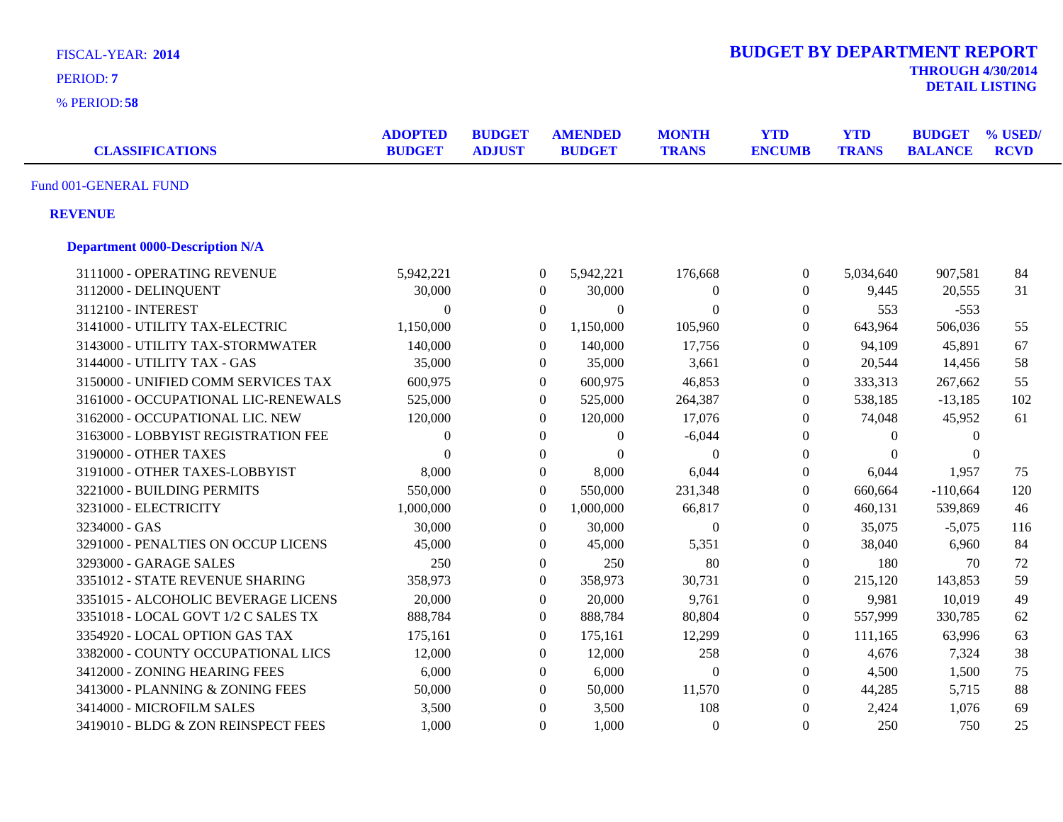FISCAL-YEAR: **2014**

PERIOD: **7**

% PERIOD: **58**

# BUDGET BY DEPARTMENT REPORT

**THROUGH 4/30/2014**

**DETAIL LISTING**

| CLASSIFICATIONS | ADOPTED BUDGET | BUDGET ADJUST | AMENDED BUDGET | MONTH TRANS | YTD ENCUMB | YTD TRANS | BUDGET BALANCE | % USED/ RCVD |
|---|---|---|---|---|---|---|---|---|
| Fund 001-GENERAL FUND | | | | | | | | |
| **REVENUE** | | | | | | | | |
| **Department 0000-Description N/A** | | | | | | | | |
| 3111000 - OPERATING REVENUE | 5,942,221 | 0 | 5,942,221 | 176,668 | 0 | 5,034,640 | 907,581 | 84 |
| 3112000 - DELINQUENT | 30,000 | 0 | 30,000 | 0 | 0 | 9,445 | 20,555 | 31 |
| 3112100 - INTEREST | 0 | 0 | 0 | 0 | 0 | 553 | -553 | |
| 3141000 - UTILITY TAX-ELECTRIC | 1,150,000 | 0 | 1,150,000 | 105,960 | 0 | 643,964 | 506,036 | 55 |
| 3143000 - UTILITY TAX-STORMWATER | 140,000 | 0 | 140,000 | 17,756 | 0 | 94,109 | 45,891 | 67 |
| 3144000 - UTILITY TAX - GAS | 35,000 | 0 | 35,000 | 3,661 | 0 | 20,544 | 14,456 | 58 |
| 3150000 - UNIFIED COMM SERVICES TAX | 600,975 | 0 | 600,975 | 46,853 | 0 | 333,313 | 267,662 | 55 |
| 3161000 - OCCUPATIONAL LIC-RENEWALS | 525,000 | 0 | 525,000 | 264,387 | 0 | 538,185 | -13,185 | 102 |
| 3162000 - OCCUPATIONAL LIC. NEW | 120,000 | 0 | 120,000 | 17,076 | 0 | 74,048 | 45,952 | 61 |
| 3163000 - LOBBYIST REGISTRATION FEE | 0 | 0 | 0 | -6,044 | 0 | 0 | 0 | |
| 3190000 - OTHER TAXES | 0 | 0 | 0 | 0 | 0 | 0 | 0 | |
| 3191000 - OTHER TAXES-LOBBYIST | 8,000 | 0 | 8,000 | 6,044 | 0 | 6,044 | 1,957 | 75 |
| 3221000 - BUILDING PERMITS | 550,000 | 0 | 550,000 | 231,348 | 0 | 660,664 | -110,664 | 120 |
| 3231000 - ELECTRICITY | 1,000,000 | 0 | 1,000,000 | 66,817 | 0 | 460,131 | 539,869 | 46 |
| 3234000 - GAS | 30,000 | 0 | 30,000 | 0 | 0 | 35,075 | -5,075 | 116 |
| 3291000 - PENALTIES ON OCCUP LICENS | 45,000 | 0 | 45,000 | 5,351 | 0 | 38,040 | 6,960 | 84 |
| 3293000 - GARAGE SALES | 250 | 0 | 250 | 80 | 0 | 180 | 70 | 72 |
| 3351012 - STATE REVENUE SHARING | 358,973 | 0 | 358,973 | 30,731 | 0 | 215,120 | 143,853 | 59 |
| 3351015 - ALCOHOLIC BEVERAGE LICENS | 20,000 | 0 | 20,000 | 9,761 | 0 | 9,981 | 10,019 | 49 |
| 3351018 - LOCAL GOVT 1/2 C SALES TX | 888,784 | 0 | 888,784 | 80,804 | 0 | 557,999 | 330,785 | 62 |
| 3354920 - LOCAL OPTION GAS TAX | 175,161 | 0 | 175,161 | 12,299 | 0 | 111,165 | 63,996 | 63 |
| 3382000 - COUNTY OCCUPATIONAL LICS | 12,000 | 0 | 12,000 | 258 | 0 | 4,676 | 7,324 | 38 |
| 3412000 - ZONING HEARING FEES | 6,000 | 0 | 6,000 | 0 | 0 | 4,500 | 1,500 | 75 |
| 3413000 - PLANNING & ZONING FEES | 50,000 | 0 | 50,000 | 11,570 | 0 | 44,285 | 5,715 | 88 |
| 3414000 - MICROFILM SALES | 3,500 | 0 | 3,500 | 108 | 0 | 2,424 | 1,076 | 69 |
| 3419010 - BLDG & ZON REINSPECT FEES | 1,000 | 0 | 1,000 | 0 | 0 | 250 | 750 | 25 |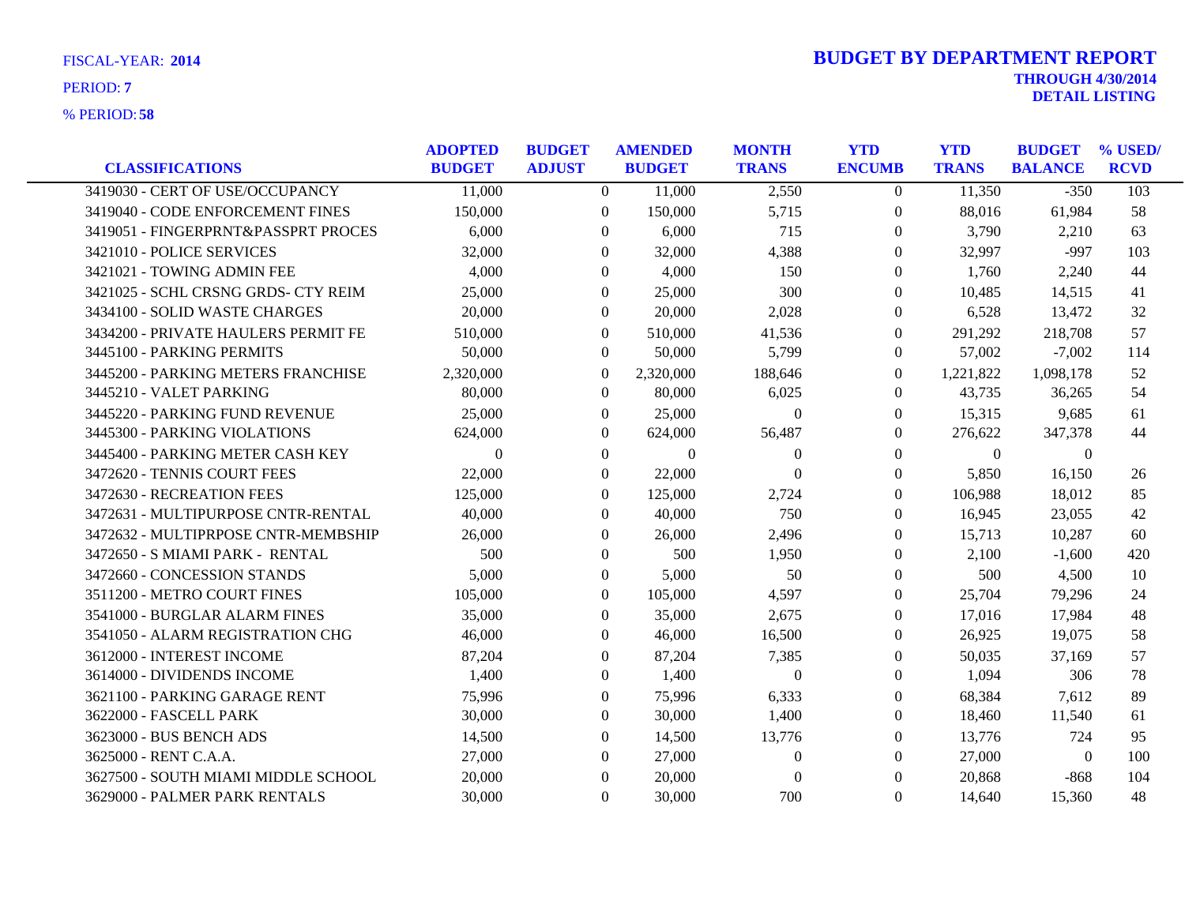FISCAL-YEAR: **2014**

PERIOD: **7**

% PERIOD: **58**

# BUDGET BY DEPARTMENT REPORT

**THROUGH 4/30/2014**

**DETAIL LISTING**

| CLASSIFICATIONS | ADOPTED BUDGET | BUDGET ADJUST | AMENDED BUDGET | MONTH TRANS | YTD ENCUMB | YTD TRANS | BUDGET BALANCE | % USED/ RCVD |
|---|---|---|---|---|---|---|---|---|
| 3419030 - CERT OF USE/OCCUPANCY | 11,000 | 0 | 11,000 | 2,550 | 0 | 11,350 | -350 | 103 |
| 3419040 - CODE ENFORCEMENT FINES | 150,000 | 0 | 150,000 | 5,715 | 0 | 88,016 | 61,984 | 58 |
| 3419051 - FINGERPRNT&PASSPRT PROCES | 6,000 | 0 | 6,000 | 715 | 0 | 3,790 | 2,210 | 63 |
| 3421010 - POLICE SERVICES | 32,000 | 0 | 32,000 | 4,388 | 0 | 32,997 | -997 | 103 |
| 3421021 - TOWING ADMIN FEE | 4,000 | 0 | 4,000 | 150 | 0 | 1,760 | 2,240 | 44 |
| 3421025 - SCHL CRSNG GRDS- CTY REIM | 25,000 | 0 | 25,000 | 300 | 0 | 10,485 | 14,515 | 41 |
| 3434100 - SOLID WASTE CHARGES | 20,000 | 0 | 20,000 | 2,028 | 0 | 6,528 | 13,472 | 32 |
| 3434200 - PRIVATE HAULERS PERMIT FE | 510,000 | 0 | 510,000 | 41,536 | 0 | 291,292 | 218,708 | 57 |
| 3445100 - PARKING PERMITS | 50,000 | 0 | 50,000 | 5,799 | 0 | 57,002 | -7,002 | 114 |
| 3445200 - PARKING METERS FRANCHISE | 2,320,000 | 0 | 2,320,000 | 188,646 | 0 | 1,221,822 | 1,098,178 | 52 |
| 3445210 - VALET PARKING | 80,000 | 0 | 80,000 | 6,025 | 0 | 43,735 | 36,265 | 54 |
| 3445220 - PARKING FUND REVENUE | 25,000 | 0 | 25,000 | 0 | 0 | 15,315 | 9,685 | 61 |
| 3445300 - PARKING VIOLATIONS | 624,000 | 0 | 624,000 | 56,487 | 0 | 276,622 | 347,378 | 44 |
| 3445400 - PARKING METER CASH KEY | 0 | 0 | 0 | 0 | 0 | 0 | 0 | |
| 3472620 - TENNIS COURT FEES | 22,000 | 0 | 22,000 | 0 | 0 | 5,850 | 16,150 | 26 |
| 3472630 - RECREATION FEES | 125,000 | 0 | 125,000 | 2,724 | 0 | 106,988 | 18,012 | 85 |
| 3472631 - MULTIPURPOSE CNTR-RENTAL | 40,000 | 0 | 40,000 | 750 | 0 | 16,945 | 23,055 | 42 |
| 3472632 - MULTIPRPOSE CNTR-MEMBSHIP | 26,000 | 0 | 26,000 | 2,496 | 0 | 15,713 | 10,287 | 60 |
| 3472650 - S MIAMI PARK - RENTAL | 500 | 0 | 500 | 1,950 | 0 | 2,100 | -1,600 | 420 |
| 3472660 - CONCESSION STANDS | 5,000 | 0 | 5,000 | 50 | 0 | 500 | 4,500 | 10 |
| 3511200 - METRO COURT FINES | 105,000 | 0 | 105,000 | 4,597 | 0 | 25,704 | 79,296 | 24 |
| 3541000 - BURGLAR ALARM FINES | 35,000 | 0 | 35,000 | 2,675 | 0 | 17,016 | 17,984 | 48 |
| 3541050 - ALARM REGISTRATION CHG | 46,000 | 0 | 46,000 | 16,500 | 0 | 26,925 | 19,075 | 58 |
| 3612000 - INTEREST INCOME | 87,204 | 0 | 87,204 | 7,385 | 0 | 50,035 | 37,169 | 57 |
| 3614000 - DIVIDENDS INCOME | 1,400 | 0 | 1,400 | 0 | 0 | 1,094 | 306 | 78 |
| 3621100 - PARKING GARAGE RENT | 75,996 | 0 | 75,996 | 6,333 | 0 | 68,384 | 7,612 | 89 |
| 3622000 - FASCELL PARK | 30,000 | 0 | 30,000 | 1,400 | 0 | 18,460 | 11,540 | 61 |
| 3623000 - BUS BENCH ADS | 14,500 | 0 | 14,500 | 13,776 | 0 | 13,776 | 724 | 95 |
| 3625000 - RENT C.A.A. | 27,000 | 0 | 27,000 | 0 | 0 | 27,000 | 0 | 100 |
| 3627500 - SOUTH MIAMI MIDDLE SCHOOL | 20,000 | 0 | 20,000 | 0 | 0 | 20,868 | -868 | 104 |
| 3629000 - PALMER PARK RENTALS | 30,000 | 0 | 30,000 | 700 | 0 | 14,640 | 15,360 | 48 |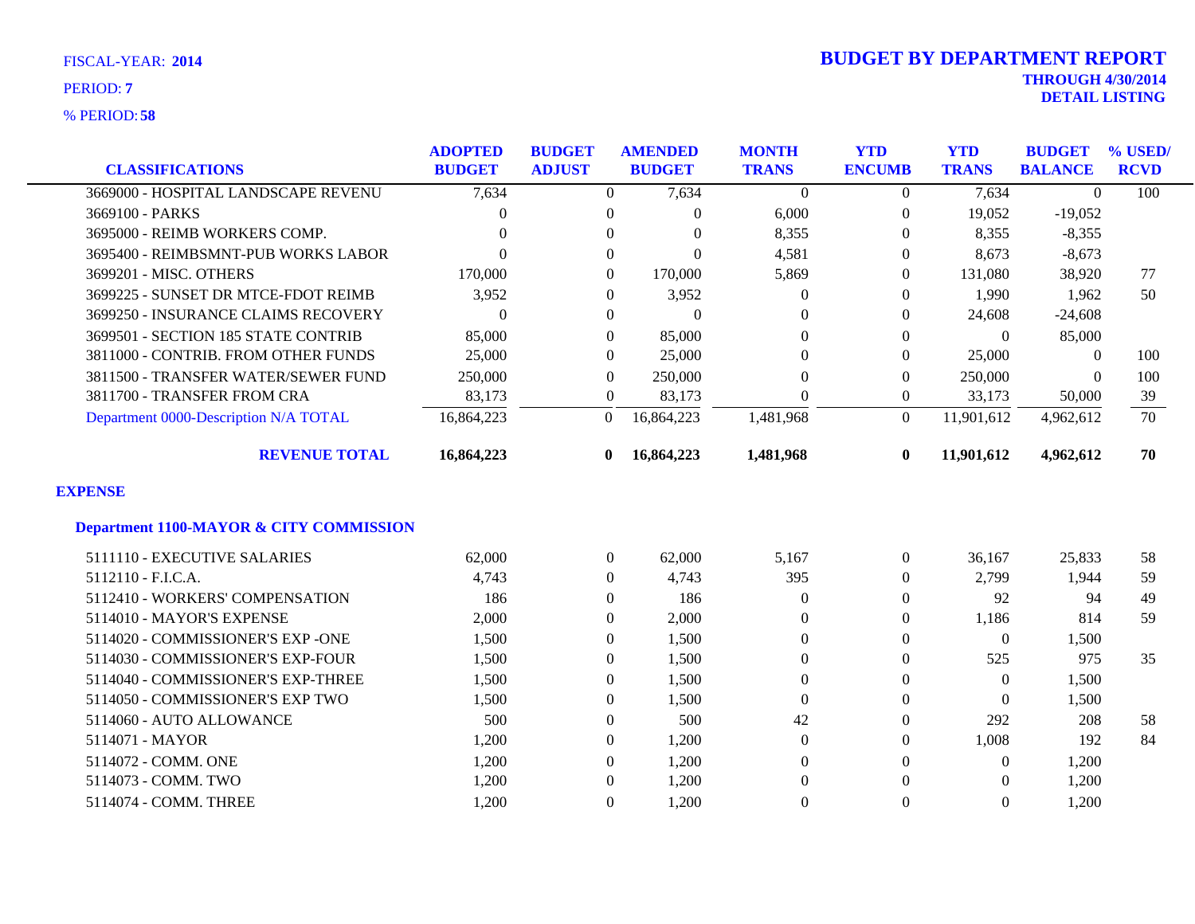FISCAL-YEAR: **2014**

PERIOD: **7**

% PERIOD: **58**

# BUDGET BY DEPARTMENT REPORT

**THROUGH 4/30/2014**

**DETAIL LISTING**

| CLASSIFICATIONS | ADOPTED BUDGET | BUDGET ADJUST | AMENDED BUDGET | MONTH TRANS | YTD ENCUMB | YTD TRANS | BUDGET BALANCE | % USED/ RCVD |
|---|---|---|---|---|---|---|---|---|
| 3669000 - HOSPITAL LANDSCAPE REVENU | 7,634 | 0 | 7,634 | 0 | 0 | 7,634 | 0 | 100 |
| 3669100 - PARKS | 0 | 0 | 0 | 6,000 | 0 | 19,052 | -19,052 | |
| 3695000 - REIMB WORKERS COMP. | 0 | 0 | 0 | 8,355 | 0 | 8,355 | -8,355 | |
| 3695400 - REIMBSMNT-PUB WORKS LABOR | 0 | 0 | 0 | 4,581 | 0 | 8,673 | -8,673 | |
| 3699201 - MISC. OTHERS | 170,000 | 0 | 170,000 | 5,869 | 0 | 131,080 | 38,920 | 77 |
| 3699225 - SUNSET DR MTCE-FDOT REIMB | 3,952 | 0 | 3,952 | 0 | 0 | 1,990 | 1,962 | 50 |
| 3699250 - INSURANCE CLAIMS RECOVERY | 0 | 0 | 0 | 0 | 0 | 24,608 | -24,608 | |
| 3699501 - SECTION 185 STATE CONTRIB | 85,000 | 0 | 85,000 | 0 | 0 | 0 | 85,000 | |
| 3811000 - CONTRIB. FROM OTHER FUNDS | 25,000 | 0 | 25,000 | 0 | 0 | 25,000 | 0 | 100 |
| 3811500 - TRANSFER WATER/SEWER FUND | 250,000 | 0 | 250,000 | 0 | 0 | 250,000 | 0 | 100 |
| 3811700 - TRANSFER FROM CRA | 83,173 | 0 | 83,173 | 0 | 0 | 33,173 | 50,000 | 39 |
| Department 0000-Description N/A TOTAL | 16,864,223 | 0 | 16,864,223 | 1,481,968 | 0 | 11,901,612 | 4,962,612 | 70 |
| **REVENUE TOTAL** | **16,864,223** | **0** | **16,864,223** | **1,481,968** | **0** | **11,901,612** | **4,962,612** | **70** |

## EXPENSE

### Department 1100-MAYOR & CITY COMMISSION

| CLASSIFICATIONS | ADOPTED BUDGET | BUDGET ADJUST | AMENDED BUDGET | MONTH TRANS | YTD ENCUMB | YTD TRANS | BUDGET BALANCE | % USED/ RCVD |
|---|---|---|---|---|---|---|---|---|
| 5111110 - EXECUTIVE SALARIES | 62,000 | 0 | 62,000 | 5,167 | 0 | 36,167 | 25,833 | 58 |
| 5112110 - F.I.C.A. | 4,743 | 0 | 4,743 | 395 | 0 | 2,799 | 1,944 | 59 |
| 5112410 - WORKERS' COMPENSATION | 186 | 0 | 186 | 0 | 0 | 92 | 94 | 49 |
| 5114010 - MAYOR'S EXPENSE | 2,000 | 0 | 2,000 | 0 | 0 | 1,186 | 814 | 59 |
| 5114020 - COMMISSIONER'S EXP -ONE | 1,500 | 0 | 1,500 | 0 | 0 | 0 | 1,500 | |
| 5114030 - COMMISSIONER'S EXP-FOUR | 1,500 | 0 | 1,500 | 0 | 0 | 525 | 975 | 35 |
| 5114040 - COMMISSIONER'S EXP-THREE | 1,500 | 0 | 1,500 | 0 | 0 | 0 | 1,500 | |
| 5114050 - COMMISSIONER'S EXP TWO | 1,500 | 0 | 1,500 | 0 | 0 | 0 | 1,500 | |
| 5114060 - AUTO ALLOWANCE | 500 | 0 | 500 | 42 | 0 | 292 | 208 | 58 |
| 5114071 - MAYOR | 1,200 | 0 | 1,200 | 0 | 0 | 1,008 | 192 | 84 |
| 5114072 - COMM. ONE | 1,200 | 0 | 1,200 | 0 | 0 | 0 | 1,200 | |
| 5114073 - COMM. TWO | 1,200 | 0 | 1,200 | 0 | 0 | 0 | 1,200 | |
| 5114074 - COMM. THREE | 1,200 | 0 | 1,200 | 0 | 0 | 0 | 1,200 | |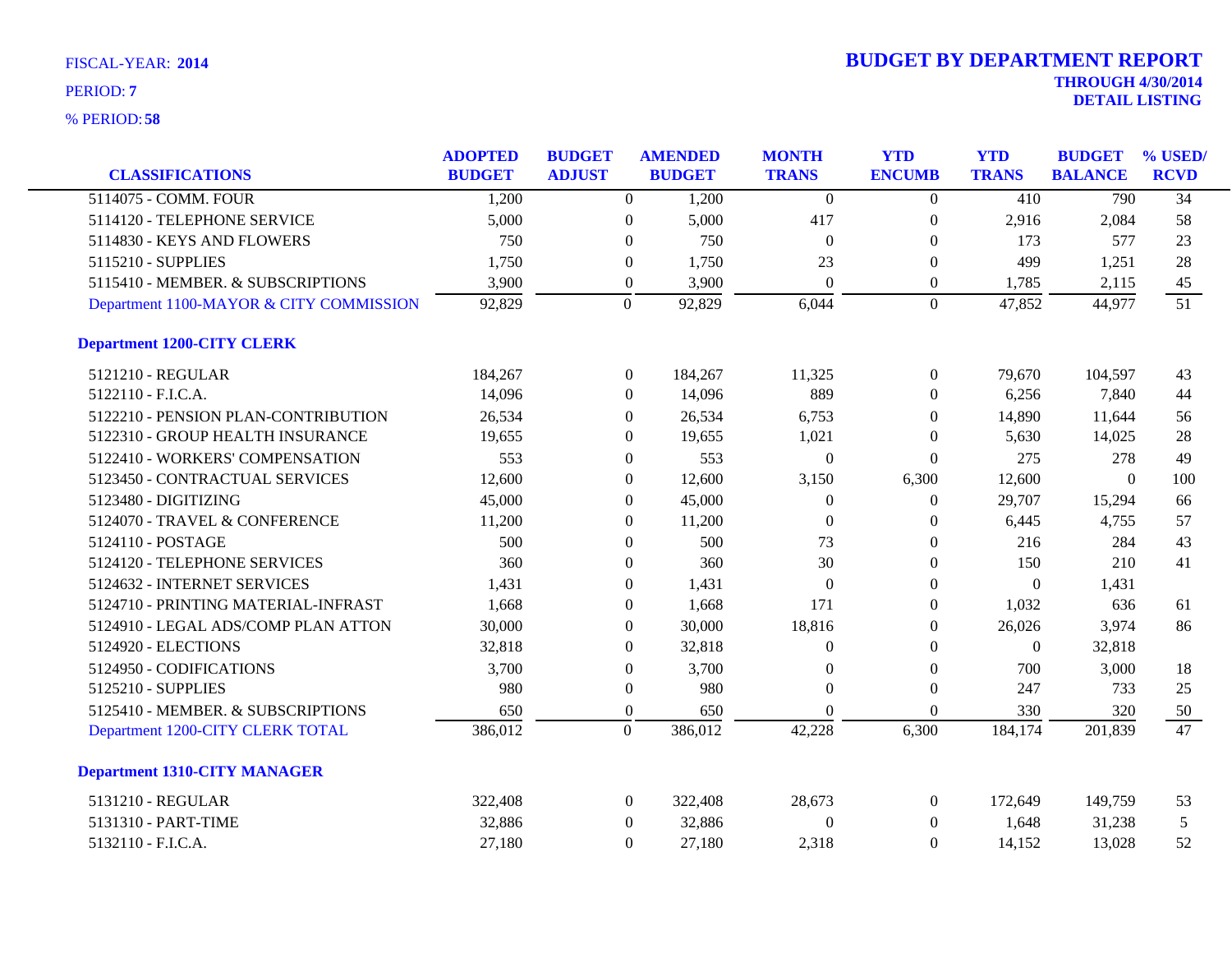FISCAL-YEAR: **2014**

PERIOD: **7**

% PERIOD: **58**

# BUDGET BY DEPARTMENT REPORT

**THROUGH 4/30/2014**

**DETAIL LISTING**

| CLASSIFICATIONS | ADOPTED BUDGET | BUDGET ADJUST | AMENDED BUDGET | MONTH TRANS | YTD ENCUMB | YTD TRANS | BUDGET BALANCE | % USED/ RCVD |
|---|---|---|---|---|---|---|---|---|
| 5114075 - COMM. FOUR | 1,200 | 0 | 1,200 | 0 | 0 | 410 | 790 | 34 |
| 5114120 - TELEPHONE SERVICE | 5,000 | 0 | 5,000 | 417 | 0 | 2,916 | 2,084 | 58 |
| 5114830 - KEYS AND FLOWERS | 750 | 0 | 750 | 0 | 0 | 173 | 577 | 23 |
| 5115210 - SUPPLIES | 1,750 | 0 | 1,750 | 23 | 0 | 499 | 1,251 | 28 |
| 5115410 - MEMBER. & SUBSCRIPTIONS | 3,900 | 0 | 3,900 | 0 | 0 | 1,785 | 2,115 | 45 |
| Department 1100-MAYOR & CITY COMMISSION | 92,829 | 0 | 92,829 | 6,044 | 0 | 47,852 | 44,977 | 51 |
| **Department 1200-CITY CLERK** | | | | | | | | |
| 5121210 - REGULAR | 184,267 | 0 | 184,267 | 11,325 | 0 | 79,670 | 104,597 | 43 |
| 5122110 - F.I.C.A. | 14,096 | 0 | 14,096 | 889 | 0 | 6,256 | 7,840 | 44 |
| 5122210 - PENSION PLAN-CONTRIBUTION | 26,534 | 0 | 26,534 | 6,753 | 0 | 14,890 | 11,644 | 56 |
| 5122310 - GROUP HEALTH INSURANCE | 19,655 | 0 | 19,655 | 1,021 | 0 | 5,630 | 14,025 | 28 |
| 5122410 - WORKERS' COMPENSATION | 553 | 0 | 553 | 0 | 0 | 275 | 278 | 49 |
| 5123450 - CONTRACTUAL SERVICES | 12,600 | 0 | 12,600 | 3,150 | 6,300 | 12,600 | 0 | 100 |
| 5123480 - DIGITIZING | 45,000 | 0 | 45,000 | 0 | 0 | 29,707 | 15,294 | 66 |
| 5124070 - TRAVEL & CONFERENCE | 11,200 | 0 | 11,200 | 0 | 0 | 6,445 | 4,755 | 57 |
| 5124110 - POSTAGE | 500 | 0 | 500 | 73 | 0 | 216 | 284 | 43 |
| 5124120 - TELEPHONE SERVICES | 360 | 0 | 360 | 30 | 0 | 150 | 210 | 41 |
| 5124632 - INTERNET SERVICES | 1,431 | 0 | 1,431 | 0 | 0 | 0 | 1,431 | |
| 5124710 - PRINTING MATERIAL-INFRAST | 1,668 | 0 | 1,668 | 171 | 0 | 1,032 | 636 | 61 |
| 5124910 - LEGAL ADS/COMP PLAN ATTON | 30,000 | 0 | 30,000 | 18,816 | 0 | 26,026 | 3,974 | 86 |
| 5124920 - ELECTIONS | 32,818 | 0 | 32,818 | 0 | 0 | 0 | 32,818 | |
| 5124950 - CODIFICATIONS | 3,700 | 0 | 3,700 | 0 | 0 | 700 | 3,000 | 18 |
| 5125210 - SUPPLIES | 980 | 0 | 980 | 0 | 0 | 247 | 733 | 25 |
| 5125410 - MEMBER. & SUBSCRIPTIONS | 650 | 0 | 650 | 0 | 0 | 330 | 320 | 50 |
| Department 1200-CITY CLERK TOTAL | 386,012 | 0 | 386,012 | 42,228 | 6,300 | 184,174 | 201,839 | 47 |
| **Department 1310-CITY MANAGER** | | | | | | | | |
| 5131210 - REGULAR | 322,408 | 0 | 322,408 | 28,673 | 0 | 172,649 | 149,759 | 53 |
| 5131310 - PART-TIME | 32,886 | 0 | 32,886 | 0 | 0 | 1,648 | 31,238 | 5 |
| 5132110 - F.I.C.A. | 27,180 | 0 | 27,180 | 2,318 | 0 | 14,152 | 13,028 | 52 |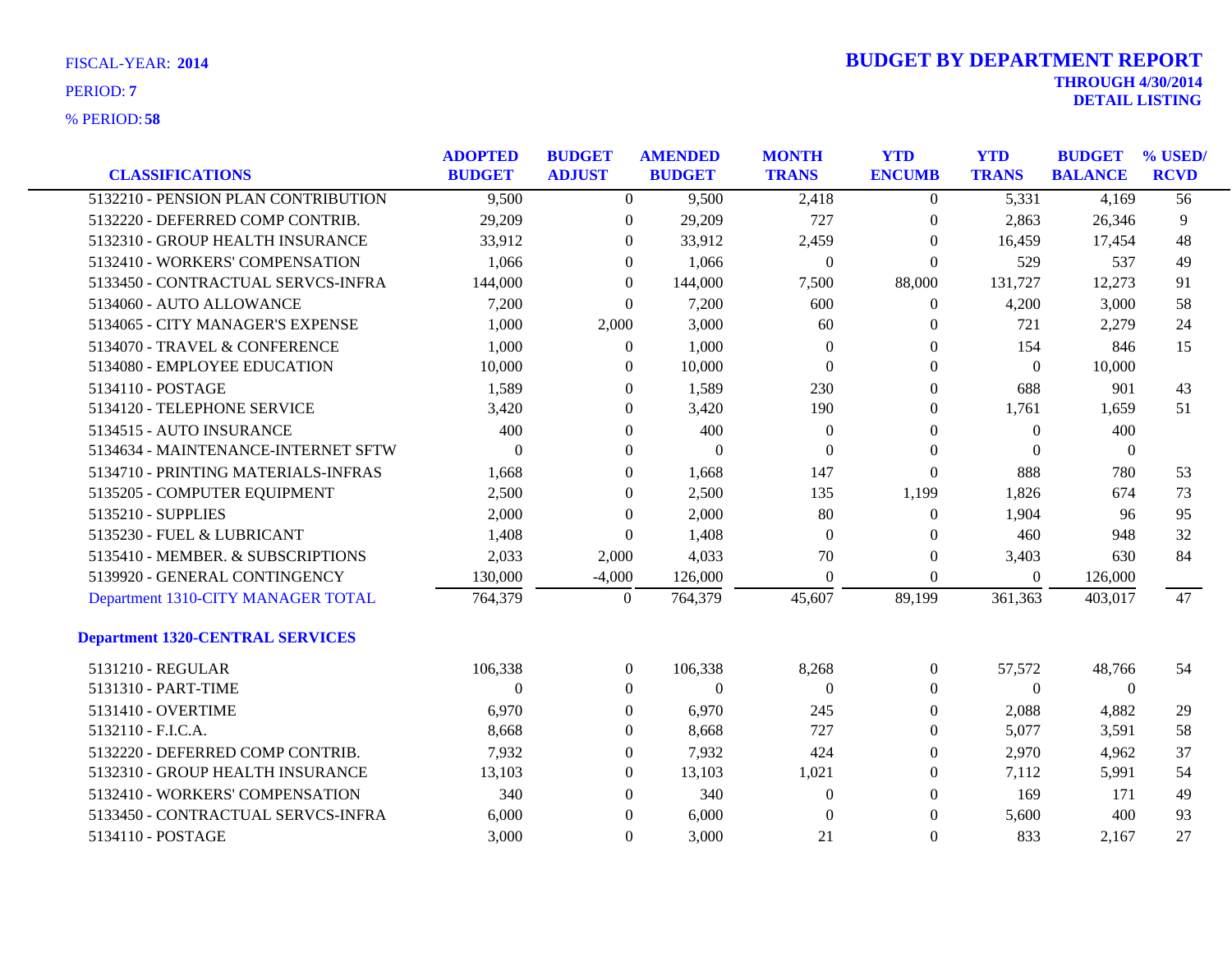FISCAL-YEAR: **2014**
PERIOD: **7**
% PERIOD: **58**

# BUDGET BY DEPARTMENT REPORT

**THROUGH 4/30/2014**
**DETAIL LISTING**

| CLASSIFICATIONS | ADOPTED BUDGET | BUDGET ADJUST | AMENDED BUDGET | MONTH TRANS | YTD ENCUMB | YTD TRANS | BUDGET BALANCE | % USED/ RCVD |
|---|---|---|---|---|---|---|---|---|
| 5132210 - PENSION PLAN CONTRIBUTION | 9,500 | 0 | 9,500 | 2,418 | 0 | 5,331 | 4,169 | 56 |
| 5132220 - DEFERRED COMP CONTRIB. | 29,209 | 0 | 29,209 | 727 | 0 | 2,863 | 26,346 | 9 |
| 5132310 - GROUP HEALTH INSURANCE | 33,912 | 0 | 33,912 | 2,459 | 0 | 16,459 | 17,454 | 48 |
| 5132410 - WORKERS' COMPENSATION | 1,066 | 0 | 1,066 | 0 | 0 | 529 | 537 | 49 |
| 5133450 - CONTRACTUAL SERVCS-INFRA | 144,000 | 0 | 144,000 | 7,500 | 88,000 | 131,727 | 12,273 | 91 |
| 5134060 - AUTO ALLOWANCE | 7,200 | 0 | 7,200 | 600 | 0 | 4,200 | 3,000 | 58 |
| 5134065 - CITY MANAGER'S EXPENSE | 1,000 | 2,000 | 3,000 | 60 | 0 | 721 | 2,279 | 24 |
| 5134070 - TRAVEL & CONFERENCE | 1,000 | 0 | 1,000 | 0 | 0 | 154 | 846 | 15 |
| 5134080 - EMPLOYEE EDUCATION | 10,000 | 0 | 10,000 | 0 | 0 | 0 | 10,000 | |
| 5134110 - POSTAGE | 1,589 | 0 | 1,589 | 230 | 0 | 688 | 901 | 43 |
| 5134120 - TELEPHONE SERVICE | 3,420 | 0 | 3,420 | 190 | 0 | 1,761 | 1,659 | 51 |
| 5134515 - AUTO INSURANCE | 400 | 0 | 400 | 0 | 0 | 0 | 400 | |
| 5134634 - MAINTENANCE-INTERNET SFTW | 0 | 0 | 0 | 0 | 0 | 0 | 0 | |
| 5134710 - PRINTING MATERIALS-INFRAS | 1,668 | 0 | 1,668 | 147 | 0 | 888 | 780 | 53 |
| 5135205 - COMPUTER EQUIPMENT | 2,500 | 0 | 2,500 | 135 | 1,199 | 1,826 | 674 | 73 |
| 5135210 - SUPPLIES | 2,000 | 0 | 2,000 | 80 | 0 | 1,904 | 96 | 95 |
| 5135230 - FUEL & LUBRICANT | 1,408 | 0 | 1,408 | 0 | 0 | 460 | 948 | 32 |
| 5135410 - MEMBER. & SUBSCRIPTIONS | 2,033 | 2,000 | 4,033 | 70 | 0 | 3,403 | 630 | 84 |
| 5139920 - GENERAL CONTINGENCY | 130,000 | -4,000 | 126,000 | 0 | 0 | 0 | 126,000 | |
| Department 1310-CITY MANAGER TOTAL | 764,379 | 0 | 764,379 | 45,607 | 89,199 | 361,363 | 403,017 | 47 |
| **Department 1320-CENTRAL SERVICES** | | | | | | | | |
| 5131210 - REGULAR | 106,338 | 0 | 106,338 | 8,268 | 0 | 57,572 | 48,766 | 54 |
| 5131310 - PART-TIME | 0 | 0 | 0 | 0 | 0 | 0 | 0 | |
| 5131410 - OVERTIME | 6,970 | 0 | 6,970 | 245 | 0 | 2,088 | 4,882 | 29 |
| 5132110 - F.I.C.A. | 8,668 | 0 | 8,668 | 727 | 0 | 5,077 | 3,591 | 58 |
| 5132220 - DEFERRED COMP CONTRIB. | 7,932 | 0 | 7,932 | 424 | 0 | 2,970 | 4,962 | 37 |
| 5132310 - GROUP HEALTH INSURANCE | 13,103 | 0 | 13,103 | 1,021 | 0 | 7,112 | 5,991 | 54 |
| 5132410 - WORKERS' COMPENSATION | 340 | 0 | 340 | 0 | 0 | 169 | 171 | 49 |
| 5133450 - CONTRACTUAL SERVCS-INFRA | 6,000 | 0 | 6,000 | 0 | 0 | 5,600 | 400 | 93 |
| 5134110 - POSTAGE | 3,000 | 0 | 3,000 | 21 | 0 | 833 | 2,167 | 27 |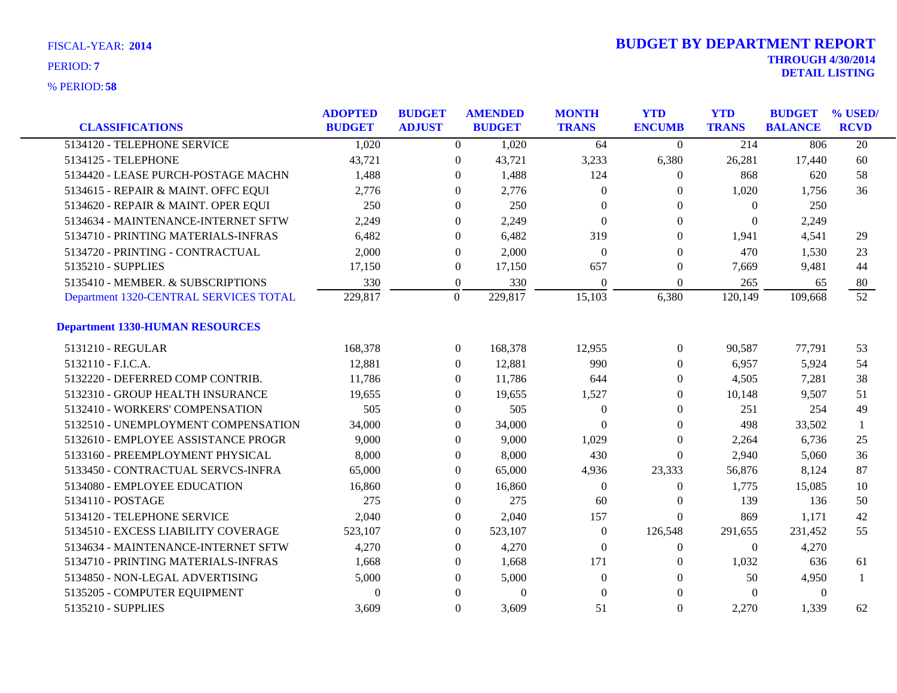FISCAL-YEAR: **2014**

PERIOD: **7**

% PERIOD: **58**

# BUDGET BY DEPARTMENT REPORT

**THROUGH 4/30/2014**

**DETAIL LISTING**

| CLASSIFICATIONS | ADOPTED BUDGET | BUDGET ADJUST | AMENDED BUDGET | MONTH TRANS | YTD ENCUMB | YTD TRANS | BUDGET BALANCE | % USED/ RCVD |
|---|---|---|---|---|---|---|---|---|
| 5134120 - TELEPHONE SERVICE | 1,020 | 0 | 1,020 | 64 | 0 | 214 | 806 | 20 |
| 5134125 - TELEPHONE | 43,721 | 0 | 43,721 | 3,233 | 6,380 | 26,281 | 17,440 | 60 |
| 5134420 - LEASE PURCH-POSTAGE MACHN | 1,488 | 0 | 1,488 | 124 | 0 | 868 | 620 | 58 |
| 5134615 - REPAIR & MAINT. OFFC EQUI | 2,776 | 0 | 2,776 | 0 | 0 | 1,020 | 1,756 | 36 |
| 5134620 - REPAIR & MAINT. OPER EQUI | 250 | 0 | 250 | 0 | 0 | 0 | 250 | |
| 5134634 - MAINTENANCE-INTERNET SFTW | 2,249 | 0 | 2,249 | 0 | 0 | 0 | 2,249 | |
| 5134710 - PRINTING MATERIALS-INFRAS | 6,482 | 0 | 6,482 | 319 | 0 | 1,941 | 4,541 | 29 |
| 5134720 - PRINTING - CONTRACTUAL | 2,000 | 0 | 2,000 | 0 | 0 | 470 | 1,530 | 23 |
| 5135210 - SUPPLIES | 17,150 | 0 | 17,150 | 657 | 0 | 7,669 | 9,481 | 44 |
| 5135410 - MEMBER. & SUBSCRIPTIONS | 330 | 0 | 330 | 0 | 0 | 265 | 65 | 80 |
| Department 1320-CENTRAL SERVICES TOTAL | 229,817 | 0 | 229,817 | 15,103 | 6,380 | 120,149 | 109,668 | 52 |
| **Department 1330-HUMAN RESOURCES** | | | | | | | | |
| 5131210 - REGULAR | 168,378 | 0 | 168,378 | 12,955 | 0 | 90,587 | 77,791 | 53 |
| 5132110 - F.I.C.A. | 12,881 | 0 | 12,881 | 990 | 0 | 6,957 | 5,924 | 54 |
| 5132220 - DEFERRED COMP CONTRIB. | 11,786 | 0 | 11,786 | 644 | 0 | 4,505 | 7,281 | 38 |
| 5132310 - GROUP HEALTH INSURANCE | 19,655 | 0 | 19,655 | 1,527 | 0 | 10,148 | 9,507 | 51 |
| 5132410 - WORKERS' COMPENSATION | 505 | 0 | 505 | 0 | 0 | 251 | 254 | 49 |
| 5132510 - UNEMPLOYMENT COMPENSATION | 34,000 | 0 | 34,000 | 0 | 0 | 498 | 33,502 | 1 |
| 5132610 - EMPLOYEE ASSISTANCE PROGR | 9,000 | 0 | 9,000 | 1,029 | 0 | 2,264 | 6,736 | 25 |
| 5133160 - PREEMPLOYMENT PHYSICAL | 8,000 | 0 | 8,000 | 430 | 0 | 2,940 | 5,060 | 36 |
| 5133450 - CONTRACTUAL SERVCS-INFRA | 65,000 | 0 | 65,000 | 4,936 | 23,333 | 56,876 | 8,124 | 87 |
| 5134080 - EMPLOYEE EDUCATION | 16,860 | 0 | 16,860 | 0 | 0 | 1,775 | 15,085 | 10 |
| 5134110 - POSTAGE | 275 | 0 | 275 | 60 | 0 | 139 | 136 | 50 |
| 5134120 - TELEPHONE SERVICE | 2,040 | 0 | 2,040 | 157 | 0 | 869 | 1,171 | 42 |
| 5134510 - EXCESS LIABILITY COVERAGE | 523,107 | 0 | 523,107 | 0 | 126,548 | 291,655 | 231,452 | 55 |
| 5134634 - MAINTENANCE-INTERNET SFTW | 4,270 | 0 | 4,270 | 0 | 0 | 0 | 4,270 | |
| 5134710 - PRINTING MATERIALS-INFRAS | 1,668 | 0 | 1,668 | 171 | 0 | 1,032 | 636 | 61 |
| 5134850 - NON-LEGAL ADVERTISING | 5,000 | 0 | 5,000 | 0 | 0 | 50 | 4,950 | 1 |
| 5135205 - COMPUTER EQUIPMENT | 0 | 0 | 0 | 0 | 0 | 0 | 0 | |
| 5135210 - SUPPLIES | 3,609 | 0 | 3,609 | 51 | 0 | 2,270 | 1,339 | 62 |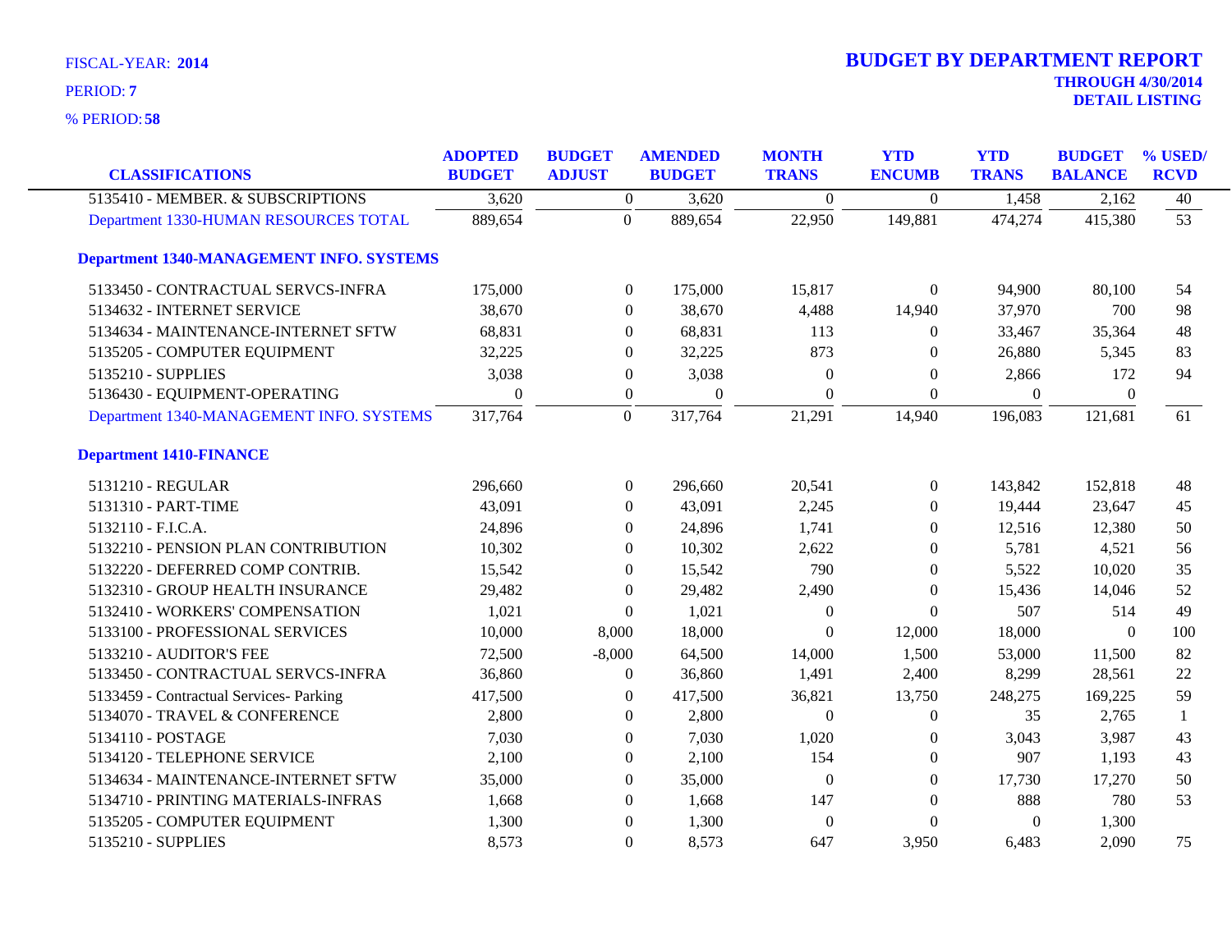FISCAL-YEAR: **2014**

PERIOD: **7**

% PERIOD: **58**

# BUDGET BY DEPARTMENT REPORT

**THROUGH 4/30/2014**

**DETAIL LISTING**

| CLASSIFICATIONS | ADOPTED BUDGET | BUDGET ADJUST | AMENDED BUDGET | MONTH TRANS | YTD ENCUMB | YTD TRANS | BUDGET BALANCE | % USED/ RCVD |
|---|---|---|---|---|---|---|---|---|
| 5135410 - MEMBER. & SUBSCRIPTIONS | 3,620 | 0 | 3,620 | 0 | 0 | 1,458 | 2,162 | 40 |
| Department 1330-HUMAN RESOURCES TOTAL | 889,654 | 0 | 889,654 | 22,950 | 149,881 | 474,274 | 415,380 | 53 |
| **Department 1340-MANAGEMENT INFO. SYSTEMS** | | | | | | | | |
| 5133450 - CONTRACTUAL SERVCS-INFRA | 175,000 | 0 | 175,000 | 15,817 | 0 | 94,900 | 80,100 | 54 |
| 5134632 - INTERNET SERVICE | 38,670 | 0 | 38,670 | 4,488 | 14,940 | 37,970 | 700 | 98 |
| 5134634 - MAINTENANCE-INTERNET SFTW | 68,831 | 0 | 68,831 | 113 | 0 | 33,467 | 35,364 | 48 |
| 5135205 - COMPUTER EQUIPMENT | 32,225 | 0 | 32,225 | 873 | 0 | 26,880 | 5,345 | 83 |
| 5135210 - SUPPLIES | 3,038 | 0 | 3,038 | 0 | 0 | 2,866 | 172 | 94 |
| 5136430 - EQUIPMENT-OPERATING | 0 | 0 | 0 | 0 | 0 | 0 | 0 | |
| Department 1340-MANAGEMENT INFO. SYSTEMS | 317,764 | 0 | 317,764 | 21,291 | 14,940 | 196,083 | 121,681 | 61 |
| **Department 1410-FINANCE** | | | | | | | | |
| 5131210 - REGULAR | 296,660 | 0 | 296,660 | 20,541 | 0 | 143,842 | 152,818 | 48 |
| 5131310 - PART-TIME | 43,091 | 0 | 43,091 | 2,245 | 0 | 19,444 | 23,647 | 45 |
| 5132110 - F.I.C.A. | 24,896 | 0 | 24,896 | 1,741 | 0 | 12,516 | 12,380 | 50 |
| 5132210 - PENSION PLAN CONTRIBUTION | 10,302 | 0 | 10,302 | 2,622 | 0 | 5,781 | 4,521 | 56 |
| 5132220 - DEFERRED COMP CONTRIB. | 15,542 | 0 | 15,542 | 790 | 0 | 5,522 | 10,020 | 35 |
| 5132310 - GROUP HEALTH INSURANCE | 29,482 | 0 | 29,482 | 2,490 | 0 | 15,436 | 14,046 | 52 |
| 5132410 - WORKERS' COMPENSATION | 1,021 | 0 | 1,021 | 0 | 0 | 507 | 514 | 49 |
| 5133100 - PROFESSIONAL SERVICES | 10,000 | 8,000 | 18,000 | 0 | 12,000 | 18,000 | 0 | 100 |
| 5133210 - AUDITOR'S FEE | 72,500 | -8,000 | 64,500 | 14,000 | 1,500 | 53,000 | 11,500 | 82 |
| 5133450 - CONTRACTUAL SERVCS-INFRA | 36,860 | 0 | 36,860 | 1,491 | 2,400 | 8,299 | 28,561 | 22 |
| 5133459 - Contractual Services- Parking | 417,500 | 0 | 417,500 | 36,821 | 13,750 | 248,275 | 169,225 | 59 |
| 5134070 - TRAVEL & CONFERENCE | 2,800 | 0 | 2,800 | 0 | 0 | 35 | 2,765 | 1 |
| 5134110 - POSTAGE | 7,030 | 0 | 7,030 | 1,020 | 0 | 3,043 | 3,987 | 43 |
| 5134120 - TELEPHONE SERVICE | 2,100 | 0 | 2,100 | 154 | 0 | 907 | 1,193 | 43 |
| 5134634 - MAINTENANCE-INTERNET SFTW | 35,000 | 0 | 35,000 | 0 | 0 | 17,730 | 17,270 | 50 |
| 5134710 - PRINTING MATERIALS-INFRAS | 1,668 | 0 | 1,668 | 147 | 0 | 888 | 780 | 53 |
| 5135205 - COMPUTER EQUIPMENT | 1,300 | 0 | 1,300 | 0 | 0 | 0 | 1,300 | |
| 5135210 - SUPPLIES | 8,573 | 0 | 8,573 | 647 | 3,950 | 6,483 | 2,090 | 75 |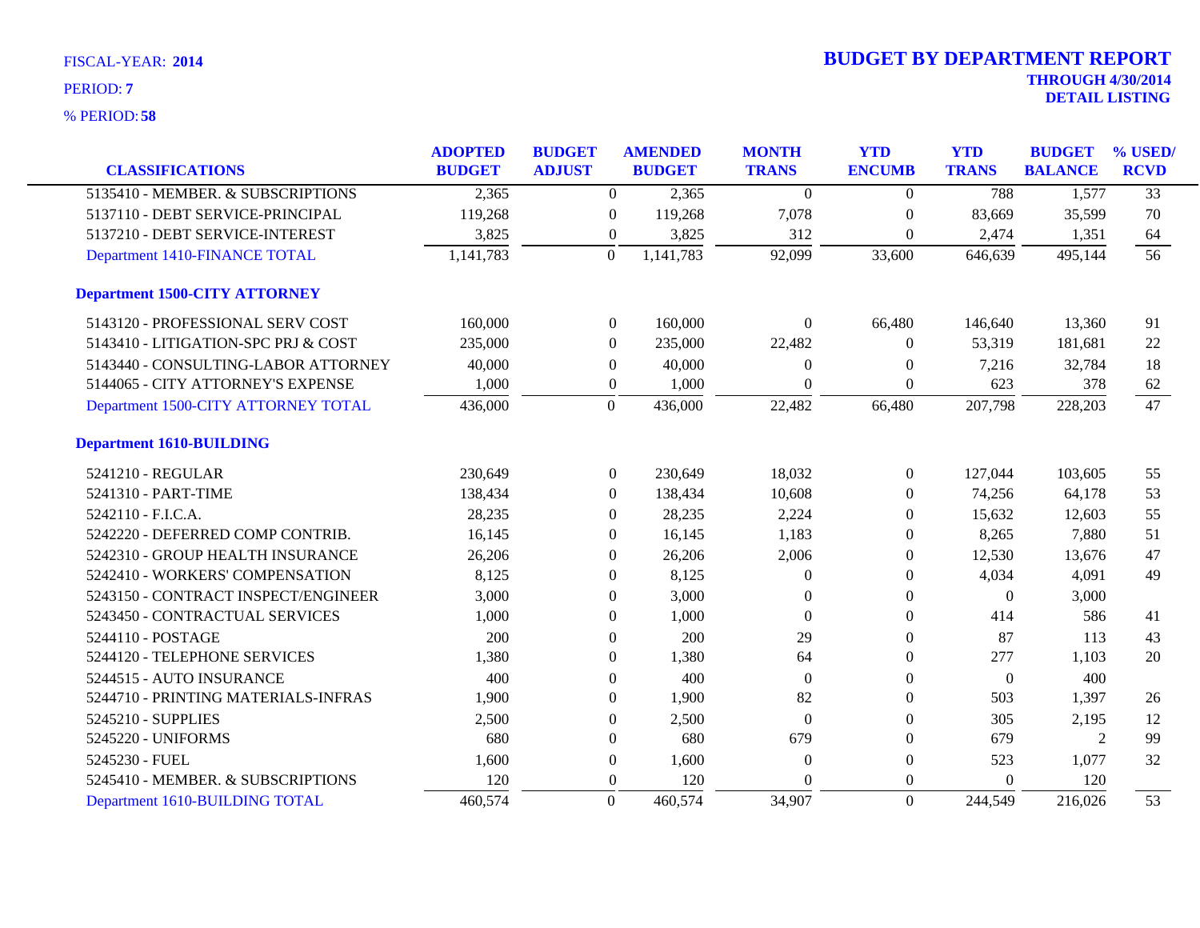FISCAL-YEAR: **2014**

PERIOD: **7**

% PERIOD: **58**

# BUDGET BY DEPARTMENT REPORT

**THROUGH 4/30/2014**

**DETAIL LISTING**

| CLASSIFICATIONS | ADOPTED BUDGET | BUDGET ADJUST | AMENDED BUDGET | MONTH TRANS | YTD ENCUMB | YTD TRANS | BUDGET BALANCE | % USED/ RCVD |
|---|---|---|---|---|---|---|---|---|
| 5135410 - MEMBER. & SUBSCRIPTIONS | 2,365 | 0 | 2,365 | 0 | 0 | 788 | 1,577 | 33 |
| 5137110 - DEBT SERVICE-PRINCIPAL | 119,268 | 0 | 119,268 | 7,078 | 0 | 83,669 | 35,599 | 70 |
| 5137210 - DEBT SERVICE-INTEREST | 3,825 | 0 | 3,825 | 312 | 0 | 2,474 | 1,351 | 64 |
| Department 1410-FINANCE TOTAL | 1,141,783 | 0 | 1,141,783 | 92,099 | 33,600 | 646,639 | 495,144 | 56 |
| **Department 1500-CITY ATTORNEY** | | | | | | | | |
| 5143120 - PROFESSIONAL SERV COST | 160,000 | 0 | 160,000 | 0 | 66,480 | 146,640 | 13,360 | 91 |
| 5143410 - LITIGATION-SPC PRJ & COST | 235,000 | 0 | 235,000 | 22,482 | 0 | 53,319 | 181,681 | 22 |
| 5143440 - CONSULTING-LABOR ATTORNEY | 40,000 | 0 | 40,000 | 0 | 0 | 7,216 | 32,784 | 18 |
| 5144065 - CITY ATTORNEY'S EXPENSE | 1,000 | 0 | 1,000 | 0 | 0 | 623 | 378 | 62 |
| Department 1500-CITY ATTORNEY TOTAL | 436,000 | 0 | 436,000 | 22,482 | 66,480 | 207,798 | 228,203 | 47 |
| **Department 1610-BUILDING** | | | | | | | | |
| 5241210 - REGULAR | 230,649 | 0 | 230,649 | 18,032 | 0 | 127,044 | 103,605 | 55 |
| 5241310 - PART-TIME | 138,434 | 0 | 138,434 | 10,608 | 0 | 74,256 | 64,178 | 53 |
| 5242110 - F.I.C.A. | 28,235 | 0 | 28,235 | 2,224 | 0 | 15,632 | 12,603 | 55 |
| 5242220 - DEFERRED COMP CONTRIB. | 16,145 | 0 | 16,145 | 1,183 | 0 | 8,265 | 7,880 | 51 |
| 5242310 - GROUP HEALTH INSURANCE | 26,206 | 0 | 26,206 | 2,006 | 0 | 12,530 | 13,676 | 47 |
| 5242410 - WORKERS' COMPENSATION | 8,125 | 0 | 8,125 | 0 | 0 | 4,034 | 4,091 | 49 |
| 5243150 - CONTRACT INSPECT/ENGINEER | 3,000 | 0 | 3,000 | 0 | 0 | 0 | 3,000 | |
| 5243450 - CONTRACTUAL SERVICES | 1,000 | 0 | 1,000 | 0 | 0 | 414 | 586 | 41 |
| 5244110 - POSTAGE | 200 | 0 | 200 | 29 | 0 | 87 | 113 | 43 |
| 5244120 - TELEPHONE SERVICES | 1,380 | 0 | 1,380 | 64 | 0 | 277 | 1,103 | 20 |
| 5244515 - AUTO INSURANCE | 400 | 0 | 400 | 0 | 0 | 0 | 400 | |
| 5244710 - PRINTING MATERIALS-INFRAS | 1,900 | 0 | 1,900 | 82 | 0 | 503 | 1,397 | 26 |
| 5245210 - SUPPLIES | 2,500 | 0 | 2,500 | 0 | 0 | 305 | 2,195 | 12 |
| 5245220 - UNIFORMS | 680 | 0 | 680 | 679 | 0 | 679 | 2 | 99 |
| 5245230 - FUEL | 1,600 | 0 | 1,600 | 0 | 0 | 523 | 1,077 | 32 |
| 5245410 - MEMBER. & SUBSCRIPTIONS | 120 | 0 | 120 | 0 | 0 | 0 | 120 | |
| Department 1610-BUILDING TOTAL | 460,574 | 0 | 460,574 | 34,907 | 0 | 244,549 | 216,026 | 53 |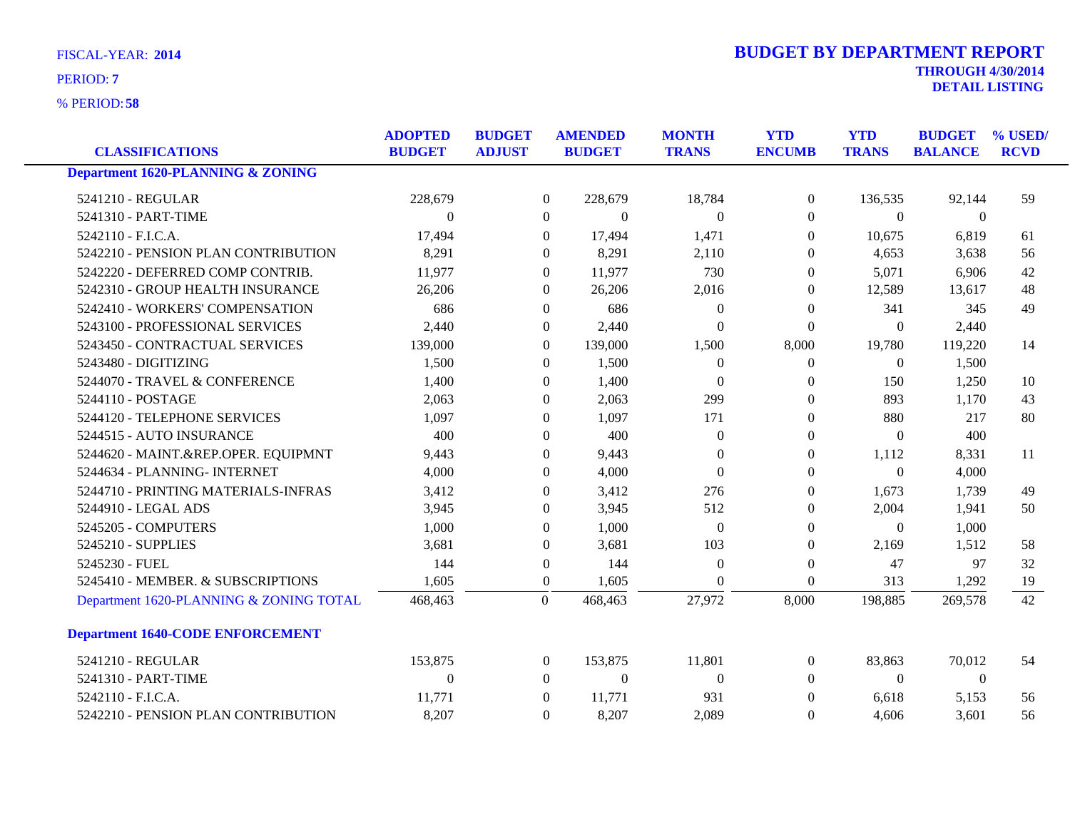FISCAL-YEAR: **2014**

PERIOD: **7**

% PERIOD: **58**

## BUDGET BY DEPARTMENT REPORT

**THROUGH 4/30/2014**

**DETAIL LISTING**

| CLASSIFICATIONS | ADOPTED BUDGET | BUDGET ADJUST | AMENDED BUDGET | MONTH TRANS | YTD ENCUMB | YTD TRANS | BUDGET BALANCE | % USED/ RCVD |
|---|---|---|---|---|---|---|---|---|
| **Department 1620-PLANNING & ZONING** | | | | | | | | |
| 5241210 - REGULAR | 228,679 | 0 | 228,679 | 18,784 | 0 | 136,535 | 92,144 | 59 |
| 5241310 - PART-TIME | 0 | 0 | 0 | 0 | 0 | 0 | 0 | |
| 5242110 - F.I.C.A. | 17,494 | 0 | 17,494 | 1,471 | 0 | 10,675 | 6,819 | 61 |
| 5242210 - PENSION PLAN CONTRIBUTION | 8,291 | 0 | 8,291 | 2,110 | 0 | 4,653 | 3,638 | 56 |
| 5242220 - DEFERRED COMP CONTRIB. | 11,977 | 0 | 11,977 | 730 | 0 | 5,071 | 6,906 | 42 |
| 5242310 - GROUP HEALTH INSURANCE | 26,206 | 0 | 26,206 | 2,016 | 0 | 12,589 | 13,617 | 48 |
| 5242410 - WORKERS' COMPENSATION | 686 | 0 | 686 | 0 | 0 | 341 | 345 | 49 |
| 5243100 - PROFESSIONAL SERVICES | 2,440 | 0 | 2,440 | 0 | 0 | 0 | 2,440 | |
| 5243450 - CONTRACTUAL SERVICES | 139,000 | 0 | 139,000 | 1,500 | 8,000 | 19,780 | 119,220 | 14 |
| 5243480 - DIGITIZING | 1,500 | 0 | 1,500 | 0 | 0 | 0 | 1,500 | |
| 5244070 - TRAVEL & CONFERENCE | 1,400 | 0 | 1,400 | 0 | 0 | 150 | 1,250 | 10 |
| 5244110 - POSTAGE | 2,063 | 0 | 2,063 | 299 | 0 | 893 | 1,170 | 43 |
| 5244120 - TELEPHONE SERVICES | 1,097 | 0 | 1,097 | 171 | 0 | 880 | 217 | 80 |
| 5244515 - AUTO INSURANCE | 400 | 0 | 400 | 0 | 0 | 0 | 400 | |
| 5244620 - MAINT.&REP.OPER. EQUIPMNT | 9,443 | 0 | 9,443 | 0 | 0 | 1,112 | 8,331 | 11 |
| 5244634 - PLANNING- INTERNET | 4,000 | 0 | 4,000 | 0 | 0 | 0 | 4,000 | |
| 5244710 - PRINTING MATERIALS-INFRAS | 3,412 | 0 | 3,412 | 276 | 0 | 1,673 | 1,739 | 49 |
| 5244910 - LEGAL ADS | 3,945 | 0 | 3,945 | 512 | 0 | 2,004 | 1,941 | 50 |
| 5245205 - COMPUTERS | 1,000 | 0 | 1,000 | 0 | 0 | 0 | 1,000 | |
| 5245210 - SUPPLIES | 3,681 | 0 | 3,681 | 103 | 0 | 2,169 | 1,512 | 58 |
| 5245230 - FUEL | 144 | 0 | 144 | 0 | 0 | 47 | 97 | 32 |
| 5245410 - MEMBER. & SUBSCRIPTIONS | 1,605 | 0 | 1,605 | 0 | 0 | 313 | 1,292 | 19 |
| Department 1620-PLANNING & ZONING TOTAL | 468,463 | 0 | 468,463 | 27,972 | 8,000 | 198,885 | 269,578 | 42 |
| **Department 1640-CODE ENFORCEMENT** | | | | | | | | |
| 5241210 - REGULAR | 153,875 | 0 | 153,875 | 11,801 | 0 | 83,863 | 70,012 | 54 |
| 5241310 - PART-TIME | 0 | 0 | 0 | 0 | 0 | 0 | 0 | |
| 5242110 - F.I.C.A. | 11,771 | 0 | 11,771 | 931 | 0 | 6,618 | 5,153 | 56 |
| 5242210 - PENSION PLAN CONTRIBUTION | 8,207 | 0 | 8,207 | 2,089 | 0 | 4,606 | 3,601 | 56 |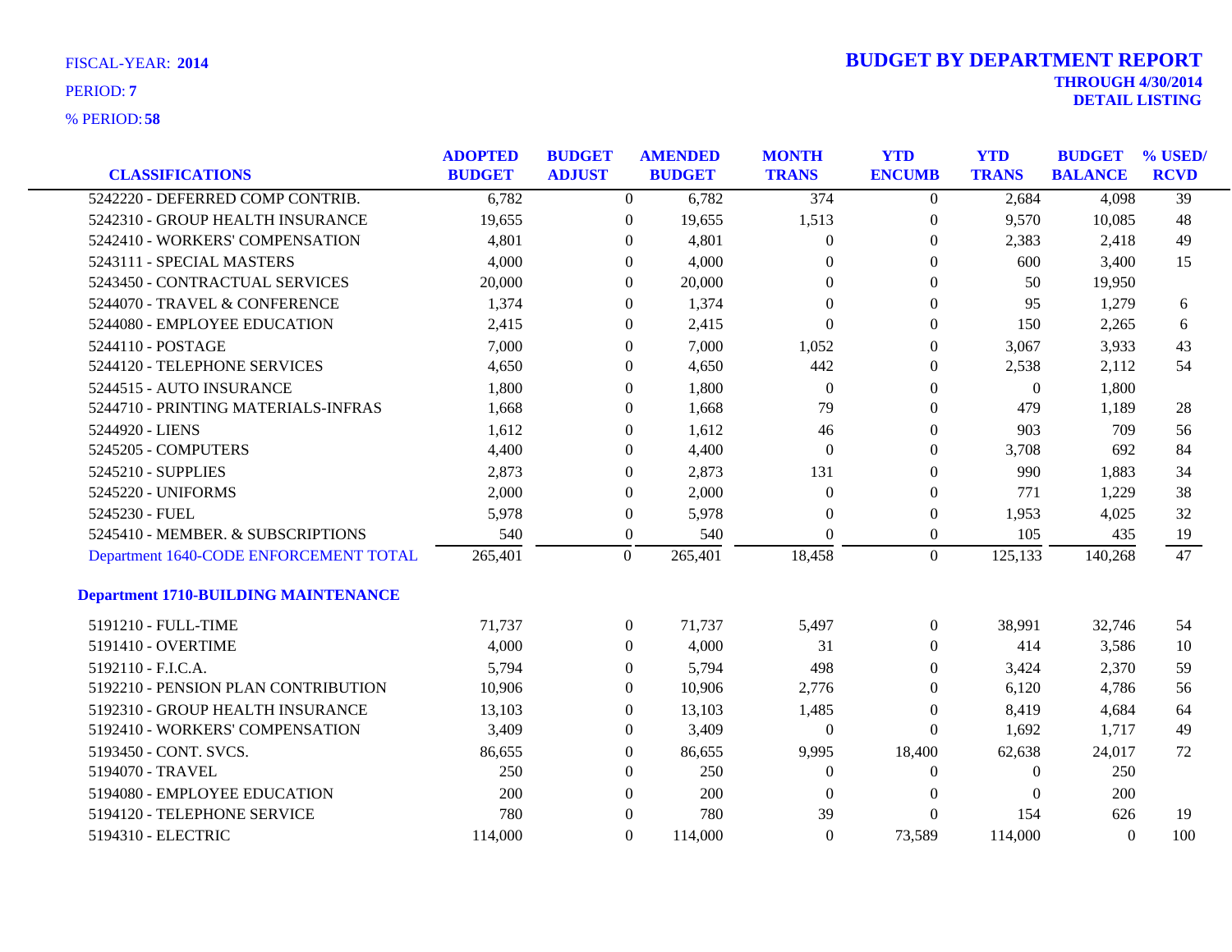FISCAL-YEAR: **2014**

PERIOD: **7**

% PERIOD: **58**

# BUDGET BY DEPARTMENT REPORT

**THROUGH 4/30/2014**
**DETAIL LISTING**

| CLASSIFICATIONS | ADOPTED BUDGET | BUDGET ADJUST | AMENDED BUDGET | MONTH TRANS | YTD ENCUMB | YTD TRANS | BUDGET BALANCE | % USED/ RCVD |
|---|---|---|---|---|---|---|---|---|
| 5242220 - DEFERRED COMP CONTRIB. | 6,782 | 0 | 6,782 | 374 | 0 | 2,684 | 4,098 | 39 |
| 5242310 - GROUP HEALTH INSURANCE | 19,655 | 0 | 19,655 | 1,513 | 0 | 9,570 | 10,085 | 48 |
| 5242410 - WORKERS' COMPENSATION | 4,801 | 0 | 4,801 | 0 | 0 | 2,383 | 2,418 | 49 |
| 5243111 - SPECIAL MASTERS | 4,000 | 0 | 4,000 | 0 | 0 | 600 | 3,400 | 15 |
| 5243450 - CONTRACTUAL SERVICES | 20,000 | 0 | 20,000 | 0 | 0 | 50 | 19,950 | |
| 5244070 - TRAVEL & CONFERENCE | 1,374 | 0 | 1,374 | 0 | 0 | 95 | 1,279 | 6 |
| 5244080 - EMPLOYEE EDUCATION | 2,415 | 0 | 2,415 | 0 | 0 | 150 | 2,265 | 6 |
| 5244110 - POSTAGE | 7,000 | 0 | 7,000 | 1,052 | 0 | 3,067 | 3,933 | 43 |
| 5244120 - TELEPHONE SERVICES | 4,650 | 0 | 4,650 | 442 | 0 | 2,538 | 2,112 | 54 |
| 5244515 - AUTO INSURANCE | 1,800 | 0 | 1,800 | 0 | 0 | 0 | 1,800 | |
| 5244710 - PRINTING MATERIALS-INFRAS | 1,668 | 0 | 1,668 | 79 | 0 | 479 | 1,189 | 28 |
| 5244920 - LIENS | 1,612 | 0 | 1,612 | 46 | 0 | 903 | 709 | 56 |
| 5245205 - COMPUTERS | 4,400 | 0 | 4,400 | 0 | 0 | 3,708 | 692 | 84 |
| 5245210 - SUPPLIES | 2,873 | 0 | 2,873 | 131 | 0 | 990 | 1,883 | 34 |
| 5245220 - UNIFORMS | 2,000 | 0 | 2,000 | 0 | 0 | 771 | 1,229 | 38 |
| 5245230 - FUEL | 5,978 | 0 | 5,978 | 0 | 0 | 1,953 | 4,025 | 32 |
| 5245410 - MEMBER. & SUBSCRIPTIONS | 540 | 0 | 540 | 0 | 0 | 105 | 435 | 19 |
| Department 1640-CODE ENFORCEMENT TOTAL | 265,401 | 0 | 265,401 | 18,458 | 0 | 125,133 | 140,268 | 47 |
| **Department 1710-BUILDING MAINTENANCE** | | | | | | | | |
| 5191210 - FULL-TIME | 71,737 | 0 | 71,737 | 5,497 | 0 | 38,991 | 32,746 | 54 |
| 5191410 - OVERTIME | 4,000 | 0 | 4,000 | 31 | 0 | 414 | 3,586 | 10 |
| 5192110 - F.I.C.A. | 5,794 | 0 | 5,794 | 498 | 0 | 3,424 | 2,370 | 59 |
| 5192210 - PENSION PLAN CONTRIBUTION | 10,906 | 0 | 10,906 | 2,776 | 0 | 6,120 | 4,786 | 56 |
| 5192310 - GROUP HEALTH INSURANCE | 13,103 | 0 | 13,103 | 1,485 | 0 | 8,419 | 4,684 | 64 |
| 5192410 - WORKERS' COMPENSATION | 3,409 | 0 | 3,409 | 0 | 0 | 1,692 | 1,717 | 49 |
| 5193450 - CONT. SVCS. | 86,655 | 0 | 86,655 | 9,995 | 18,400 | 62,638 | 24,017 | 72 |
| 5194070 - TRAVEL | 250 | 0 | 250 | 0 | 0 | 0 | 250 | |
| 5194080 - EMPLOYEE EDUCATION | 200 | 0 | 200 | 0 | 0 | 0 | 200 | |
| 5194120 - TELEPHONE SERVICE | 780 | 0 | 780 | 39 | 0 | 154 | 626 | 19 |
| 5194310 - ELECTRIC | 114,000 | 0 | 114,000 | 0 | 73,589 | 114,000 | 0 | 100 |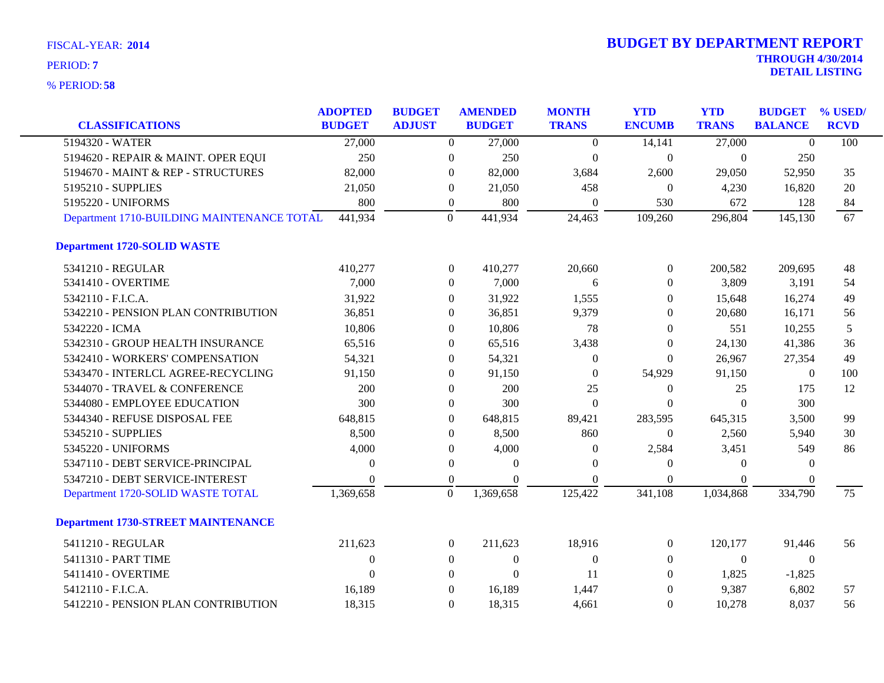FISCAL-YEAR: **2014**

PERIOD: **7**

% PERIOD: **58**

# BUDGET BY DEPARTMENT REPORT

**THROUGH 4/30/2014**

**DETAIL LISTING**

| CLASSIFICATIONS | ADOPTED BUDGET | BUDGET ADJUST | AMENDED BUDGET | MONTH TRANS | YTD ENCUMB | YTD TRANS | BUDGET BALANCE | % USED/ RCVD |
|---|---|---|---|---|---|---|---|---|
| 5194320 - WATER | 27,000 | 0 | 27,000 | 0 | 14,141 | 27,000 | 0 | 100 |
| 5194620 - REPAIR & MAINT. OPER EQUI | 250 | 0 | 250 | 0 | 0 | 0 | 250 | |
| 5194670 - MAINT & REP - STRUCTURES | 82,000 | 0 | 82,000 | 3,684 | 2,600 | 29,050 | 52,950 | 35 |
| 5195210 - SUPPLIES | 21,050 | 0 | 21,050 | 458 | 0 | 4,230 | 16,820 | 20 |
| 5195220 - UNIFORMS | 800 | 0 | 800 | 0 | 530 | 672 | 128 | 84 |
| Department 1710-BUILDING MAINTENANCE TOTAL | 441,934 | 0 | 441,934 | 24,463 | 109,260 | 296,804 | 145,130 | 67 |
| **Department 1720-SOLID WASTE** | | | | | | | | |
| 5341210 - REGULAR | 410,277 | 0 | 410,277 | 20,660 | 0 | 200,582 | 209,695 | 48 |
| 5341410 - OVERTIME | 7,000 | 0 | 7,000 | 6 | 0 | 3,809 | 3,191 | 54 |
| 5342110 - F.I.C.A. | 31,922 | 0 | 31,922 | 1,555 | 0 | 15,648 | 16,274 | 49 |
| 5342210 - PENSION PLAN CONTRIBUTION | 36,851 | 0 | 36,851 | 9,379 | 0 | 20,680 | 16,171 | 56 |
| 5342220 - ICMA | 10,806 | 0 | 10,806 | 78 | 0 | 551 | 10,255 | 5 |
| 5342310 - GROUP HEALTH INSURANCE | 65,516 | 0 | 65,516 | 3,438 | 0 | 24,130 | 41,386 | 36 |
| 5342410 - WORKERS' COMPENSATION | 54,321 | 0 | 54,321 | 0 | 0 | 26,967 | 27,354 | 49 |
| 5343470 - INTERLCL AGREE-RECYCLING | 91,150 | 0 | 91,150 | 0 | 54,929 | 91,150 | 0 | 100 |
| 5344070 - TRAVEL & CONFERENCE | 200 | 0 | 200 | 25 | 0 | 25 | 175 | 12 |
| 5344080 - EMPLOYEE EDUCATION | 300 | 0 | 300 | 0 | 0 | 0 | 300 | |
| 5344340 - REFUSE DISPOSAL FEE | 648,815 | 0 | 648,815 | 89,421 | 283,595 | 645,315 | 3,500 | 99 |
| 5345210 - SUPPLIES | 8,500 | 0 | 8,500 | 860 | 0 | 2,560 | 5,940 | 30 |
| 5345220 - UNIFORMS | 4,000 | 0 | 4,000 | 0 | 2,584 | 3,451 | 549 | 86 |
| 5347110 - DEBT SERVICE-PRINCIPAL | 0 | 0 | 0 | 0 | 0 | 0 | 0 | |
| 5347210 - DEBT SERVICE-INTEREST | 0 | 0 | 0 | 0 | 0 | 0 | 0 | |
| Department 1720-SOLID WASTE TOTAL | 1,369,658 | 0 | 1,369,658 | 125,422 | 341,108 | 1,034,868 | 334,790 | 75 |
| **Department 1730-STREET MAINTENANCE** | | | | | | | | |
| 5411210 - REGULAR | 211,623 | 0 | 211,623 | 18,916 | 0 | 120,177 | 91,446 | 56 |
| 5411310 - PART TIME | 0 | 0 | 0 | 0 | 0 | 0 | 0 | |
| 5411410 - OVERTIME | 0 | 0 | 0 | 11 | 0 | 1,825 | -1,825 | |
| 5412110 - F.I.C.A. | 16,189 | 0 | 16,189 | 1,447 | 0 | 9,387 | 6,802 | 57 |
| 5412210 - PENSION PLAN CONTRIBUTION | 18,315 | 0 | 18,315 | 4,661 | 0 | 10,278 | 8,037 | 56 |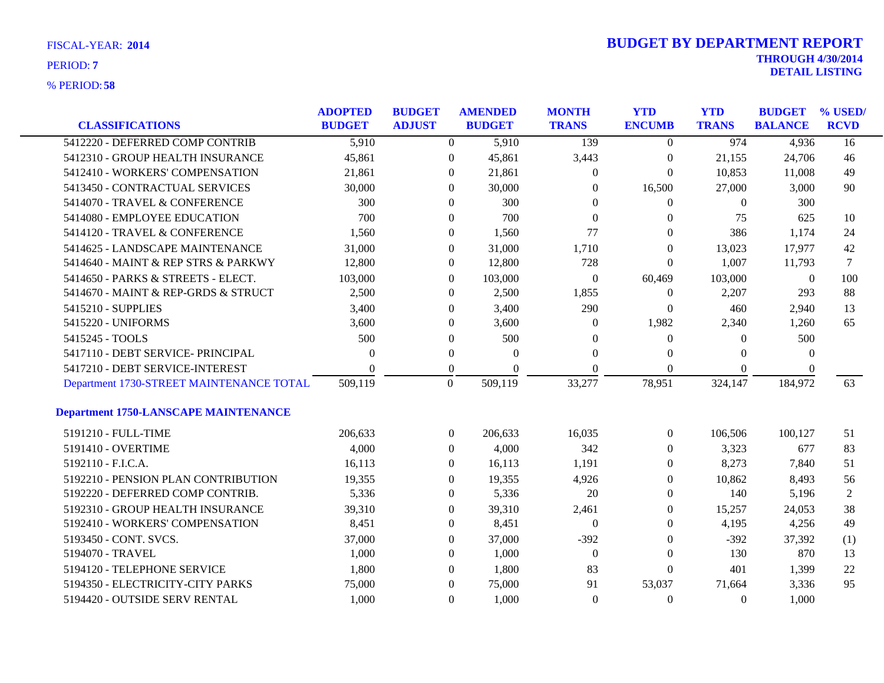FISCAL-YEAR: **2014**

PERIOD: **7**

% PERIOD: **58**

## BUDGET BY DEPARTMENT REPORT

**THROUGH 4/30/2014**
**DETAIL LISTING**

| CLASSIFICATIONS | ADOPTED BUDGET | BUDGET ADJUST | AMENDED BUDGET | MONTH TRANS | YTD ENCUMB | YTD TRANS | BUDGET BALANCE | % USED/ RCVD |
|---|---|---|---|---|---|---|---|---|
| 5412220 - DEFERRED COMP CONTRIB | 5,910 | 0 | 5,910 | 139 | 0 | 974 | 4,936 | 16 |
| 5412310 - GROUP HEALTH INSURANCE | 45,861 | 0 | 45,861 | 3,443 | 0 | 21,155 | 24,706 | 46 |
| 5412410 - WORKERS' COMPENSATION | 21,861 | 0 | 21,861 | 0 | 0 | 10,853 | 11,008 | 49 |
| 5413450 - CONTRACTUAL SERVICES | 30,000 | 0 | 30,000 | 0 | 16,500 | 27,000 | 3,000 | 90 |
| 5414070 - TRAVEL & CONFERENCE | 300 | 0 | 300 | 0 | 0 | 0 | 300 | |
| 5414080 - EMPLOYEE EDUCATION | 700 | 0 | 700 | 0 | 0 | 75 | 625 | 10 |
| 5414120 - TRAVEL & CONFERENCE | 1,560 | 0 | 1,560 | 77 | 0 | 386 | 1,174 | 24 |
| 5414625 - LANDSCAPE MAINTENANCE | 31,000 | 0 | 31,000 | 1,710 | 0 | 13,023 | 17,977 | 42 |
| 5414640 - MAINT & REP STRS & PARKWY | 12,800 | 0 | 12,800 | 728 | 0 | 1,007 | 11,793 | 7 |
| 5414650 - PARKS & STREETS - ELECT. | 103,000 | 0 | 103,000 | 0 | 60,469 | 103,000 | 0 | 100 |
| 5414670 - MAINT & REP-GRDS & STRUCT | 2,500 | 0 | 2,500 | 1,855 | 0 | 2,207 | 293 | 88 |
| 5415210 - SUPPLIES | 3,400 | 0 | 3,400 | 290 | 0 | 460 | 2,940 | 13 |
| 5415220 - UNIFORMS | 3,600 | 0 | 3,600 | 0 | 1,982 | 2,340 | 1,260 | 65 |
| 5415245 - TOOLS | 500 | 0 | 500 | 0 | 0 | 0 | 500 | |
| 5417110 - DEBT SERVICE- PRINCIPAL | 0 | 0 | 0 | 0 | 0 | 0 | 0 | |
| 5417210 - DEBT SERVICE-INTEREST | 0 | 0 | 0 | 0 | 0 | 0 | 0 | |
| Department 1730-STREET MAINTENANCE TOTAL | 509,119 | 0 | 509,119 | 33,277 | 78,951 | 324,147 | 184,972 | 63 |

### Department 1750-LANSCAPE MAINTENANCE

| CLASSIFICATIONS | ADOPTED BUDGET | BUDGET ADJUST | AMENDED BUDGET | MONTH TRANS | YTD ENCUMB | YTD TRANS | BUDGET BALANCE | % USED/ RCVD |
|---|---|---|---|---|---|---|---|---|
| 5191210 - FULL-TIME | 206,633 | 0 | 206,633 | 16,035 | 0 | 106,506 | 100,127 | 51 |
| 5191410 - OVERTIME | 4,000 | 0 | 4,000 | 342 | 0 | 3,323 | 677 | 83 |
| 5192110 - F.I.C.A. | 16,113 | 0 | 16,113 | 1,191 | 0 | 8,273 | 7,840 | 51 |
| 5192210 - PENSION PLAN CONTRIBUTION | 19,355 | 0 | 19,355 | 4,926 | 0 | 10,862 | 8,493 | 56 |
| 5192220 - DEFERRED COMP CONTRIB. | 5,336 | 0 | 5,336 | 20 | 0 | 140 | 5,196 | 2 |
| 5192310 - GROUP HEALTH INSURANCE | 39,310 | 0 | 39,310 | 2,461 | 0 | 15,257 | 24,053 | 38 |
| 5192410 - WORKERS' COMPENSATION | 8,451 | 0 | 8,451 | 0 | 0 | 4,195 | 4,256 | 49 |
| 5193450 - CONT. SVCS. | 37,000 | 0 | 37,000 | -392 | 0 | -392 | 37,392 | (1) |
| 5194070 - TRAVEL | 1,000 | 0 | 1,000 | 0 | 0 | 130 | 870 | 13 |
| 5194120 - TELEPHONE SERVICE | 1,800 | 0 | 1,800 | 83 | 0 | 401 | 1,399 | 22 |
| 5194350 - ELECTRICITY-CITY PARKS | 75,000 | 0 | 75,000 | 91 | 53,037 | 71,664 | 3,336 | 95 |
| 5194420 - OUTSIDE SERV RENTAL | 1,000 | 0 | 1,000 | 0 | 0 | 0 | 1,000 | |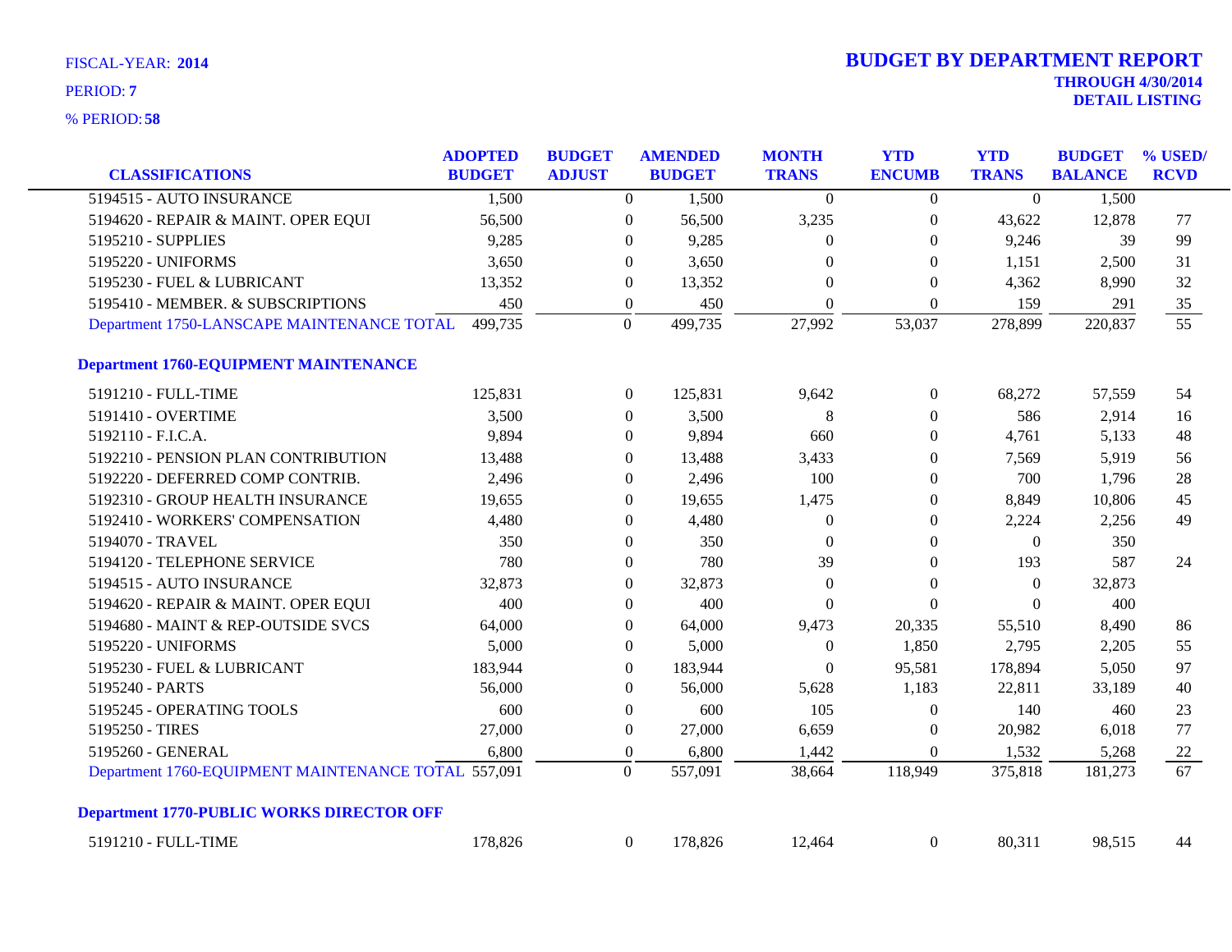FISCAL-YEAR: **2014**

PERIOD: **7**

% PERIOD: **58**

# BUDGET BY DEPARTMENT REPORT

**THROUGH 4/30/2014**
**DETAIL LISTING**

| CLASSIFICATIONS | ADOPTED BUDGET | BUDGET ADJUST | AMENDED BUDGET | MONTH TRANS | YTD ENCUMB | YTD TRANS | BUDGET BALANCE | % USED/ RCVD |
|---|---|---|---|---|---|---|---|---|
| 5194515 - AUTO INSURANCE | 1,500 | 0 | 1,500 | 0 | 0 | 0 | 1,500 | |
| 5194620 - REPAIR & MAINT. OPER EQUI | 56,500 | 0 | 56,500 | 3,235 | 0 | 43,622 | 12,878 | 77 |
| 5195210 - SUPPLIES | 9,285 | 0 | 9,285 | 0 | 0 | 9,246 | 39 | 99 |
| 5195220 - UNIFORMS | 3,650 | 0 | 3,650 | 0 | 0 | 1,151 | 2,500 | 31 |
| 5195230 - FUEL & LUBRICANT | 13,352 | 0 | 13,352 | 0 | 0 | 4,362 | 8,990 | 32 |
| 5195410 - MEMBER. & SUBSCRIPTIONS | 450 | 0 | 450 | 0 | 0 | 159 | 291 | 35 |
| Department 1750-LANSCAPE MAINTENANCE TOTAL | 499,735 | 0 | 499,735 | 27,992 | 53,037 | 278,899 | 220,837 | 55 |
| **Department 1760-EQUIPMENT MAINTENANCE** | | | | | | | | |
| 5191210 - FULL-TIME | 125,831 | 0 | 125,831 | 9,642 | 0 | 68,272 | 57,559 | 54 |
| 5191410 - OVERTIME | 3,500 | 0 | 3,500 | 8 | 0 | 586 | 2,914 | 16 |
| 5192110 - F.I.C.A. | 9,894 | 0 | 9,894 | 660 | 0 | 4,761 | 5,133 | 48 |
| 5192210 - PENSION PLAN CONTRIBUTION | 13,488 | 0 | 13,488 | 3,433 | 0 | 7,569 | 5,919 | 56 |
| 5192220 - DEFERRED COMP CONTRIB. | 2,496 | 0 | 2,496 | 100 | 0 | 700 | 1,796 | 28 |
| 5192310 - GROUP HEALTH INSURANCE | 19,655 | 0 | 19,655 | 1,475 | 0 | 8,849 | 10,806 | 45 |
| 5192410 - WORKERS' COMPENSATION | 4,480 | 0 | 4,480 | 0 | 0 | 2,224 | 2,256 | 49 |
| 5194070 - TRAVEL | 350 | 0 | 350 | 0 | 0 | 0 | 350 | |
| 5194120 - TELEPHONE SERVICE | 780 | 0 | 780 | 39 | 0 | 193 | 587 | 24 |
| 5194515 - AUTO INSURANCE | 32,873 | 0 | 32,873 | 0 | 0 | 0 | 32,873 | |
| 5194620 - REPAIR & MAINT. OPER EQUI | 400 | 0 | 400 | 0 | 0 | 0 | 400 | |
| 5194680 - MAINT & REP-OUTSIDE SVCS | 64,000 | 0 | 64,000 | 9,473 | 20,335 | 55,510 | 8,490 | 86 |
| 5195220 - UNIFORMS | 5,000 | 0 | 5,000 | 0 | 1,850 | 2,795 | 2,205 | 55 |
| 5195230 - FUEL & LUBRICANT | 183,944 | 0 | 183,944 | 0 | 95,581 | 178,894 | 5,050 | 97 |
| 5195240 - PARTS | 56,000 | 0 | 56,000 | 5,628 | 1,183 | 22,811 | 33,189 | 40 |
| 5195245 - OPERATING TOOLS | 600 | 0 | 600 | 105 | 0 | 140 | 460 | 23 |
| 5195250 - TIRES | 27,000 | 0 | 27,000 | 6,659 | 0 | 20,982 | 6,018 | 77 |
| 5195260 - GENERAL | 6,800 | 0 | 6,800 | 1,442 | 0 | 1,532 | 5,268 | 22 |
| Department 1760-EQUIPMENT MAINTENANCE TOTAL | 557,091 | 0 | 557,091 | 38,664 | 118,949 | 375,818 | 181,273 | 67 |
| **Department 1770-PUBLIC WORKS DIRECTOR OFF** | | | | | | | | |
| 5191210 - FULL-TIME | 178,826 | 0 | 178,826 | 12,464 | 0 | 80,311 | 98,515 | 44 |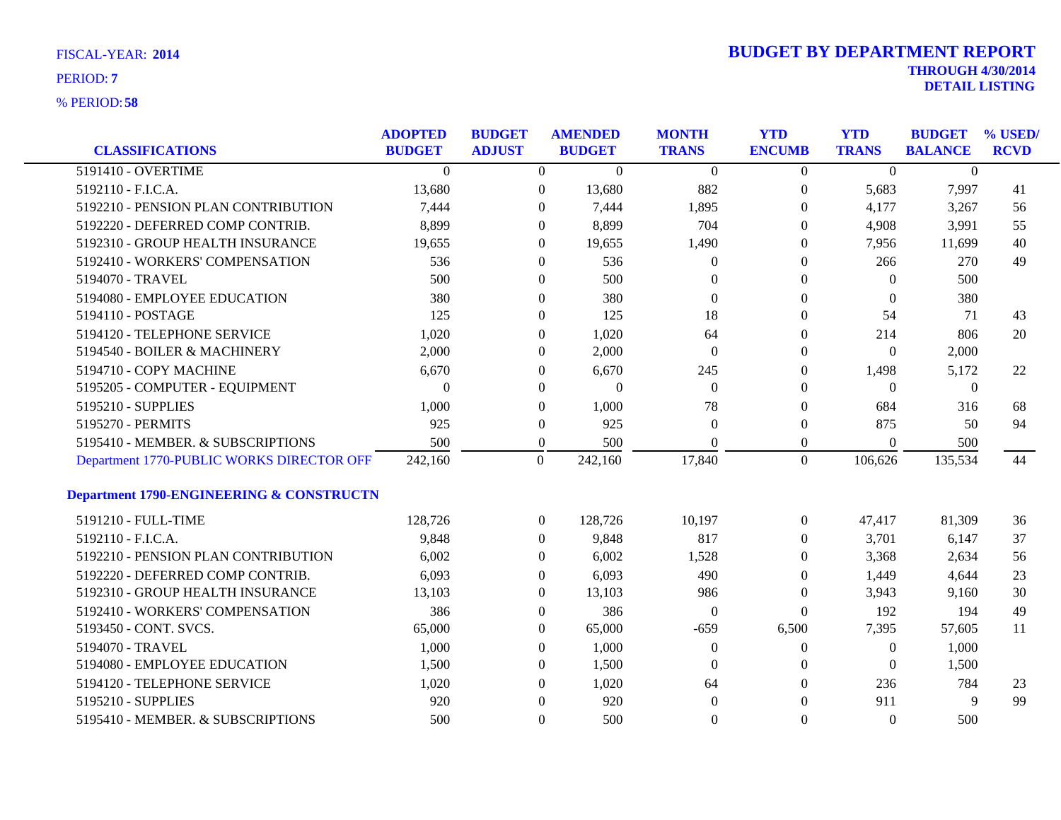FISCAL-YEAR: **2014**

PERIOD: **7**

% PERIOD: **58**

# BUDGET BY DEPARTMENT REPORT

**THROUGH 4/30/2014**
**DETAIL LISTING**

| CLASSIFICATIONS | ADOPTED BUDGET | BUDGET ADJUST | AMENDED BUDGET | MONTH TRANS | YTD ENCUMB | YTD TRANS | BUDGET BALANCE | % USED/ RCVD |
|---|---|---|---|---|---|---|---|---|
| 5191410 - OVERTIME | 0 | 0 | 0 | 0 | 0 | 0 | 0 | |
| 5192110 - F.I.C.A. | 13,680 | 0 | 13,680 | 882 | 0 | 5,683 | 7,997 | 41 |
| 5192210 - PENSION PLAN CONTRIBUTION | 7,444 | 0 | 7,444 | 1,895 | 0 | 4,177 | 3,267 | 56 |
| 5192220 - DEFERRED COMP CONTRIB. | 8,899 | 0 | 8,899 | 704 | 0 | 4,908 | 3,991 | 55 |
| 5192310 - GROUP HEALTH INSURANCE | 19,655 | 0 | 19,655 | 1,490 | 0 | 7,956 | 11,699 | 40 |
| 5192410 - WORKERS' COMPENSATION | 536 | 0 | 536 | 0 | 0 | 266 | 270 | 49 |
| 5194070 - TRAVEL | 500 | 0 | 500 | 0 | 0 | 0 | 500 | |
| 5194080 - EMPLOYEE EDUCATION | 380 | 0 | 380 | 0 | 0 | 0 | 380 | |
| 5194110 - POSTAGE | 125 | 0 | 125 | 18 | 0 | 54 | 71 | 43 |
| 5194120 - TELEPHONE SERVICE | 1,020 | 0 | 1,020 | 64 | 0 | 214 | 806 | 20 |
| 5194540 - BOILER & MACHINERY | 2,000 | 0 | 2,000 | 0 | 0 | 0 | 2,000 | |
| 5194710 - COPY MACHINE | 6,670 | 0 | 6,670 | 245 | 0 | 1,498 | 5,172 | 22 |
| 5195205 - COMPUTER - EQUIPMENT | 0 | 0 | 0 | 0 | 0 | 0 | 0 | |
| 5195210 - SUPPLIES | 1,000 | 0 | 1,000 | 78 | 0 | 684 | 316 | 68 |
| 5195270 - PERMITS | 925 | 0 | 925 | 0 | 0 | 875 | 50 | 94 |
| 5195410 - MEMBER. & SUBSCRIPTIONS | 500 | 0 | 500 | 0 | 0 | 0 | 500 | |
| Department 1770-PUBLIC WORKS DIRECTOR OFF | 242,160 | 0 | 242,160 | 17,840 | 0 | 106,626 | 135,534 | 44 |
| **Department 1790-ENGINEERING & CONSTRUCTN** | | | | | | | | |
| 5191210 - FULL-TIME | 128,726 | 0 | 128,726 | 10,197 | 0 | 47,417 | 81,309 | 36 |
| 5192110 - F.I.C.A. | 9,848 | 0 | 9,848 | 817 | 0 | 3,701 | 6,147 | 37 |
| 5192210 - PENSION PLAN CONTRIBUTION | 6,002 | 0 | 6,002 | 1,528 | 0 | 3,368 | 2,634 | 56 |
| 5192220 - DEFERRED COMP CONTRIB. | 6,093 | 0 | 6,093 | 490 | 0 | 1,449 | 4,644 | 23 |
| 5192310 - GROUP HEALTH INSURANCE | 13,103 | 0 | 13,103 | 986 | 0 | 3,943 | 9,160 | 30 |
| 5192410 - WORKERS' COMPENSATION | 386 | 0 | 386 | 0 | 0 | 192 | 194 | 49 |
| 5193450 - CONT. SVCS. | 65,000 | 0 | 65,000 | -659 | 6,500 | 7,395 | 57,605 | 11 |
| 5194070 - TRAVEL | 1,000 | 0 | 1,000 | 0 | 0 | 0 | 1,000 | |
| 5194080 - EMPLOYEE EDUCATION | 1,500 | 0 | 1,500 | 0 | 0 | 0 | 1,500 | |
| 5194120 - TELEPHONE SERVICE | 1,020 | 0 | 1,020 | 64 | 0 | 236 | 784 | 23 |
| 5195210 - SUPPLIES | 920 | 0 | 920 | 0 | 0 | 911 | 9 | 99 |
| 5195410 - MEMBER. & SUBSCRIPTIONS | 500 | 0 | 500 | 0 | 0 | 0 | 500 | |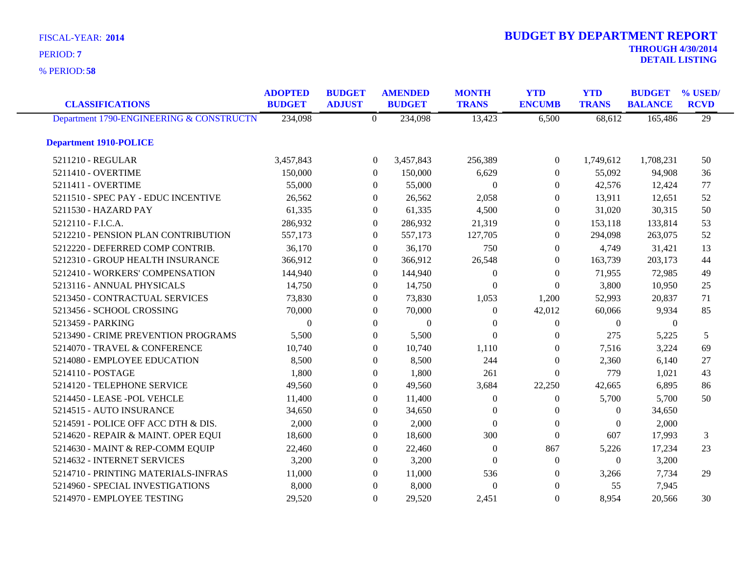FISCAL-YEAR: **2014**

PERIOD: **7**

% PERIOD: **58**

# BUDGET BY DEPARTMENT REPORT

**THROUGH 4/30/2014**

**DETAIL LISTING**

| CLASSIFICATIONS | ADOPTED BUDGET | BUDGET ADJUST | AMENDED BUDGET | MONTH TRANS | YTD ENCUMB | YTD TRANS | BUDGET BALANCE | % USED/ RCVD |
|---|---|---|---|---|---|---|---|---|
| Department 1790-ENGINEERING & CONSTRUCTN | 234,098 | 0 | 234,098 | 13,423 | 6,500 | 68,612 | 165,486 | 29 |
| **Department 1910-POLICE** | | | | | | | | |
| 5211210 - REGULAR | 3,457,843 | 0 | 3,457,843 | 256,389 | 0 | 1,749,612 | 1,708,231 | 50 |
| 5211410 - OVERTIME | 150,000 | 0 | 150,000 | 6,629 | 0 | 55,092 | 94,908 | 36 |
| 5211411 - OVERTIME | 55,000 | 0 | 55,000 | 0 | 0 | 42,576 | 12,424 | 77 |
| 5211510 - SPEC PAY - EDUC INCENTIVE | 26,562 | 0 | 26,562 | 2,058 | 0 | 13,911 | 12,651 | 52 |
| 5211530 - HAZARD PAY | 61,335 | 0 | 61,335 | 4,500 | 0 | 31,020 | 30,315 | 50 |
| 5212110 - F.I.C.A. | 286,932 | 0 | 286,932 | 21,319 | 0 | 153,118 | 133,814 | 53 |
| 5212210 - PENSION PLAN CONTRIBUTION | 557,173 | 0 | 557,173 | 127,705 | 0 | 294,098 | 263,075 | 52 |
| 5212220 - DEFERRED COMP CONTRIB. | 36,170 | 0 | 36,170 | 750 | 0 | 4,749 | 31,421 | 13 |
| 5212310 - GROUP HEALTH INSURANCE | 366,912 | 0 | 366,912 | 26,548 | 0 | 163,739 | 203,173 | 44 |
| 5212410 - WORKERS' COMPENSATION | 144,940 | 0 | 144,940 | 0 | 0 | 71,955 | 72,985 | 49 |
| 5213116 - ANNUAL PHYSICALS | 14,750 | 0 | 14,750 | 0 | 0 | 3,800 | 10,950 | 25 |
| 5213450 - CONTRACTUAL SERVICES | 73,830 | 0 | 73,830 | 1,053 | 1,200 | 52,993 | 20,837 | 71 |
| 5213456 - SCHOOL CROSSING | 70,000 | 0 | 70,000 | 0 | 42,012 | 60,066 | 9,934 | 85 |
| 5213459 - PARKING | 0 | 0 | 0 | 0 | 0 | 0 | 0 | |
| 5213490 - CRIME PREVENTION PROGRAMS | 5,500 | 0 | 5,500 | 0 | 0 | 275 | 5,225 | 5 |
| 5214070 - TRAVEL & CONFERENCE | 10,740 | 0 | 10,740 | 1,110 | 0 | 7,516 | 3,224 | 69 |
| 5214080 - EMPLOYEE EDUCATION | 8,500 | 0 | 8,500 | 244 | 0 | 2,360 | 6,140 | 27 |
| 5214110 - POSTAGE | 1,800 | 0 | 1,800 | 261 | 0 | 779 | 1,021 | 43 |
| 5214120 - TELEPHONE SERVICE | 49,560 | 0 | 49,560 | 3,684 | 22,250 | 42,665 | 6,895 | 86 |
| 5214450 - LEASE -POL VEHCLE | 11,400 | 0 | 11,400 | 0 | 0 | 5,700 | 5,700 | 50 |
| 5214515 - AUTO INSURANCE | 34,650 | 0 | 34,650 | 0 | 0 | 0 | 34,650 | |
| 5214591 - POLICE OFF ACC DTH & DIS. | 2,000 | 0 | 2,000 | 0 | 0 | 0 | 2,000 | |
| 5214620 - REPAIR & MAINT. OPER EQUI | 18,600 | 0 | 18,600 | 300 | 0 | 607 | 17,993 | 3 |
| 5214630 - MAINT & REP-COMM EQUIP | 22,460 | 0 | 22,460 | 0 | 867 | 5,226 | 17,234 | 23 |
| 5214632 - INTERNET SERVICES | 3,200 | 0 | 3,200 | 0 | 0 | 0 | 3,200 | |
| 5214710 - PRINTING MATERIALS-INFRAS | 11,000 | 0 | 11,000 | 536 | 0 | 3,266 | 7,734 | 29 |
| 5214960 - SPECIAL INVESTIGATIONS | 8,000 | 0 | 8,000 | 0 | 0 | 55 | 7,945 | |
| 5214970 - EMPLOYEE TESTING | 29,520 | 0 | 29,520 | 2,451 | 0 | 8,954 | 20,566 | 30 |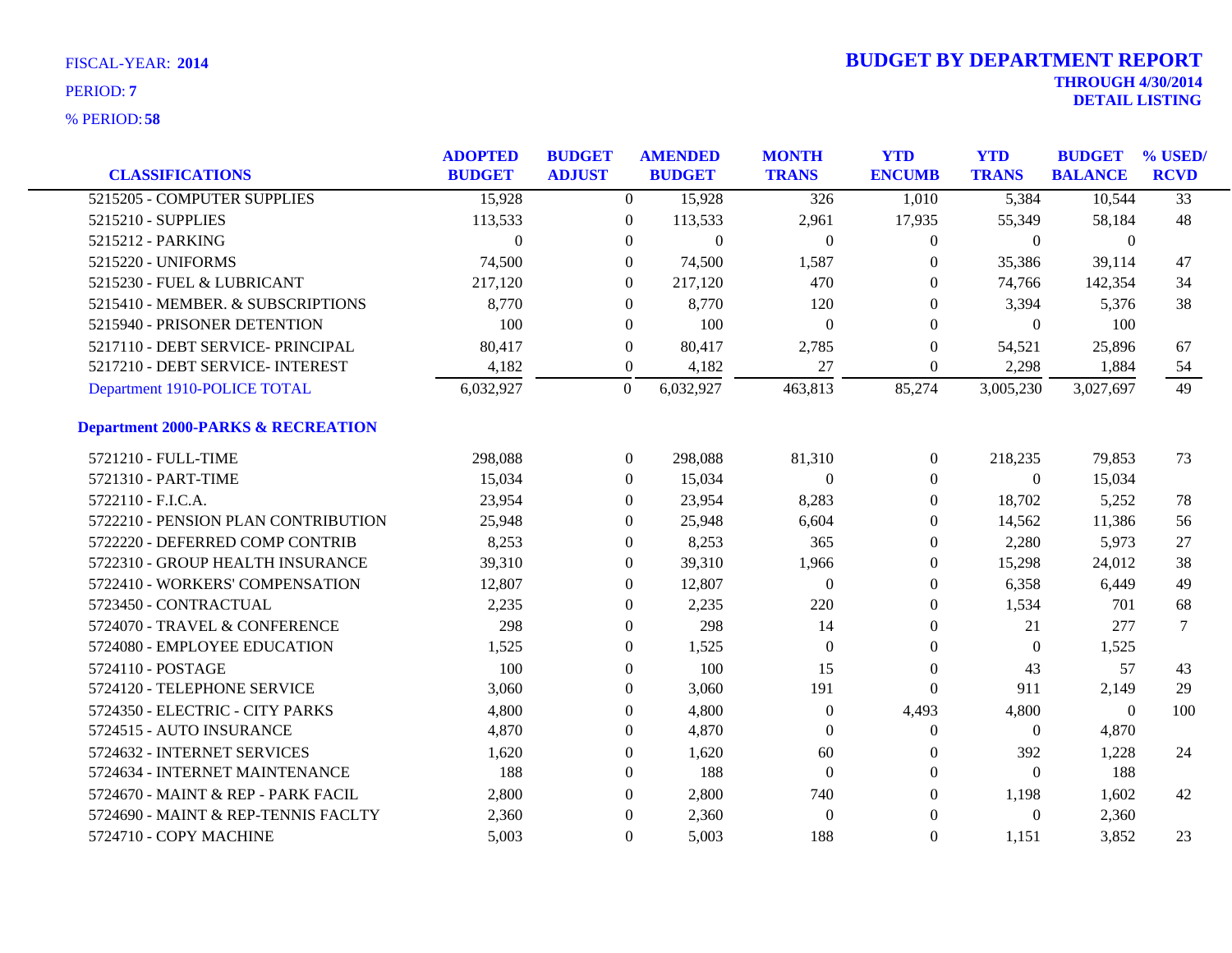FISCAL-YEAR: **2014**

PERIOD: **7**

% PERIOD: **58**

# BUDGET BY DEPARTMENT REPORT

**THROUGH 4/30/2014**
**DETAIL LISTING**

| CLASSIFICATIONS | ADOPTED BUDGET | BUDGET ADJUST | AMENDED BUDGET | MONTH TRANS | YTD ENCUMB | YTD TRANS | BUDGET BALANCE | % USED/ RCVD |
|---|---|---|---|---|---|---|---|---|
| 5215205 - COMPUTER SUPPLIES | 15,928 | 0 | 15,928 | 326 | 1,010 | 5,384 | 10,544 | 33 |
| 5215210 - SUPPLIES | 113,533 | 0 | 113,533 | 2,961 | 17,935 | 55,349 | 58,184 | 48 |
| 5215212 - PARKING | 0 | 0 | 0 | 0 | 0 | 0 | 0 | |
| 5215220 - UNIFORMS | 74,500 | 0 | 74,500 | 1,587 | 0 | 35,386 | 39,114 | 47 |
| 5215230 - FUEL & LUBRICANT | 217,120 | 0 | 217,120 | 470 | 0 | 74,766 | 142,354 | 34 |
| 5215410 - MEMBER. & SUBSCRIPTIONS | 8,770 | 0 | 8,770 | 120 | 0 | 3,394 | 5,376 | 38 |
| 5215940 - PRISONER DETENTION | 100 | 0 | 100 | 0 | 0 | 0 | 100 | |
| 5217110 - DEBT SERVICE- PRINCIPAL | 80,417 | 0 | 80,417 | 2,785 | 0 | 54,521 | 25,896 | 67 |
| 5217210 - DEBT SERVICE- INTEREST | 4,182 | 0 | 4,182 | 27 | 0 | 2,298 | 1,884 | 54 |
| Department 1910-POLICE TOTAL | 6,032,927 | 0 | 6,032,927 | 463,813 | 85,274 | 3,005,230 | 3,027,697 | 49 |
| **Department 2000-PARKS & RECREATION** | | | | | | | | |
| 5721210 - FULL-TIME | 298,088 | 0 | 298,088 | 81,310 | 0 | 218,235 | 79,853 | 73 |
| 5721310 - PART-TIME | 15,034 | 0 | 15,034 | 0 | 0 | 0 | 15,034 | |
| 5722110 - F.I.C.A. | 23,954 | 0 | 23,954 | 8,283 | 0 | 18,702 | 5,252 | 78 |
| 5722210 - PENSION PLAN CONTRIBUTION | 25,948 | 0 | 25,948 | 6,604 | 0 | 14,562 | 11,386 | 56 |
| 5722220 - DEFERRED COMP CONTRIB | 8,253 | 0 | 8,253 | 365 | 0 | 2,280 | 5,973 | 27 |
| 5722310 - GROUP HEALTH INSURANCE | 39,310 | 0 | 39,310 | 1,966 | 0 | 15,298 | 24,012 | 38 |
| 5722410 - WORKERS' COMPENSATION | 12,807 | 0 | 12,807 | 0 | 0 | 6,358 | 6,449 | 49 |
| 5723450 - CONTRACTUAL | 2,235 | 0 | 2,235 | 220 | 0 | 1,534 | 701 | 68 |
| 5724070 - TRAVEL & CONFERENCE | 298 | 0 | 298 | 14 | 0 | 21 | 277 | 7 |
| 5724080 - EMPLOYEE EDUCATION | 1,525 | 0 | 1,525 | 0 | 0 | 0 | 1,525 | |
| 5724110 - POSTAGE | 100 | 0 | 100 | 15 | 0 | 43 | 57 | 43 |
| 5724120 - TELEPHONE SERVICE | 3,060 | 0 | 3,060 | 191 | 0 | 911 | 2,149 | 29 |
| 5724350 - ELECTRIC - CITY PARKS | 4,800 | 0 | 4,800 | 0 | 4,493 | 4,800 | 0 | 100 |
| 5724515 - AUTO INSURANCE | 4,870 | 0 | 4,870 | 0 | 0 | 0 | 4,870 | |
| 5724632 - INTERNET SERVICES | 1,620 | 0 | 1,620 | 60 | 0 | 392 | 1,228 | 24 |
| 5724634 - INTERNET MAINTENANCE | 188 | 0 | 188 | 0 | 0 | 0 | 188 | |
| 5724670 - MAINT & REP - PARK FACIL | 2,800 | 0 | 2,800 | 740 | 0 | 1,198 | 1,602 | 42 |
| 5724690 - MAINT & REP-TENNIS FACLTY | 2,360 | 0 | 2,360 | 0 | 0 | 0 | 2,360 | |
| 5724710 - COPY MACHINE | 5,003 | 0 | 5,003 | 188 | 0 | 1,151 | 3,852 | 23 |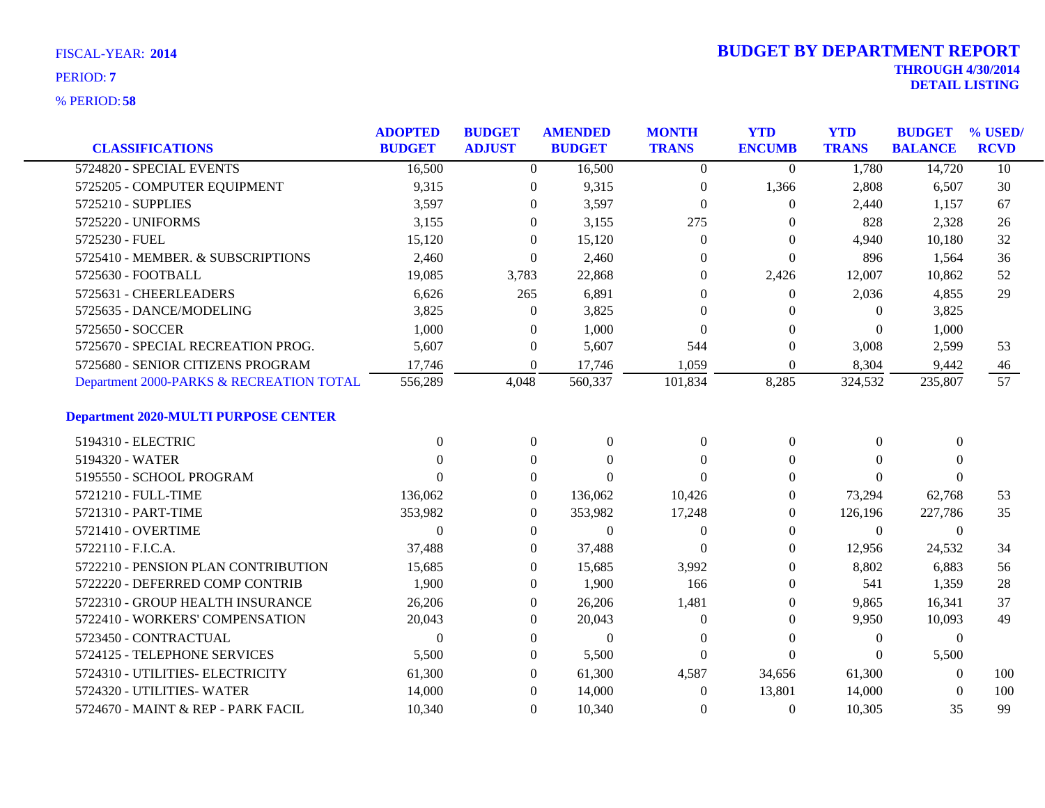FISCAL-YEAR: **2014**

PERIOD: **7**

% PERIOD: **58**

# BUDGET BY DEPARTMENT REPORT

**THROUGH 4/30/2014**

**DETAIL LISTING**

| CLASSIFICATIONS | ADOPTED BUDGET | BUDGET ADJUST | AMENDED BUDGET | MONTH TRANS | YTD ENCUMB | YTD TRANS | BUDGET BALANCE | % USED/ RCVD |
|---|---|---|---|---|---|---|---|---|
| 5724820 - SPECIAL EVENTS | 16,500 | 0 | 16,500 | 0 | 0 | 1,780 | 14,720 | 10 |
| 5725205 - COMPUTER EQUIPMENT | 9,315 | 0 | 9,315 | 0 | 1,366 | 2,808 | 6,507 | 30 |
| 5725210 - SUPPLIES | 3,597 | 0 | 3,597 | 0 | 0 | 2,440 | 1,157 | 67 |
| 5725220 - UNIFORMS | 3,155 | 0 | 3,155 | 275 | 0 | 828 | 2,328 | 26 |
| 5725230 - FUEL | 15,120 | 0 | 15,120 | 0 | 0 | 4,940 | 10,180 | 32 |
| 5725410 - MEMBER. & SUBSCRIPTIONS | 2,460 | 0 | 2,460 | 0 | 0 | 896 | 1,564 | 36 |
| 5725630 - FOOTBALL | 19,085 | 3,783 | 22,868 | 0 | 2,426 | 12,007 | 10,862 | 52 |
| 5725631 - CHEERLEADERS | 6,626 | 265 | 6,891 | 0 | 0 | 2,036 | 4,855 | 29 |
| 5725635 - DANCE/MODELING | 3,825 | 0 | 3,825 | 0 | 0 | 0 | 3,825 | |
| 5725650 - SOCCER | 1,000 | 0 | 1,000 | 0 | 0 | 0 | 1,000 | |
| 5725670 - SPECIAL RECREATION PROG. | 5,607 | 0 | 5,607 | 544 | 0 | 3,008 | 2,599 | 53 |
| 5725680 - SENIOR CITIZENS PROGRAM | 17,746 | 0 | 17,746 | 1,059 | 0 | 8,304 | 9,442 | 46 |
| Department 2000-PARKS & RECREATION TOTAL | 556,289 | 4,048 | 560,337 | 101,834 | 8,285 | 324,532 | 235,807 | 57 |
| **Department 2020-MULTI PURPOSE CENTER** | | | | | | | | |
| 5194310 - ELECTRIC | 0 | 0 | 0 | 0 | 0 | 0 | 0 | |
| 5194320 - WATER | 0 | 0 | 0 | 0 | 0 | 0 | 0 | |
| 5195550 - SCHOOL PROGRAM | 0 | 0 | 0 | 0 | 0 | 0 | 0 | |
| 5721210 - FULL-TIME | 136,062 | 0 | 136,062 | 10,426 | 0 | 73,294 | 62,768 | 53 |
| 5721310 - PART-TIME | 353,982 | 0 | 353,982 | 17,248 | 0 | 126,196 | 227,786 | 35 |
| 5721410 - OVERTIME | 0 | 0 | 0 | 0 | 0 | 0 | 0 | |
| 5722110 - F.I.C.A. | 37,488 | 0 | 37,488 | 0 | 0 | 12,956 | 24,532 | 34 |
| 5722210 - PENSION PLAN CONTRIBUTION | 15,685 | 0 | 15,685 | 3,992 | 0 | 8,802 | 6,883 | 56 |
| 5722220 - DEFERRED COMP CONTRIB | 1,900 | 0 | 1,900 | 166 | 0 | 541 | 1,359 | 28 |
| 5722310 - GROUP HEALTH INSURANCE | 26,206 | 0 | 26,206 | 1,481 | 0 | 9,865 | 16,341 | 37 |
| 5722410 - WORKERS' COMPENSATION | 20,043 | 0 | 20,043 | 0 | 0 | 9,950 | 10,093 | 49 |
| 5723450 - CONTRACTUAL | 0 | 0 | 0 | 0 | 0 | 0 | 0 | |
| 5724125 - TELEPHONE SERVICES | 5,500 | 0 | 5,500 | 0 | 0 | 0 | 5,500 | |
| 5724310 - UTILITIES- ELECTRICITY | 61,300 | 0 | 61,300 | 4,587 | 34,656 | 61,300 | 0 | 100 |
| 5724320 - UTILITIES- WATER | 14,000 | 0 | 14,000 | 0 | 13,801 | 14,000 | 0 | 100 |
| 5724670 - MAINT & REP - PARK FACIL | 10,340 | 0 | 10,340 | 0 | 0 | 10,305 | 35 | 99 |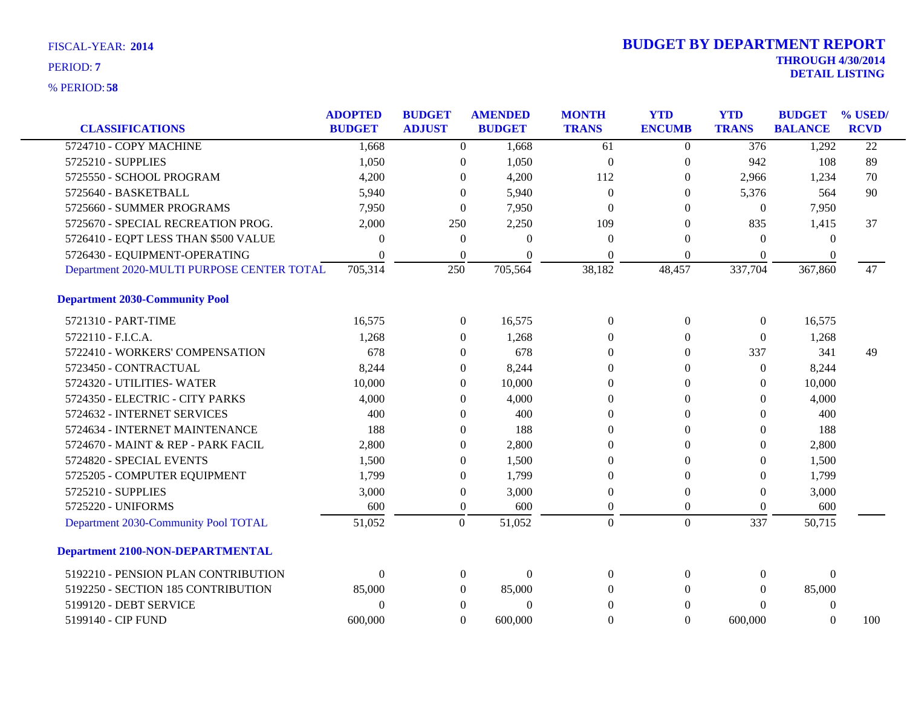FISCAL-YEAR: **2014**

PERIOD: **7**

% PERIOD: **58**

# BUDGET BY DEPARTMENT REPORT

**THROUGH 4/30/2014**

**DETAIL LISTING**

| CLASSIFICATIONS | ADOPTED BUDGET | BUDGET ADJUST | AMENDED BUDGET | MONTH TRANS | YTD ENCUMB | YTD TRANS | BUDGET BALANCE | % USED/ RCVD |
|---|---|---|---|---|---|---|---|---|
| 5724710 - COPY MACHINE | 1,668 | 0 | 1,668 | 61 | 0 | 376 | 1,292 | 22 |
| 5725210 - SUPPLIES | 1,050 | 0 | 1,050 | 0 | 0 | 942 | 108 | 89 |
| 5725550 - SCHOOL PROGRAM | 4,200 | 0 | 4,200 | 112 | 0 | 2,966 | 1,234 | 70 |
| 5725640 - BASKETBALL | 5,940 | 0 | 5,940 | 0 | 0 | 5,376 | 564 | 90 |
| 5725660 - SUMMER PROGRAMS | 7,950 | 0 | 7,950 | 0 | 0 | 0 | 7,950 | |
| 5725670 - SPECIAL RECREATION PROG. | 2,000 | 250 | 2,250 | 109 | 0 | 835 | 1,415 | 37 |
| 5726410 - EQPT LESS THAN $500 VALUE | 0 | 0 | 0 | 0 | 0 | 0 | 0 | |
| 5726430 - EQUIPMENT-OPERATING | 0 | 0 | 0 | 0 | 0 | 0 | 0 | |
| Department 2020-MULTI PURPOSE CENTER TOTAL | 705,314 | 250 | 705,564 | 38,182 | 48,457 | 337,704 | 367,860 | 47 |
| **Department 2030-Community Pool** | | | | | | | | |
| 5721310 - PART-TIME | 16,575 | 0 | 16,575 | 0 | 0 | 0 | 16,575 | |
| 5722110 - F.I.C.A. | 1,268 | 0 | 1,268 | 0 | 0 | 0 | 1,268 | |
| 5722410 - WORKERS' COMPENSATION | 678 | 0 | 678 | 0 | 0 | 337 | 341 | 49 |
| 5723450 - CONTRACTUAL | 8,244 | 0 | 8,244 | 0 | 0 | 0 | 8,244 | |
| 5724320 - UTILITIES- WATER | 10,000 | 0 | 10,000 | 0 | 0 | 0 | 10,000 | |
| 5724350 - ELECTRIC - CITY PARKS | 4,000 | 0 | 4,000 | 0 | 0 | 0 | 4,000 | |
| 5724632 - INTERNET SERVICES | 400 | 0 | 400 | 0 | 0 | 0 | 400 | |
| 5724634 - INTERNET MAINTENANCE | 188 | 0 | 188 | 0 | 0 | 0 | 188 | |
| 5724670 - MAINT & REP - PARK FACIL | 2,800 | 0 | 2,800 | 0 | 0 | 0 | 2,800 | |
| 5724820 - SPECIAL EVENTS | 1,500 | 0 | 1,500 | 0 | 0 | 0 | 1,500 | |
| 5725205 - COMPUTER EQUIPMENT | 1,799 | 0 | 1,799 | 0 | 0 | 0 | 1,799 | |
| 5725210 - SUPPLIES | 3,000 | 0 | 3,000 | 0 | 0 | 0 | 3,000 | |
| 5725220 - UNIFORMS | 600 | 0 | 600 | 0 | 0 | 0 | 600 | |
| Department 2030-Community Pool TOTAL | 51,052 | 0 | 51,052 | 0 | 0 | 337 | 50,715 | |
| **Department 2100-NON-DEPARTMENTAL** | | | | | | | | |
| 5192210 - PENSION PLAN CONTRIBUTION | 0 | 0 | 0 | 0 | 0 | 0 | 0 | |
| 5192250 - SECTION 185 CONTRIBUTION | 85,000 | 0 | 85,000 | 0 | 0 | 0 | 85,000 | |
| 5199120 - DEBT SERVICE | 0 | 0 | 0 | 0 | 0 | 0 | 0 | |
| 5199140 - CIP FUND | 600,000 | 0 | 600,000 | 0 | 0 | 600,000 | 0 | 100 |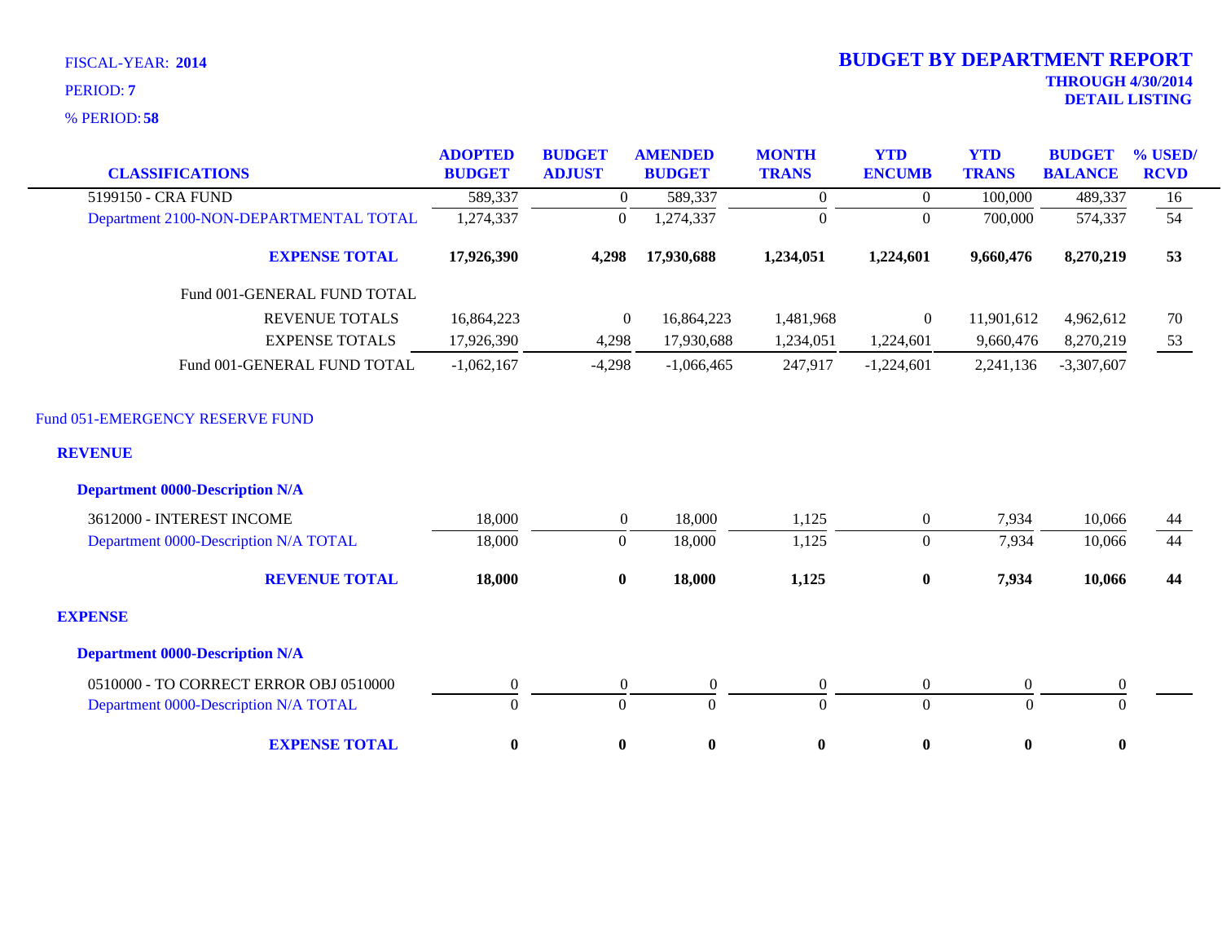FISCAL-YEAR: **2014**

PERIOD: **7**

% PERIOD: **58**

# BUDGET BY DEPARTMENT REPORT

**THROUGH 4/30/2014**

**DETAIL LISTING**

| CLASSIFICATIONS | ADOPTED BUDGET | BUDGET ADJUST | AMENDED BUDGET | MONTH TRANS | YTD ENCUMB | YTD TRANS | BUDGET BALANCE | % USED/ RCVD |
|---|---|---|---|---|---|---|---|---|
| 5199150 - CRA FUND | 589,337 | 0 | 589,337 | 0 | 0 | 100,000 | 489,337 | 16 |
| Department 2100-NON-DEPARTMENTAL TOTAL | 1,274,337 | 0 | 1,274,337 | 0 | 0 | 700,000 | 574,337 | 54 |
| **EXPENSE TOTAL** | **17,926,390** | **4,298** | **17,930,688** | **1,234,051** | **1,224,601** | **9,660,476** | **8,270,219** | **53** |
| Fund 001-GENERAL FUND TOTAL | | | | | | | | |
| REVENUE TOTALS | 16,864,223 | 0 | 16,864,223 | 1,481,968 | 0 | 11,901,612 | 4,962,612 | 70 |
| EXPENSE TOTALS | 17,926,390 | 4,298 | 17,930,688 | 1,234,051 | 1,224,601 | 9,660,476 | 8,270,219 | 53 |
| Fund 001-GENERAL FUND TOTAL | -1,062,167 | -4,298 | -1,066,465 | 247,917 | -1,224,601 | 2,241,136 | -3,307,607 | |

## Fund 051-EMERGENCY RESERVE FUND

### REVENUE

**Department 0000-Description N/A**

| CLASSIFICATIONS | ADOPTED BUDGET | BUDGET ADJUST | AMENDED BUDGET | MONTH TRANS | YTD ENCUMB | YTD TRANS | BUDGET BALANCE | % USED/ RCVD |
|---|---|---|---|---|---|---|---|---|
| 3612000 - INTEREST INCOME | 18,000 | 0 | 18,000 | 1,125 | 0 | 7,934 | 10,066 | 44 |
| Department 0000-Description N/A TOTAL | 18,000 | 0 | 18,000 | 1,125 | 0 | 7,934 | 10,066 | 44 |
| **REVENUE TOTAL** | **18,000** | **0** | **18,000** | **1,125** | **0** | **7,934** | **10,066** | **44** |

### EXPENSE

**Department 0000-Description N/A**

| CLASSIFICATIONS | ADOPTED BUDGET | BUDGET ADJUST | AMENDED BUDGET | MONTH TRANS | YTD ENCUMB | YTD TRANS | BUDGET BALANCE | % USED/ RCVD |
|---|---|---|---|---|---|---|---|---|
| 0510000 - TO CORRECT ERROR OBJ 0510000 | 0 | 0 | 0 | 0 | 0 | 0 | 0 | |
| Department 0000-Description N/A TOTAL | 0 | 0 | 0 | 0 | 0 | 0 | 0 | |
| **EXPENSE TOTAL** | **0** | **0** | **0** | **0** | **0** | **0** | **0** | |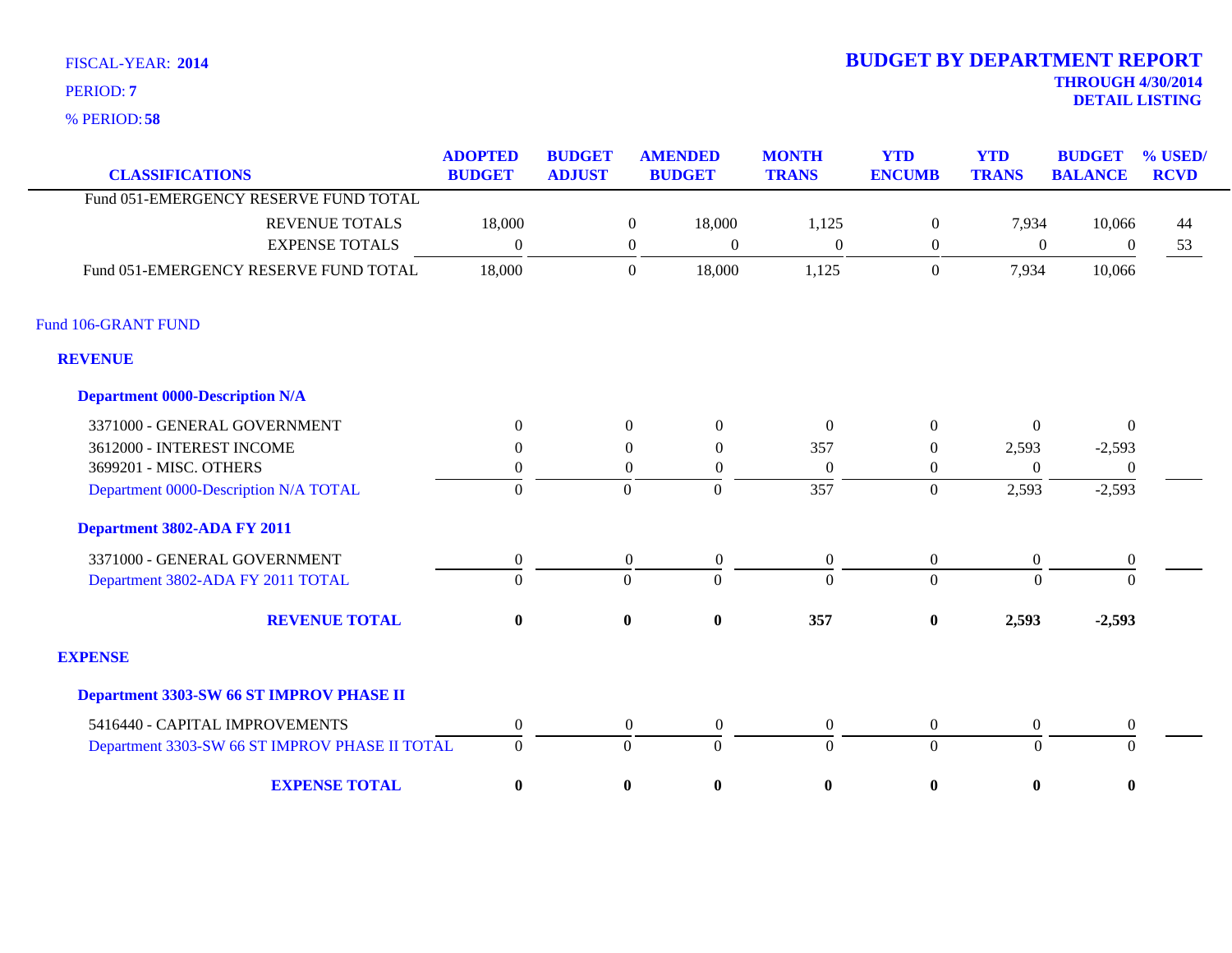FISCAL-YEAR: **2014**

PERIOD: **7**

% PERIOD: **58**

# BUDGET BY DEPARTMENT REPORT

**THROUGH 4/30/2014**

**DETAIL LISTING**

| CLASSIFICATIONS | ADOPTED BUDGET | BUDGET ADJUST | AMENDED BUDGET | MONTH TRANS | YTD ENCUMB | YTD TRANS | BUDGET BALANCE | % USED/ RCVD |
|---|---|---|---|---|---|---|---|---|
| Fund 051-EMERGENCY RESERVE FUND TOTAL | | | | | | | | |
| REVENUE TOTALS | 18,000 | 0 | 18,000 | 1,125 | 0 | 7,934 | 10,066 | 44 |
| EXPENSE TOTALS | 0 | 0 | 0 | 0 | 0 | 0 | 0 | 53 |
| Fund 051-EMERGENCY RESERVE FUND TOTAL | 18,000 | 0 | 18,000 | 1,125 | 0 | 7,934 | 10,066 | |

Fund 106-GRANT FUND

**REVENUE**

**Department 0000-Description N/A**

| CLASSIFICATIONS | ADOPTED BUDGET | BUDGET ADJUST | AMENDED BUDGET | MONTH TRANS | YTD ENCUMB | YTD TRANS | BUDGET BALANCE | % USED/ RCVD |
|---|---|---|---|---|---|---|---|---|
| 3371000 - GENERAL GOVERNMENT | 0 | 0 | 0 | 0 | 0 | 0 | 0 | |
| 3612000 - INTEREST INCOME | 0 | 0 | 0 | 357 | 0 | 2,593 | -2,593 | |
| 3699201 - MISC. OTHERS | 0 | 0 | 0 | 0 | 0 | 0 | 0 | |
| Department 0000-Description N/A TOTAL | 0 | 0 | 0 | 357 | 0 | 2,593 | -2,593 | |

**Department 3802-ADA FY 2011**

| CLASSIFICATIONS | ADOPTED BUDGET | BUDGET ADJUST | AMENDED BUDGET | MONTH TRANS | YTD ENCUMB | YTD TRANS | BUDGET BALANCE | % USED/ RCVD |
|---|---|---|---|---|---|---|---|---|
| 3371000 - GENERAL GOVERNMENT | 0 | 0 | 0 | 0 | 0 | 0 | 0 | |
| Department 3802-ADA FY 2011 TOTAL | 0 | 0 | 0 | 0 | 0 | 0 | 0 | |
| **REVENUE TOTAL** | **0** | **0** | **0** | **357** | **0** | **2,593** | **-2,593** | |

**EXPENSE**

**Department 3303-SW 66 ST IMPROV PHASE II**

| CLASSIFICATIONS | ADOPTED BUDGET | BUDGET ADJUST | AMENDED BUDGET | MONTH TRANS | YTD ENCUMB | YTD TRANS | BUDGET BALANCE | % USED/ RCVD |
|---|---|---|---|---|---|---|---|---|
| 5416440 - CAPITAL IMPROVEMENTS | 0 | 0 | 0 | 0 | 0 | 0 | 0 | |
| Department 3303-SW 66 ST IMPROV PHASE II TOTAL | 0 | 0 | 0 | 0 | 0 | 0 | 0 | |
| **EXPENSE TOTAL** | **0** | **0** | **0** | **0** | **0** | **0** | **0** | |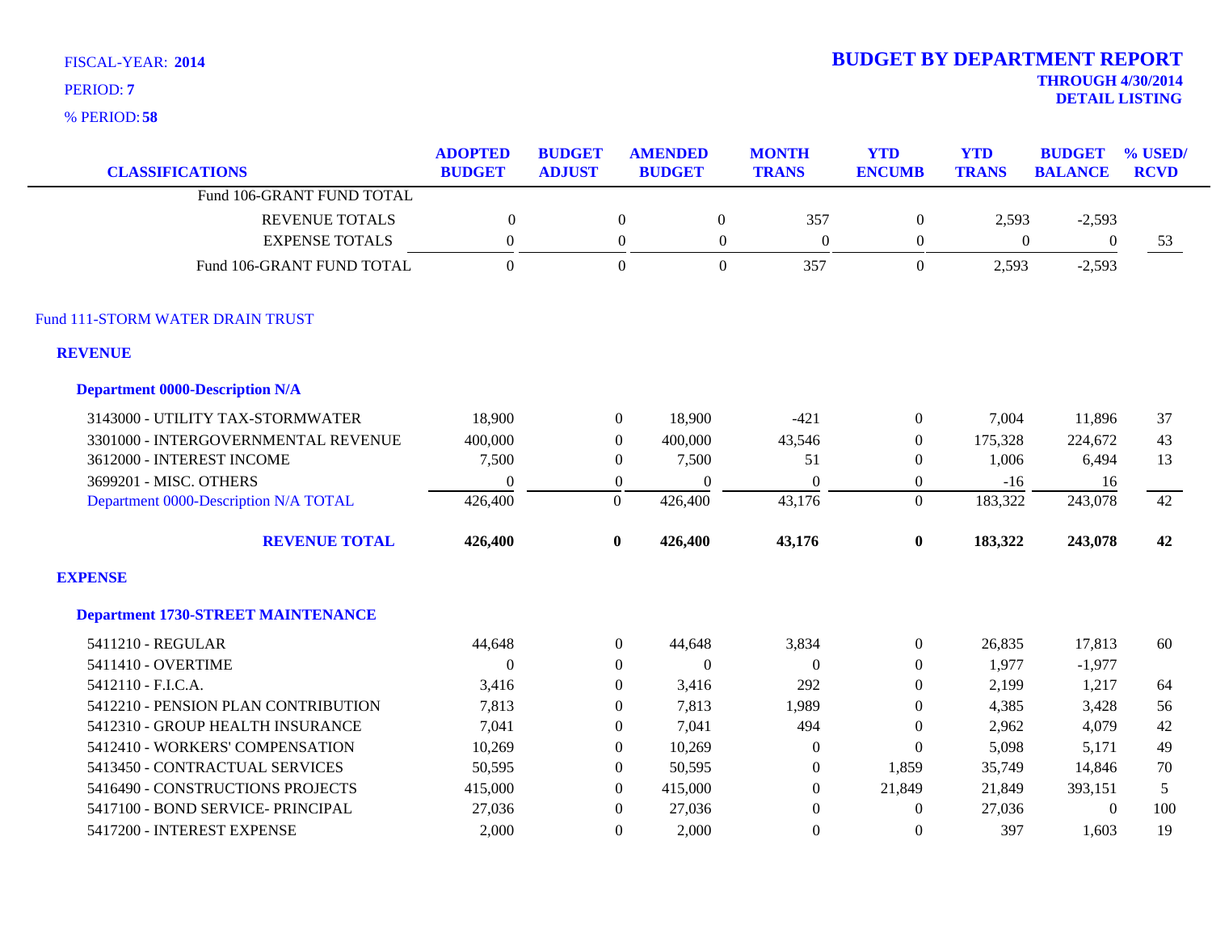FISCAL-YEAR: **2014**

PERIOD: **7**

% PERIOD: **58**

# BUDGET BY DEPARTMENT REPORT

**THROUGH 4/30/2014**

**DETAIL LISTING**

| CLASSIFICATIONS | ADOPTED BUDGET | BUDGET ADJUST | AMENDED BUDGET | MONTH TRANS | YTD ENCUMB | YTD TRANS | BUDGET BALANCE | % USED/ RCVD |
|---|---|---|---|---|---|---|---|---|
| Fund 106-GRANT FUND TOTAL | | | | | | | | |
| REVENUE TOTALS | 0 | 0 | 0 | 357 | 0 | 2,593 | -2,593 | |
| EXPENSE TOTALS | 0 | 0 | 0 | 0 | 0 | 0 | 0 | 53 |
| Fund 106-GRANT FUND TOTAL | 0 | 0 | 0 | 357 | 0 | 2,593 | -2,593 | |
| **Fund 111-STORM WATER DRAIN TRUST** | | | | | | | | |
| **REVENUE** | | | | | | | | |
| **Department 0000-Description N/A** | | | | | | | | |
| 3143000 - UTILITY TAX-STORMWATER | 18,900 | 0 | 18,900 | -421 | 0 | 7,004 | 11,896 | 37 |
| 3301000 - INTERGOVERNMENTAL REVENUE | 400,000 | 0 | 400,000 | 43,546 | 0 | 175,328 | 224,672 | 43 |
| 3612000 - INTEREST INCOME | 7,500 | 0 | 7,500 | 51 | 0 | 1,006 | 6,494 | 13 |
| 3699201 - MISC. OTHERS | 0 | 0 | 0 | 0 | 0 | -16 | 16 | |
| Department 0000-Description N/A TOTAL | 426,400 | 0 | 426,400 | 43,176 | 0 | 183,322 | 243,078 | 42 |
| **REVENUE TOTAL** | **426,400** | **0** | **426,400** | **43,176** | **0** | **183,322** | **243,078** | **42** |
| **EXPENSE** | | | | | | | | |
| **Department 1730-STREET MAINTENANCE** | | | | | | | | |
| 5411210 - REGULAR | 44,648 | 0 | 44,648 | 3,834 | 0 | 26,835 | 17,813 | 60 |
| 5411410 - OVERTIME | 0 | 0 | 0 | 0 | 0 | 1,977 | -1,977 | |
| 5412110 - F.I.C.A. | 3,416 | 0 | 3,416 | 292 | 0 | 2,199 | 1,217 | 64 |
| 5412210 - PENSION PLAN CONTRIBUTION | 7,813 | 0 | 7,813 | 1,989 | 0 | 4,385 | 3,428 | 56 |
| 5412310 - GROUP HEALTH INSURANCE | 7,041 | 0 | 7,041 | 494 | 0 | 2,962 | 4,079 | 42 |
| 5412410 - WORKERS' COMPENSATION | 10,269 | 0 | 10,269 | 0 | 0 | 5,098 | 5,171 | 49 |
| 5413450 - CONTRACTUAL SERVICES | 50,595 | 0 | 50,595 | 0 | 1,859 | 35,749 | 14,846 | 70 |
| 5416490 - CONSTRUCTIONS PROJECTS | 415,000 | 0 | 415,000 | 0 | 21,849 | 21,849 | 393,151 | 5 |
| 5417100 - BOND SERVICE- PRINCIPAL | 27,036 | 0 | 27,036 | 0 | 0 | 27,036 | 0 | 100 |
| 5417200 - INTEREST EXPENSE | 2,000 | 0 | 2,000 | 0 | 0 | 397 | 1,603 | 19 |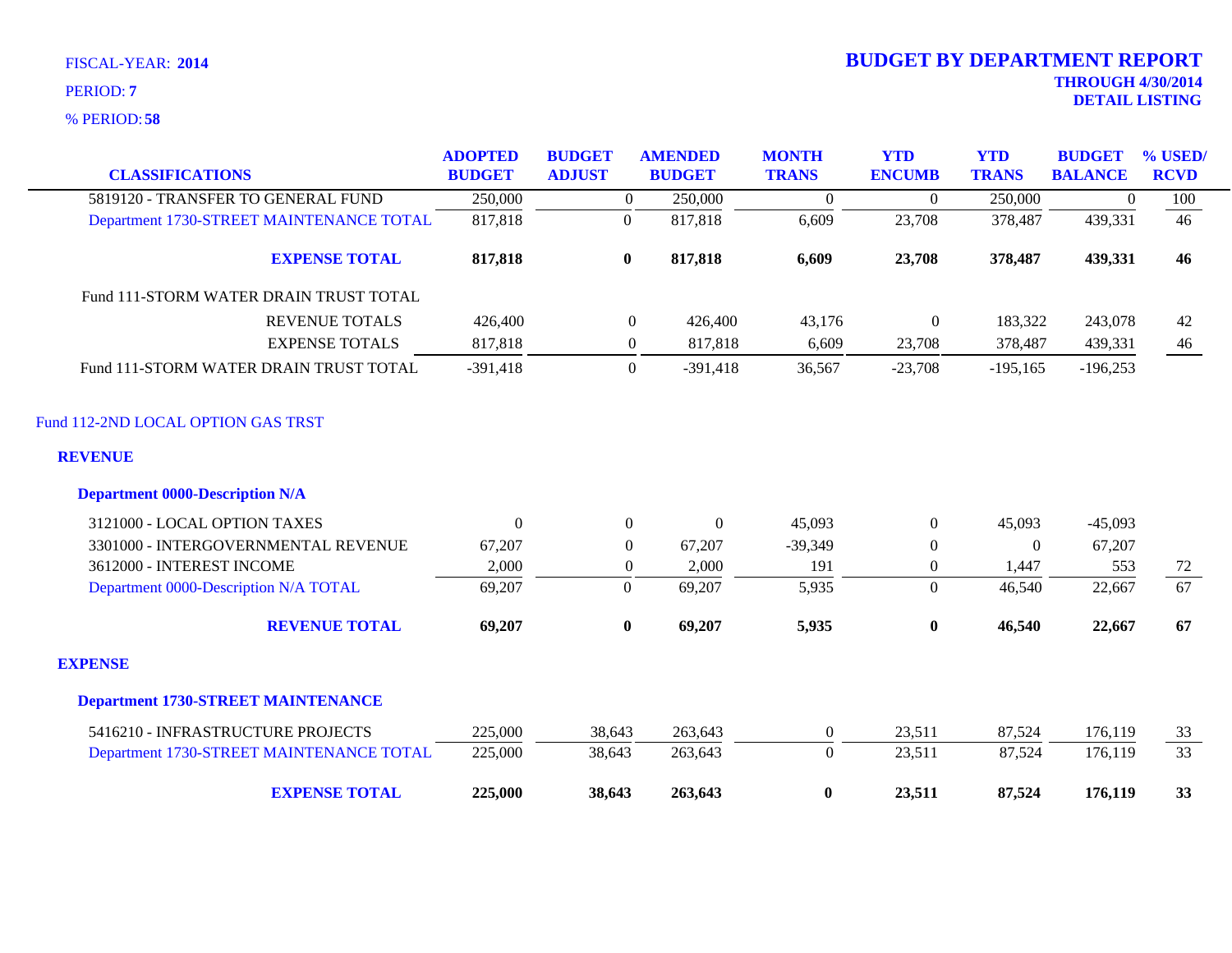FISCAL-YEAR: **2014**

PERIOD: **7**

% PERIOD: **58**

# BUDGET BY DEPARTMENT REPORT

**THROUGH 4/30/2014**

**DETAIL LISTING**

| CLASSIFICATIONS | ADOPTED BUDGET | BUDGET ADJUST | AMENDED BUDGET | MONTH TRANS | YTD ENCUMB | YTD TRANS | BUDGET BALANCE | % USED/ RCVD |
|---|---|---|---|---|---|---|---|---|
| 5819120 - TRANSFER TO GENERAL FUND | 250,000 | 0 | 250,000 | 0 | 0 | 250,000 | 0 | 100 |
| Department 1730-STREET MAINTENANCE TOTAL | 817,818 | 0 | 817,818 | 6,609 | 23,708 | 378,487 | 439,331 | 46 |
| **EXPENSE TOTAL** | **817,818** | **0** | **817,818** | **6,609** | **23,708** | **378,487** | **439,331** | **46** |
| Fund 111-STORM WATER DRAIN TRUST TOTAL | | | | | | | | |
| REVENUE TOTALS | 426,400 | 0 | 426,400 | 43,176 | 0 | 183,322 | 243,078 | 42 |
| EXPENSE TOTALS | 817,818 | 0 | 817,818 | 6,609 | 23,708 | 378,487 | 439,331 | 46 |
| Fund 111-STORM WATER DRAIN TRUST TOTAL | -391,418 | 0 | -391,418 | 36,567 | -23,708 | -195,165 | -196,253 | |
| Fund 112-2ND LOCAL OPTION GAS TRST | | | | | | | | |
| **REVENUE** | | | | | | | | |
| **Department 0000-Description N/A** | | | | | | | | |
| 3121000 - LOCAL OPTION TAXES | 0 | 0 | 0 | 45,093 | 0 | 45,093 | -45,093 | |
| 3301000 - INTERGOVERNMENTAL REVENUE | 67,207 | 0 | 67,207 | -39,349 | 0 | 0 | 67,207 | |
| 3612000 - INTEREST INCOME | 2,000 | 0 | 2,000 | 191 | 0 | 1,447 | 553 | 72 |
| Department 0000-Description N/A TOTAL | 69,207 | 0 | 69,207 | 5,935 | 0 | 46,540 | 22,667 | 67 |
| **REVENUE TOTAL** | **69,207** | **0** | **69,207** | **5,935** | **0** | **46,540** | **22,667** | **67** |
| **EXPENSE** | | | | | | | | |
| **Department 1730-STREET MAINTENANCE** | | | | | | | | |
| 5416210 - INFRASTRUCTURE PROJECTS | 225,000 | 38,643 | 263,643 | 0 | 23,511 | 87,524 | 176,119 | 33 |
| Department 1730-STREET MAINTENANCE TOTAL | 225,000 | 38,643 | 263,643 | 0 | 23,511 | 87,524 | 176,119 | 33 |
| **EXPENSE TOTAL** | **225,000** | **38,643** | **263,643** | **0** | **23,511** | **87,524** | **176,119** | **33** |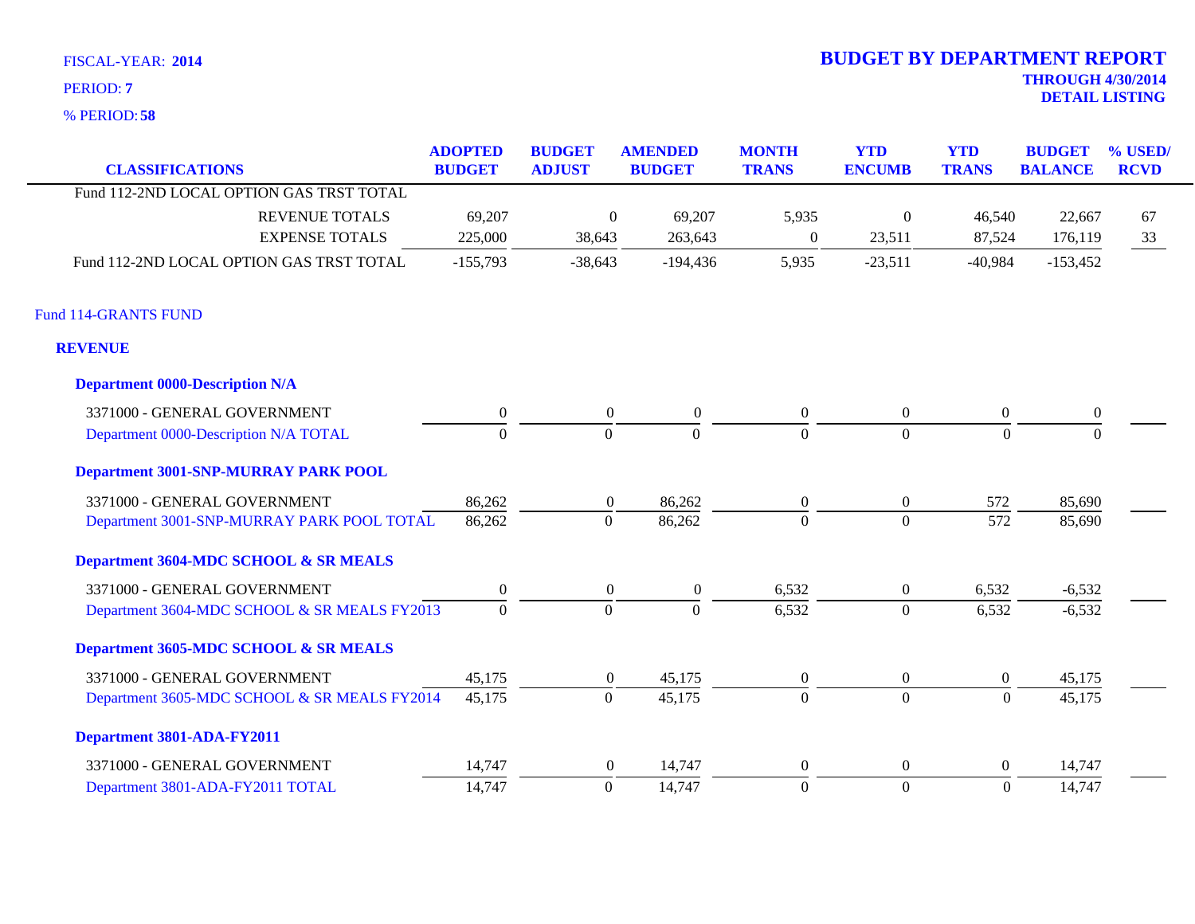FISCAL-YEAR: **2014**

PERIOD: **7**

% PERIOD: **58**

# BUDGET BY DEPARTMENT REPORT

**THROUGH 4/30/2014**
**DETAIL LISTING**

| CLASSIFICATIONS | ADOPTED BUDGET | BUDGET ADJUST | AMENDED BUDGET | MONTH TRANS | YTD ENCUMB | YTD TRANS | BUDGET BALANCE | % USED/ RCVD |
|---|---|---|---|---|---|---|---|---|
| Fund 112-2ND LOCAL OPTION GAS TRST TOTAL | | | | | | | | |
| REVENUE TOTALS | 69,207 | 0 | 69,207 | 5,935 | 0 | 46,540 | 22,667 | 67 |
| EXPENSE TOTALS | 225,000 | 38,643 | 263,643 | 0 | 23,511 | 87,524 | 176,119 | 33 |
| Fund 112-2ND LOCAL OPTION GAS TRST TOTAL | -155,793 | -38,643 | -194,436 | 5,935 | -23,511 | -40,984 | -153,452 | |
| **Fund 114-GRANTS FUND** | | | | | | | | |
| **REVENUE** | | | | | | | | |
| **Department 0000-Description N/A** | | | | | | | | |
| 3371000 - GENERAL GOVERNMENT | 0 | 0 | 0 | 0 | 0 | 0 | 0 | |
| Department 0000-Description N/A TOTAL | 0 | 0 | 0 | 0 | 0 | 0 | 0 | |
| **Department 3001-SNP-MURRAY PARK POOL** | | | | | | | | |
| 3371000 - GENERAL GOVERNMENT | 86,262 | 0 | 86,262 | 0 | 0 | 572 | 85,690 | |
| Department 3001-SNP-MURRAY PARK POOL TOTAL | 86,262 | 0 | 86,262 | 0 | 0 | 572 | 85,690 | |
| **Department 3604-MDC SCHOOL & SR MEALS** | | | | | | | | |
| 3371000 - GENERAL GOVERNMENT | 0 | 0 | 0 | 6,532 | 0 | 6,532 | -6,532 | |
| Department 3604-MDC SCHOOL & SR MEALS FY2013 | 0 | 0 | 0 | 6,532 | 0 | 6,532 | -6,532 | |
| **Department 3605-MDC SCHOOL & SR MEALS** | | | | | | | | |
| 3371000 - GENERAL GOVERNMENT | 45,175 | 0 | 45,175 | 0 | 0 | 0 | 45,175 | |
| Department 3605-MDC SCHOOL & SR MEALS FY2014 | 45,175 | 0 | 45,175 | 0 | 0 | 0 | 45,175 | |
| **Department 3801-ADA-FY2011** | | | | | | | | |
| 3371000 - GENERAL GOVERNMENT | 14,747 | 0 | 14,747 | 0 | 0 | 0 | 14,747 | |
| Department 3801-ADA-FY2011 TOTAL | 14,747 | 0 | 14,747 | 0 | 0 | 0 | 14,747 | |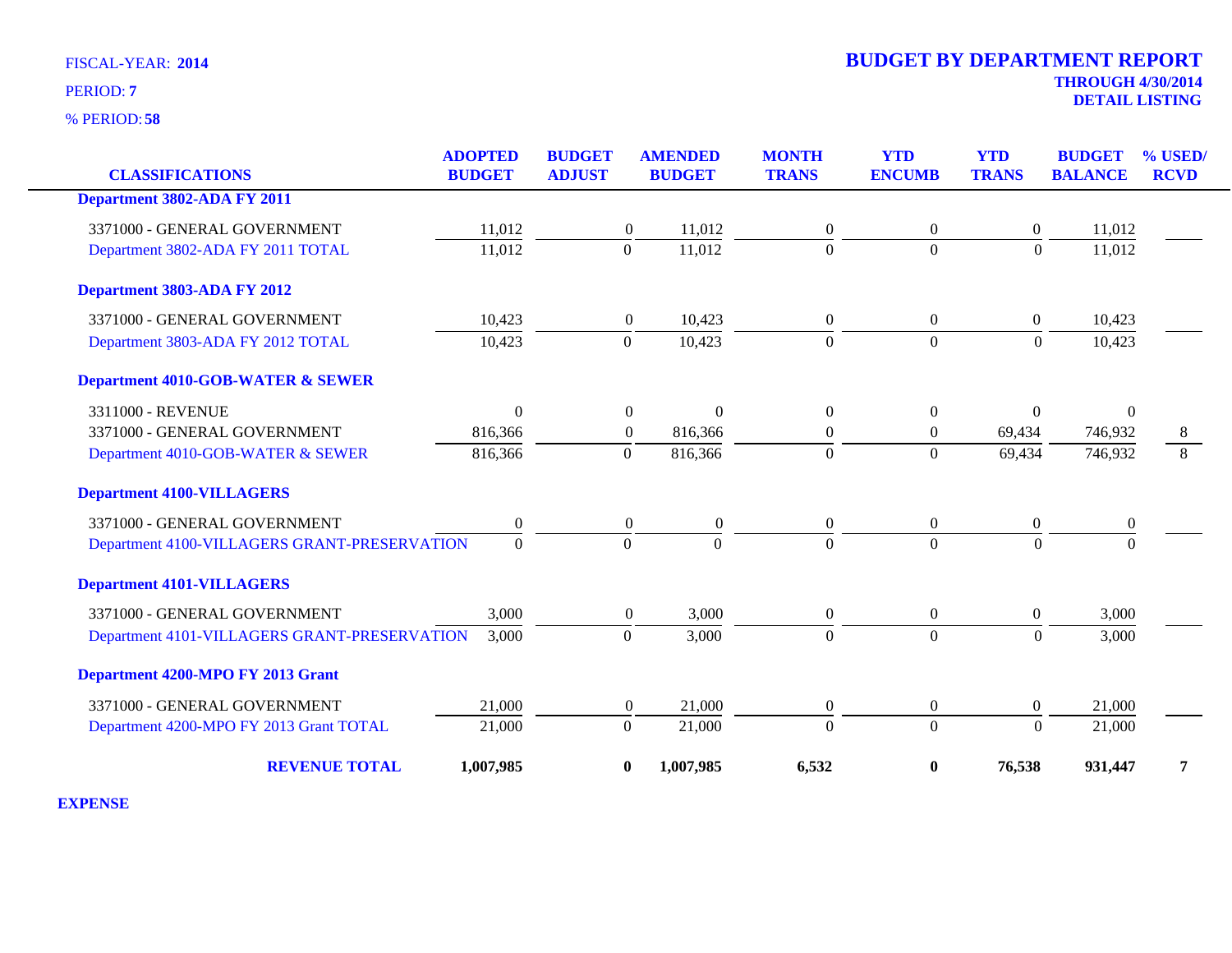FISCAL-YEAR: **2014**

PERIOD: **7**

% PERIOD: **58**

# BUDGET BY DEPARTMENT REPORT

**THROUGH 4/30/2014**
**DETAIL LISTING**

| CLASSIFICATIONS | ADOPTED BUDGET | BUDGET ADJUST | AMENDED BUDGET | MONTH TRANS | YTD ENCUMB | YTD TRANS | BUDGET BALANCE | % USED/ RCVD |
|---|---|---|---|---|---|---|---|---|
| **Department 3802-ADA FY 2011** | | | | | | | | |
| 3371000 - GENERAL GOVERNMENT | 11,012 | 0 | 11,012 | 0 | 0 | 0 | 11,012 | |
| Department 3802-ADA FY 2011 TOTAL | 11,012 | 0 | 11,012 | 0 | 0 | 0 | 11,012 | |
| **Department 3803-ADA FY 2012** | | | | | | | | |
| 3371000 - GENERAL GOVERNMENT | 10,423 | 0 | 10,423 | 0 | 0 | 0 | 10,423 | |
| Department 3803-ADA FY 2012 TOTAL | 10,423 | 0 | 10,423 | 0 | 0 | 0 | 10,423 | |
| **Department 4010-GOB-WATER & SEWER** | | | | | | | | |
| 3311000 - REVENUE | 0 | 0 | 0 | 0 | 0 | 0 | 0 | |
| 3371000 - GENERAL GOVERNMENT | 816,366 | 0 | 816,366 | 0 | 0 | 69,434 | 746,932 | 8 |
| Department 4010-GOB-WATER & SEWER | 816,366 | 0 | 816,366 | 0 | 0 | 69,434 | 746,932 | 8 |
| **Department 4100-VILLAGERS** | | | | | | | | |
| 3371000 - GENERAL GOVERNMENT | 0 | 0 | 0 | 0 | 0 | 0 | 0 | |
| Department 4100-VILLAGERS GRANT-PRESERVATION | 0 | 0 | 0 | 0 | 0 | 0 | 0 | |
| **Department 4101-VILLAGERS** | | | | | | | | |
| 3371000 - GENERAL GOVERNMENT | 3,000 | 0 | 3,000 | 0 | 0 | 0 | 3,000 | |
| Department 4101-VILLAGERS GRANT-PRESERVATION | 3,000 | 0 | 3,000 | 0 | 0 | 0 | 3,000 | |
| **Department 4200-MPO FY 2013 Grant** | | | | | | | | |
| 3371000 - GENERAL GOVERNMENT | 21,000 | 0 | 21,000 | 0 | 0 | 0 | 21,000 | |
| Department 4200-MPO FY 2013 Grant TOTAL | 21,000 | 0 | 21,000 | 0 | 0 | 0 | 21,000 | |
| **REVENUE TOTAL** | **1,007,985** | **0** | **1,007,985** | **6,532** | **0** | **76,538** | **931,447** | **7** |

**EXPENSE**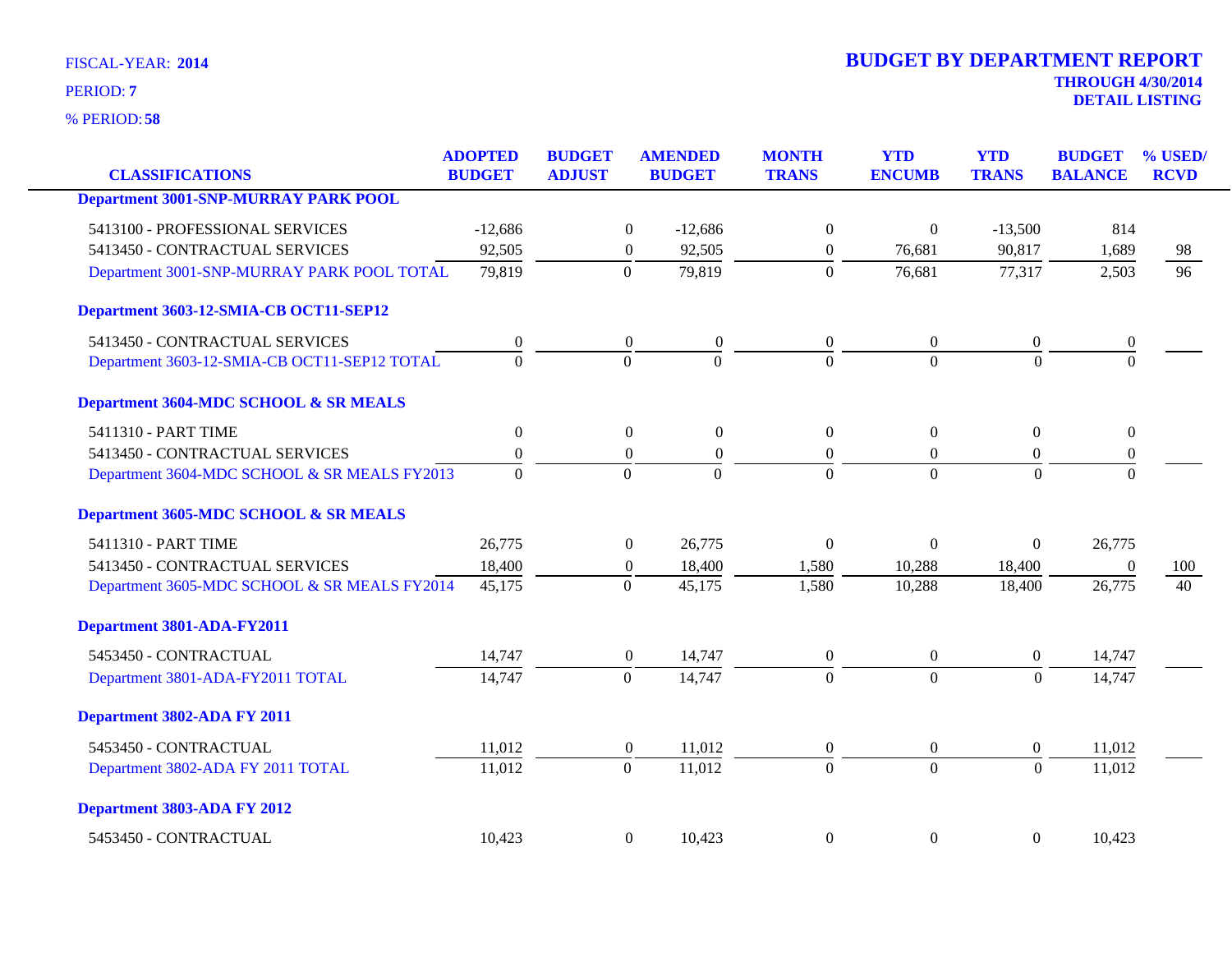FISCAL-YEAR: **2014**

PERIOD: **7**

% PERIOD: **58**

# BUDGET BY DEPARTMENT REPORT

**THROUGH 4/30/2014**

**DETAIL LISTING**

| CLASSIFICATIONS | ADOPTED BUDGET | BUDGET ADJUST | AMENDED BUDGET | MONTH TRANS | YTD ENCUMB | YTD TRANS | BUDGET BALANCE | % USED/ RCVD |
|---|---|---|---|---|---|---|---|---|
| **Department 3001-SNP-MURRAY PARK POOL** | | | | | | | | |
| 5413100 - PROFESSIONAL SERVICES | -12,686 | 0 | -12,686 | 0 | 0 | -13,500 | 814 | |
| 5413450 - CONTRACTUAL SERVICES | 92,505 | 0 | 92,505 | 0 | 76,681 | 90,817 | 1,689 | 98 |
| Department 3001-SNP-MURRAY PARK POOL TOTAL | 79,819 | 0 | 79,819 | 0 | 76,681 | 77,317 | 2,503 | 96 |
| **Department 3603-12-SMIA-CB OCT11-SEP12** | | | | | | | | |
| 5413450 - CONTRACTUAL SERVICES | 0 | 0 | 0 | 0 | 0 | 0 | 0 | |
| Department 3603-12-SMIA-CB OCT11-SEP12 TOTAL | 0 | 0 | 0 | 0 | 0 | 0 | 0 | |
| **Department 3604-MDC SCHOOL & SR MEALS** | | | | | | | | |
| 5411310 - PART TIME | 0 | 0 | 0 | 0 | 0 | 0 | 0 | |
| 5413450 - CONTRACTUAL SERVICES | 0 | 0 | 0 | 0 | 0 | 0 | 0 | |
| Department 3604-MDC SCHOOL & SR MEALS FY2013 | 0 | 0 | 0 | 0 | 0 | 0 | 0 | |
| **Department 3605-MDC SCHOOL & SR MEALS** | | | | | | | | |
| 5411310 - PART TIME | 26,775 | 0 | 26,775 | 0 | 0 | 0 | 26,775 | |
| 5413450 - CONTRACTUAL SERVICES | 18,400 | 0 | 18,400 | 1,580 | 10,288 | 18,400 | 0 | 100 |
| Department 3605-MDC SCHOOL & SR MEALS FY2014 | 45,175 | 0 | 45,175 | 1,580 | 10,288 | 18,400 | 26,775 | 40 |
| **Department 3801-ADA-FY2011** | | | | | | | | |
| 5453450 - CONTRACTUAL | 14,747 | 0 | 14,747 | 0 | 0 | 0 | 14,747 | |
| Department 3801-ADA-FY2011 TOTAL | 14,747 | 0 | 14,747 | 0 | 0 | 0 | 14,747 | |
| **Department 3802-ADA FY 2011** | | | | | | | | |
| 5453450 - CONTRACTUAL | 11,012 | 0 | 11,012 | 0 | 0 | 0 | 11,012 | |
| Department 3802-ADA FY 2011 TOTAL | 11,012 | 0 | 11,012 | 0 | 0 | 0 | 11,012 | |
| **Department 3803-ADA FY 2012** | | | | | | | | |
| 5453450 - CONTRACTUAL | 10,423 | 0 | 10,423 | 0 | 0 | 0 | 10,423 | |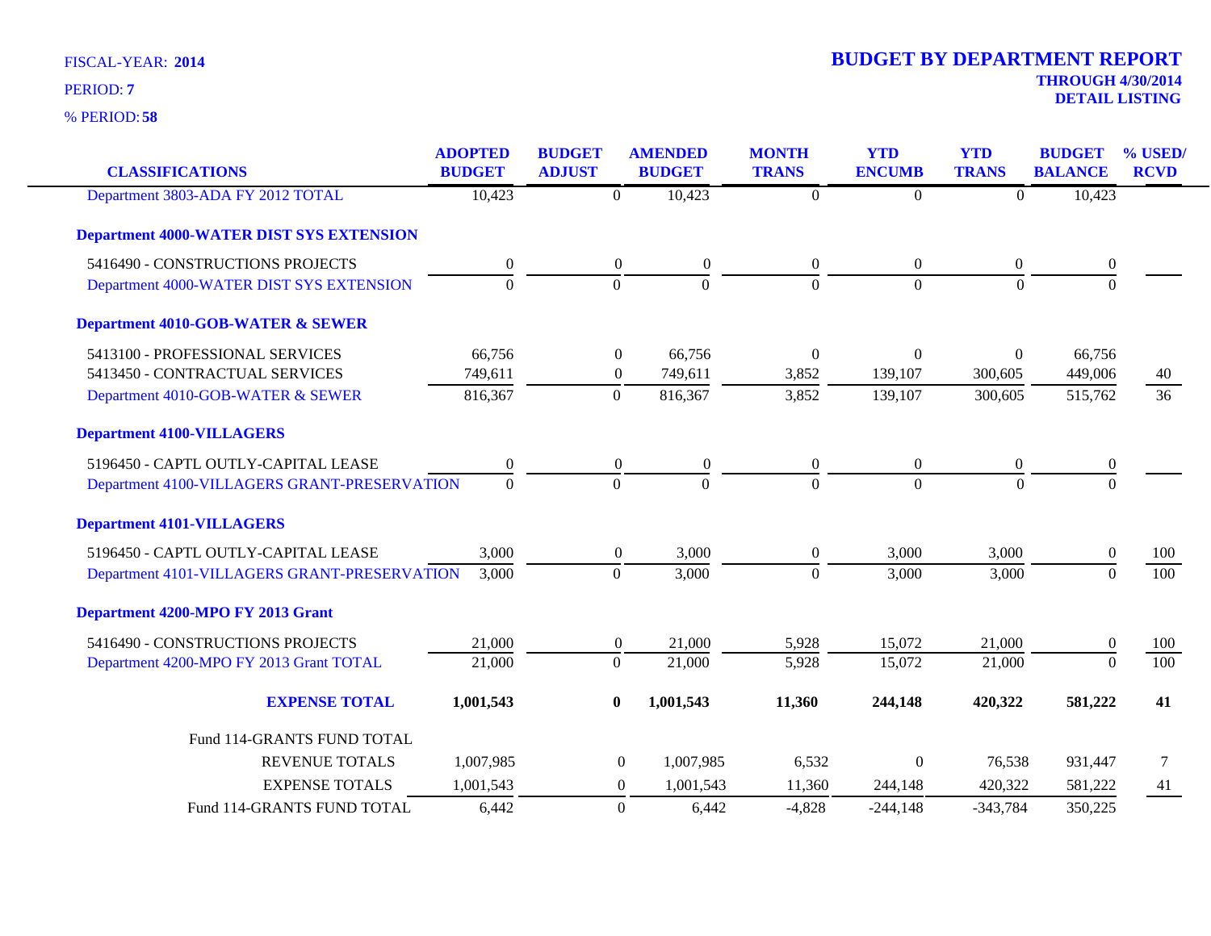FISCAL-YEAR: **2014**

PERIOD: **7**

% PERIOD: **58**

# BUDGET BY DEPARTMENT REPORT

**THROUGH 4/30/2014**

**DETAIL LISTING**

| CLASSIFICATIONS | ADOPTED BUDGET | BUDGET ADJUST | AMENDED BUDGET | MONTH TRANS | YTD ENCUMB | YTD TRANS | BUDGET BALANCE | % USED/ RCVD |
|---|---|---|---|---|---|---|---|---|
| Department 3803-ADA FY 2012 TOTAL | 10,423 | 0 | 10,423 | 0 | 0 | 0 | 10,423 | |
| **Department 4000-WATER DIST SYS EXTENSION** | | | | | | | | |
| 5416490 - CONSTRUCTIONS PROJECTS | 0 | 0 | 0 | 0 | 0 | 0 | 0 | |
| Department 4000-WATER DIST SYS EXTENSION | 0 | 0 | 0 | 0 | 0 | 0 | 0 | |
| **Department 4010-GOB-WATER & SEWER** | | | | | | | | |
| 5413100 - PROFESSIONAL SERVICES | 66,756 | 0 | 66,756 | 0 | 0 | 0 | 66,756 | |
| 5413450 - CONTRACTUAL SERVICES | 749,611 | 0 | 749,611 | 3,852 | 139,107 | 300,605 | 449,006 | 40 |
| Department 4010-GOB-WATER & SEWER | 816,367 | 0 | 816,367 | 3,852 | 139,107 | 300,605 | 515,762 | 36 |
| **Department 4100-VILLAGERS** | | | | | | | | |
| 5196450 - CAPTL OUTLY-CAPITAL LEASE | 0 | 0 | 0 | 0 | 0 | 0 | 0 | |
| Department 4100-VILLAGERS GRANT-PRESERVATION | 0 | 0 | 0 | 0 | 0 | 0 | 0 | |
| **Department 4101-VILLAGERS** | | | | | | | | |
| 5196450 - CAPTL OUTLY-CAPITAL LEASE | 3,000 | 0 | 3,000 | 0 | 3,000 | 3,000 | 0 | 100 |
| Department 4101-VILLAGERS GRANT-PRESERVATION | 3,000 | 0 | 3,000 | 0 | 3,000 | 3,000 | 0 | 100 |
| **Department 4200-MPO FY 2013 Grant** | | | | | | | | |
| 5416490 - CONSTRUCTIONS PROJECTS | 21,000 | 0 | 21,000 | 5,928 | 15,072 | 21,000 | 0 | 100 |
| Department 4200-MPO FY 2013 Grant TOTAL | 21,000 | 0 | 21,000 | 5,928 | 15,072 | 21,000 | 0 | 100 |
| **EXPENSE TOTAL** | **1,001,543** | **0** | **1,001,543** | **11,360** | **244,148** | **420,322** | **581,222** | **41** |
| Fund 114-GRANTS FUND TOTAL | | | | | | | | |
| REVENUE TOTALS | 1,007,985 | 0 | 1,007,985 | 6,532 | 0 | 76,538 | 931,447 | 7 |
| EXPENSE TOTALS | 1,001,543 | 0 | 1,001,543 | 11,360 | 244,148 | 420,322 | 581,222 | 41 |
| Fund 114-GRANTS FUND TOTAL | 6,442 | 0 | 6,442 | -4,828 | -244,148 | -343,784 | 350,225 | |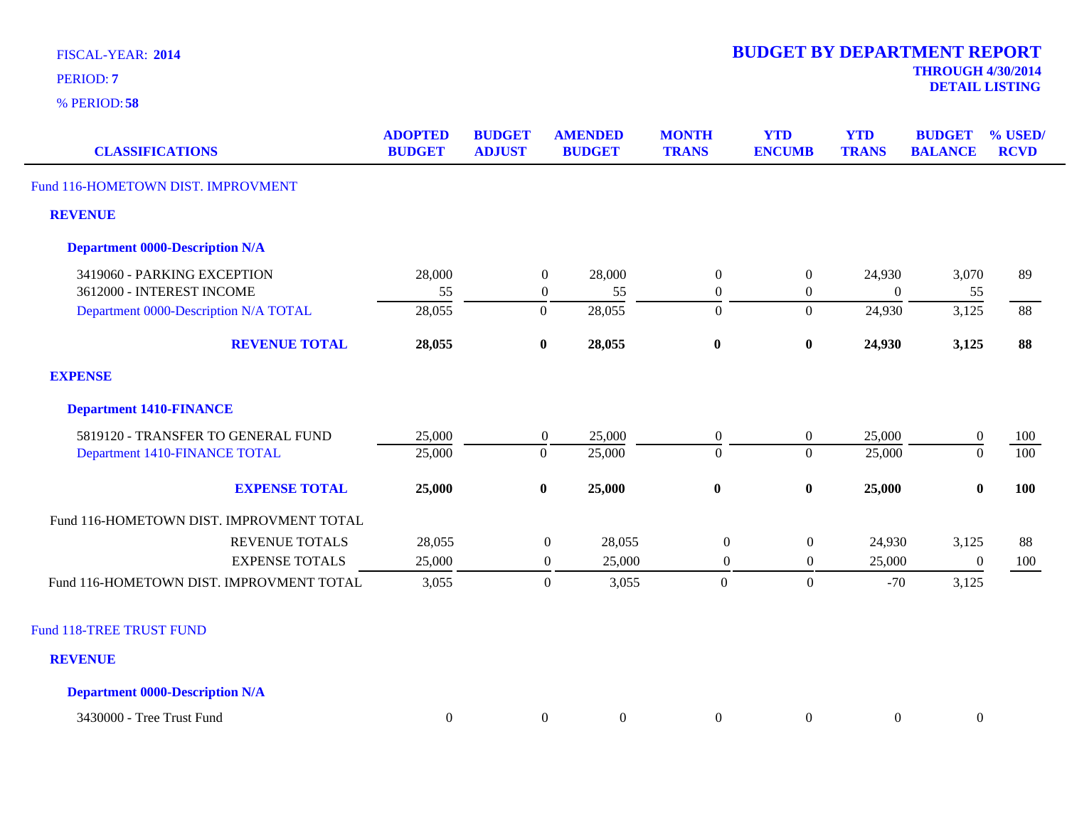FISCAL-YEAR: **2014**

PERIOD: **7**

% PERIOD: **58**

# BUDGET BY DEPARTMENT REPORT

**THROUGH 4/30/2014**

**DETAIL LISTING**

| CLASSIFICATIONS | ADOPTED BUDGET | BUDGET ADJUST | AMENDED BUDGET | MONTH TRANS | YTD ENCUMB | YTD TRANS | BUDGET BALANCE | % USED/ RCVD |
|---|---|---|---|---|---|---|---|---|
| Fund 116-HOMETOWN DIST. IMPROVMENT | | | | | | | | |
| **REVENUE** | | | | | | | | |
| **Department 0000-Description N/A** | | | | | | | | |
| 3419060 - PARKING EXCEPTION | 28,000 | 0 | 28,000 | 0 | 0 | 24,930 | 3,070 | 89 |
| 3612000 - INTEREST INCOME | 55 | 0 | 55 | 0 | 0 | 0 | 55 | |
| Department 0000-Description N/A TOTAL | 28,055 | 0 | 28,055 | 0 | 0 | 24,930 | 3,125 | 88 |
| **REVENUE TOTAL** | **28,055** | **0** | **28,055** | **0** | **0** | **24,930** | **3,125** | **88** |
| **EXPENSE** | | | | | | | | |
| **Department 1410-FINANCE** | | | | | | | | |
| 5819120 - TRANSFER TO GENERAL FUND | 25,000 | 0 | 25,000 | 0 | 0 | 25,000 | 0 | 100 |
| Department 1410-FINANCE TOTAL | 25,000 | 0 | 25,000 | 0 | 0 | 25,000 | 0 | 100 |
| **EXPENSE TOTAL** | **25,000** | **0** | **25,000** | **0** | **0** | **25,000** | **0** | **100** |
| Fund 116-HOMETOWN DIST. IMPROVMENT TOTAL | | | | | | | | |
| REVENUE TOTALS | 28,055 | 0 | 28,055 | 0 | 0 | 24,930 | 3,125 | 88 |
| EXPENSE TOTALS | 25,000 | 0 | 25,000 | 0 | 0 | 25,000 | 0 | 100 |
| Fund 116-HOMETOWN DIST. IMPROVMENT TOTAL | 3,055 | 0 | 3,055 | 0 | 0 | -70 | 3,125 | |
| Fund 118-TREE TRUST FUND | | | | | | | | |
| **REVENUE** | | | | | | | | |
| **Department 0000-Description N/A** | | | | | | | | |
| 3430000 - Tree Trust Fund | 0 | 0 | 0 | 0 | 0 | 0 | 0 | |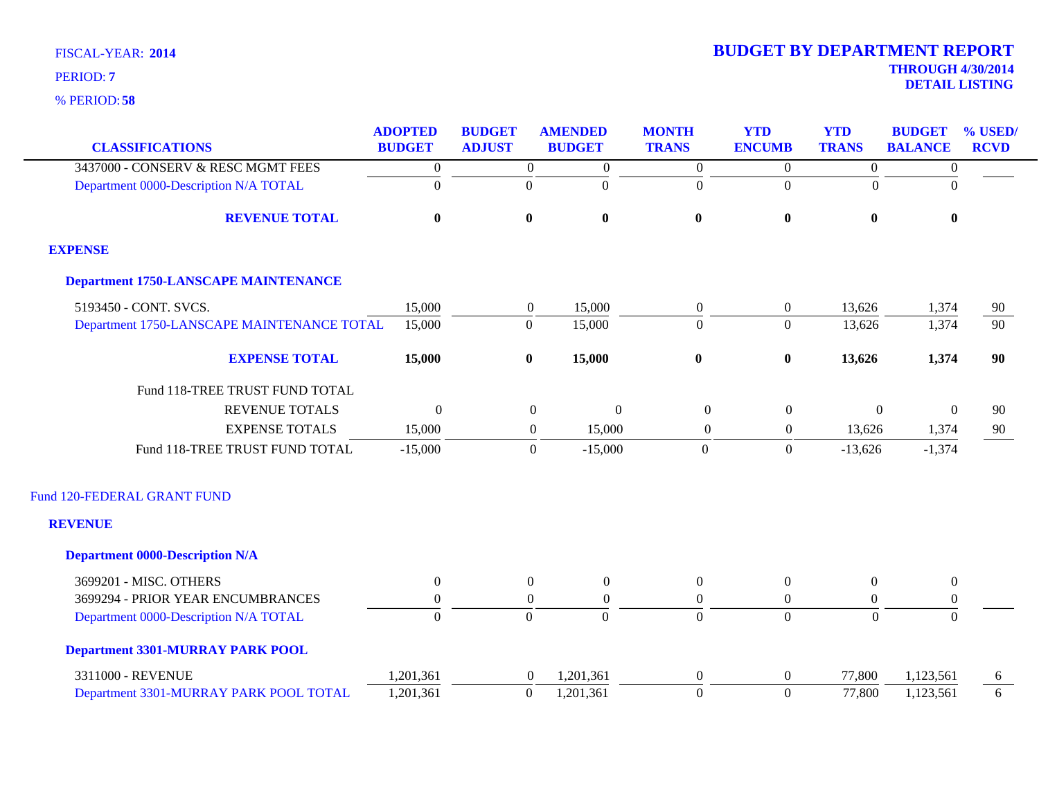FISCAL-YEAR: **2014**

PERIOD: **7**

% PERIOD: **58**

# BUDGET BY DEPARTMENT REPORT

**THROUGH 4/30/2014**

**DETAIL LISTING**

| CLASSIFICATIONS | ADOPTED BUDGET | BUDGET ADJUST | AMENDED BUDGET | MONTH TRANS | YTD ENCUMB | YTD TRANS | BUDGET BALANCE | % USED/ RCVD |
|---|---|---|---|---|---|---|---|---|
| 3437000 - CONSERV & RESC MGMT FEES | 0 | 0 | 0 | 0 | 0 | 0 | 0 | |
| Department 0000-Description N/A TOTAL | 0 | 0 | 0 | 0 | 0 | 0 | 0 | |
| **REVENUE TOTAL** | **0** | **0** | **0** | **0** | **0** | **0** | **0** | |
| **EXPENSE** | | | | | | | | |
| **Department 1750-LANSCAPE MAINTENANCE** | | | | | | | | |
| 5193450 - CONT. SVCS. | 15,000 | 0 | 15,000 | 0 | 0 | 13,626 | 1,374 | 90 |
| Department 1750-LANSCAPE MAINTENANCE TOTAL | 15,000 | 0 | 15,000 | 0 | 0 | 13,626 | 1,374 | 90 |
| **EXPENSE TOTAL** | **15,000** | **0** | **15,000** | **0** | **0** | **13,626** | **1,374** | **90** |
| Fund 118-TREE TRUST FUND TOTAL | | | | | | | | |
| REVENUE TOTALS | 0 | 0 | 0 | 0 | 0 | 0 | 0 | 90 |
| EXPENSE TOTALS | 15,000 | 0 | 15,000 | 0 | 0 | 13,626 | 1,374 | 90 |
| Fund 118-TREE TRUST FUND TOTAL | -15,000 | 0 | -15,000 | 0 | 0 | -13,626 | -1,374 | |

Fund 120-FEDERAL GRANT FUND

| CLASSIFICATIONS | ADOPTED BUDGET | BUDGET ADJUST | AMENDED BUDGET | MONTH TRANS | YTD ENCUMB | YTD TRANS | BUDGET BALANCE | % USED/ RCVD |
|---|---|---|---|---|---|---|---|---|
| **REVENUE** | | | | | | | | |
| **Department 0000-Description N/A** | | | | | | | | |
| 3699201 - MISC. OTHERS | 0 | 0 | 0 | 0 | 0 | 0 | 0 | |
| 3699294 - PRIOR YEAR ENCUMBRANCES | 0 | 0 | 0 | 0 | 0 | 0 | 0 | |
| Department 0000-Description N/A TOTAL | 0 | 0 | 0 | 0 | 0 | 0 | 0 | |
| **Department 3301-MURRAY PARK POOL** | | | | | | | | |
| 3311000 - REVENUE | 1,201,361 | 0 | 1,201,361 | 0 | 0 | 77,800 | 1,123,561 | 6 |
| Department 3301-MURRAY PARK POOL TOTAL | 1,201,361 | 0 | 1,201,361 | 0 | 0 | 77,800 | 1,123,561 | 6 |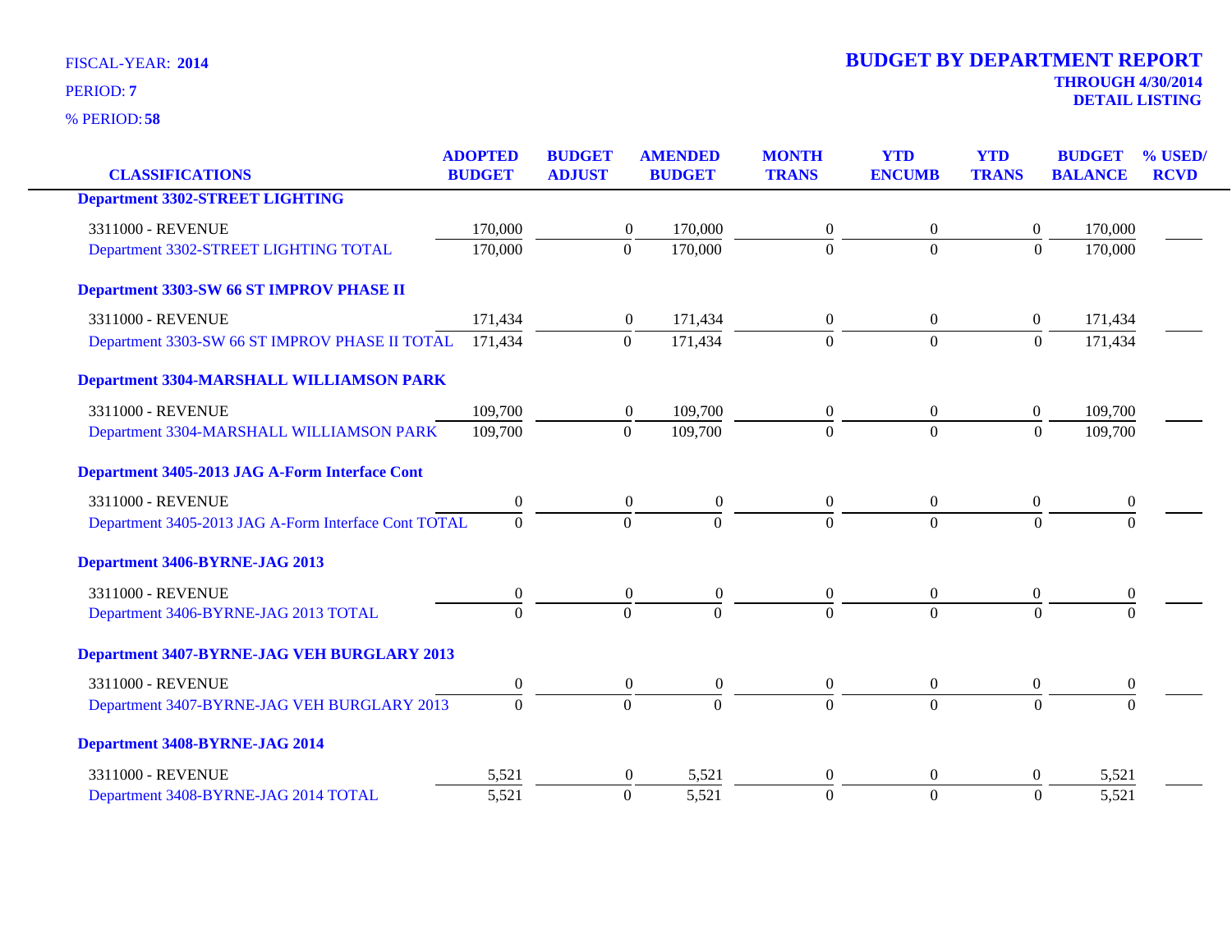FISCAL-YEAR: **2014**

PERIOD: **7**

% PERIOD: **58**

# BUDGET BY DEPARTMENT REPORT

**THROUGH 4/30/2014**

**DETAIL LISTING**

| CLASSIFICATIONS | ADOPTED BUDGET | BUDGET ADJUST | AMENDED BUDGET | MONTH TRANS | YTD ENCUMB | YTD TRANS | BUDGET BALANCE | % USED/ RCVD |
|---|---|---|---|---|---|---|---|---|
| **Department 3302-STREET LIGHTING** | | | | | | | | |
| 3311000 - REVENUE | 170,000 | 0 | 170,000 | 0 | 0 | 0 | 170,000 | |
| Department 3302-STREET LIGHTING TOTAL | 170,000 | 0 | 170,000 | 0 | 0 | 0 | 170,000 | |
| **Department 3303-SW 66 ST IMPROV PHASE II** | | | | | | | | |
| 3311000 - REVENUE | 171,434 | 0 | 171,434 | 0 | 0 | 0 | 171,434 | |
| Department 3303-SW 66 ST IMPROV PHASE II TOTAL | 171,434 | 0 | 171,434 | 0 | 0 | 0 | 171,434 | |
| **Department 3304-MARSHALL WILLIAMSON PARK** | | | | | | | | |
| 3311000 - REVENUE | 109,700 | 0 | 109,700 | 0 | 0 | 0 | 109,700 | |
| Department 3304-MARSHALL WILLIAMSON PARK | 109,700 | 0 | 109,700 | 0 | 0 | 0 | 109,700 | |
| **Department 3405-2013 JAG A-Form Interface Cont** | | | | | | | | |
| 3311000 - REVENUE | 0 | 0 | 0 | 0 | 0 | 0 | 0 | |
| Department 3405-2013 JAG A-Form Interface Cont TOTAL | 0 | 0 | 0 | 0 | 0 | 0 | 0 | |
| **Department 3406-BYRNE-JAG 2013** | | | | | | | | |
| 3311000 - REVENUE | 0 | 0 | 0 | 0 | 0 | 0 | 0 | |
| Department 3406-BYRNE-JAG 2013 TOTAL | 0 | 0 | 0 | 0 | 0 | 0 | 0 | |
| **Department 3407-BYRNE-JAG VEH BURGLARY 2013** | | | | | | | | |
| 3311000 - REVENUE | 0 | 0 | 0 | 0 | 0 | 0 | 0 | |
| Department 3407-BYRNE-JAG VEH BURGLARY 2013 | 0 | 0 | 0 | 0 | 0 | 0 | 0 | |
| **Department 3408-BYRNE-JAG 2014** | | | | | | | | |
| 3311000 - REVENUE | 5,521 | 0 | 5,521 | 0 | 0 | 0 | 5,521 | |
| Department 3408-BYRNE-JAG 2014 TOTAL | 5,521 | 0 | 5,521 | 0 | 0 | 0 | 5,521 | |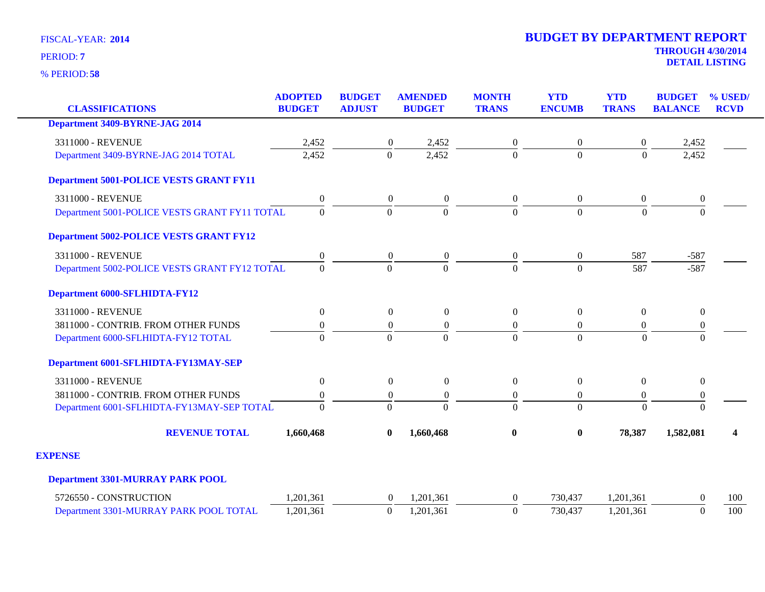FISCAL-YEAR: **2014**

PERIOD: **7**

% PERIOD: **58**

# BUDGET BY DEPARTMENT REPORT

**THROUGH 4/30/2014**

**DETAIL LISTING**

| CLASSIFICATIONS | ADOPTED BUDGET | BUDGET ADJUST | AMENDED BUDGET | MONTH TRANS | YTD ENCUMB | YTD TRANS | BUDGET BALANCE | % USED/ RCVD |
|---|---|---|---|---|---|---|---|---|
| **Department 3409-BYRNE-JAG 2014** | | | | | | | | |
| 3311000 - REVENUE | 2,452 | 0 | 2,452 | 0 | 0 | 0 | 2,452 | |
| Department 3409-BYRNE-JAG 2014 TOTAL | 2,452 | 0 | 2,452 | 0 | 0 | 0 | 2,452 | |
| **Department 5001-POLICE VESTS GRANT FY11** | | | | | | | | |
| 3311000 - REVENUE | 0 | 0 | 0 | 0 | 0 | 0 | 0 | |
| Department 5001-POLICE VESTS GRANT FY11 TOTAL | 0 | 0 | 0 | 0 | 0 | 0 | 0 | |
| **Department 5002-POLICE VESTS GRANT FY12** | | | | | | | | |
| 3311000 - REVENUE | 0 | 0 | 0 | 0 | 0 | 587 | -587 | |
| Department 5002-POLICE VESTS GRANT FY12 TOTAL | 0 | 0 | 0 | 0 | 0 | 587 | -587 | |
| **Department 6000-SFLHIDTA-FY12** | | | | | | | | |
| 3311000 - REVENUE | 0 | 0 | 0 | 0 | 0 | 0 | 0 | |
| 3811000 - CONTRIB. FROM OTHER FUNDS | 0 | 0 | 0 | 0 | 0 | 0 | 0 | |
| Department 6000-SFLHIDTA-FY12 TOTAL | 0 | 0 | 0 | 0 | 0 | 0 | 0 | |
| **Department 6001-SFLHIDTA-FY13MAY-SEP** | | | | | | | | |
| 3311000 - REVENUE | 0 | 0 | 0 | 0 | 0 | 0 | 0 | |
| 3811000 - CONTRIB. FROM OTHER FUNDS | 0 | 0 | 0 | 0 | 0 | 0 | 0 | |
| Department 6001-SFLHIDTA-FY13MAY-SEP TOTAL | 0 | 0 | 0 | 0 | 0 | 0 | 0 | |
| **REVENUE TOTAL** | **1,660,468** | **0** | **1,660,468** | **0** | **0** | **78,387** | **1,582,081** | **4** |
| **EXPENSE** | | | | | | | | |
| **Department 3301-MURRAY PARK POOL** | | | | | | | | |
| 5726550 - CONSTRUCTION | 1,201,361 | 0 | 1,201,361 | 0 | 730,437 | 1,201,361 | 0 | 100 |
| Department 3301-MURRAY PARK POOL TOTAL | 1,201,361 | 0 | 1,201,361 | 0 | 730,437 | 1,201,361 | 0 | 100 |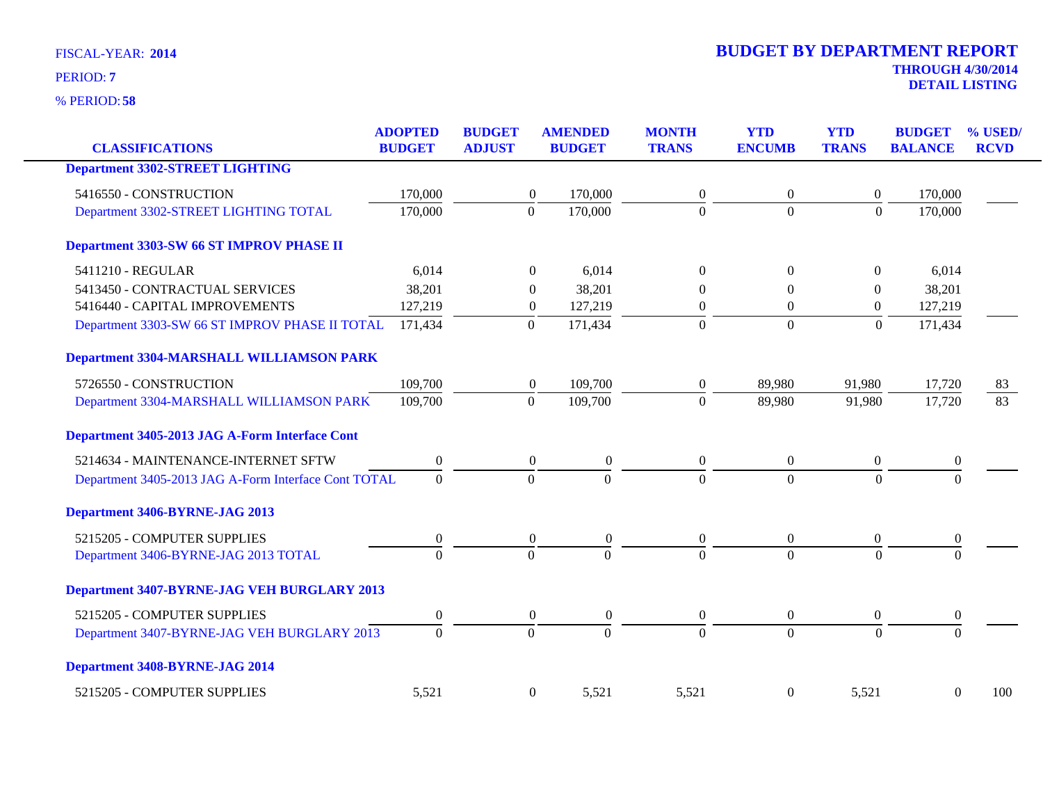FISCAL-YEAR: **2014**

PERIOD: **7**

% PERIOD: **58**

# BUDGET BY DEPARTMENT REPORT

**THROUGH 4/30/2014**

**DETAIL LISTING**

| CLASSIFICATIONS | ADOPTED BUDGET | BUDGET ADJUST | AMENDED BUDGET | MONTH TRANS | YTD ENCUMB | YTD TRANS | BUDGET BALANCE | % USED/ RCVD |
|---|---|---|---|---|---|---|---|---|
| **Department 3302-STREET LIGHTING** | | | | | | | | |
| 5416550 - CONSTRUCTION | 170,000 | 0 | 170,000 | 0 | 0 | 0 | 170,000 | |
| Department 3302-STREET LIGHTING TOTAL | 170,000 | 0 | 170,000 | 0 | 0 | 0 | 170,000 | |
| **Department 3303-SW 66 ST IMPROV PHASE II** | | | | | | | | |
| 5411210 - REGULAR | 6,014 | 0 | 6,014 | 0 | 0 | 0 | 6,014 | |
| 5413450 - CONTRACTUAL SERVICES | 38,201 | 0 | 38,201 | 0 | 0 | 0 | 38,201 | |
| 5416440 - CAPITAL IMPROVEMENTS | 127,219 | 0 | 127,219 | 0 | 0 | 0 | 127,219 | |
| Department 3303-SW 66 ST IMPROV PHASE II TOTAL | 171,434 | 0 | 171,434 | 0 | 0 | 0 | 171,434 | |
| **Department 3304-MARSHALL WILLIAMSON PARK** | | | | | | | | |
| 5726550 - CONSTRUCTION | 109,700 | 0 | 109,700 | 0 | 89,980 | 91,980 | 17,720 | 83 |
| Department 3304-MARSHALL WILLIAMSON PARK | 109,700 | 0 | 109,700 | 0 | 89,980 | 91,980 | 17,720 | 83 |
| **Department 3405-2013 JAG A-Form Interface Cont** | | | | | | | | |
| 5214634 - MAINTENANCE-INTERNET SFTW | 0 | 0 | 0 | 0 | 0 | 0 | 0 | |
| Department 3405-2013 JAG A-Form Interface Cont TOTAL | 0 | 0 | 0 | 0 | 0 | 0 | 0 | |
| **Department 3406-BYRNE-JAG 2013** | | | | | | | | |
| 5215205 - COMPUTER SUPPLIES | 0 | 0 | 0 | 0 | 0 | 0 | 0 | |
| Department 3406-BYRNE-JAG 2013 TOTAL | 0 | 0 | 0 | 0 | 0 | 0 | 0 | |
| **Department 3407-BYRNE-JAG VEH BURGLARY 2013** | | | | | | | | |
| 5215205 - COMPUTER SUPPLIES | 0 | 0 | 0 | 0 | 0 | 0 | 0 | |
| Department 3407-BYRNE-JAG VEH BURGLARY 2013 | 0 | 0 | 0 | 0 | 0 | 0 | 0 | |
| **Department 3408-BYRNE-JAG 2014** | | | | | | | | |
| 5215205 - COMPUTER SUPPLIES | 5,521 | 0 | 5,521 | 5,521 | 0 | 5,521 | 0 | 100 |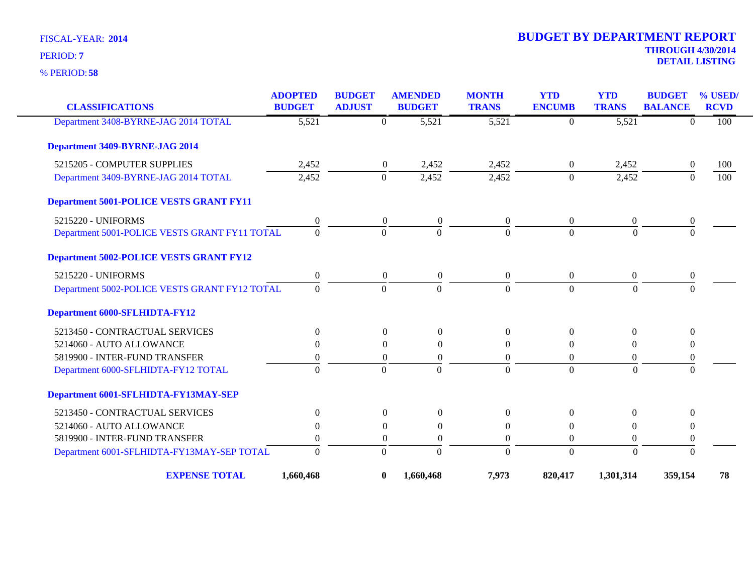FISCAL-YEAR: **2014**

PERIOD: **7**

% PERIOD: **58**

# BUDGET BY DEPARTMENT REPORT

**THROUGH 4/30/2014**

**DETAIL LISTING**

| CLASSIFICATIONS | ADOPTED BUDGET | BUDGET ADJUST | AMENDED BUDGET | MONTH TRANS | YTD ENCUMB | YTD TRANS | BUDGET BALANCE | % USED/ RCVD |
|---|---|---|---|---|---|---|---|---|
| Department 3408-BYRNE-JAG 2014 TOTAL | 5,521 | 0 | 5,521 | 5,521 | 0 | 5,521 | 0 | 100 |
| **Department 3409-BYRNE-JAG 2014** | | | | | | | | |
| 5215205 - COMPUTER SUPPLIES | 2,452 | 0 | 2,452 | 2,452 | 0 | 2,452 | 0 | 100 |
| Department 3409-BYRNE-JAG 2014 TOTAL | 2,452 | 0 | 2,452 | 2,452 | 0 | 2,452 | 0 | 100 |
| **Department 5001-POLICE VESTS GRANT FY11** | | | | | | | | |
| 5215220 - UNIFORMS | 0 | 0 | 0 | 0 | 0 | 0 | 0 | |
| Department 5001-POLICE VESTS GRANT FY11 TOTAL | 0 | 0 | 0 | 0 | 0 | 0 | 0 | |
| **Department 5002-POLICE VESTS GRANT FY12** | | | | | | | | |
| 5215220 - UNIFORMS | 0 | 0 | 0 | 0 | 0 | 0 | 0 | |
| Department 5002-POLICE VESTS GRANT FY12 TOTAL | 0 | 0 | 0 | 0 | 0 | 0 | 0 | |
| **Department 6000-SFLHIDTA-FY12** | | | | | | | | |
| 5213450 - CONTRACTUAL SERVICES | 0 | 0 | 0 | 0 | 0 | 0 | 0 | |
| 5214060 - AUTO ALLOWANCE | 0 | 0 | 0 | 0 | 0 | 0 | 0 | |
| 5819900 - INTER-FUND TRANSFER | 0 | 0 | 0 | 0 | 0 | 0 | 0 | |
| Department 6000-SFLHIDTA-FY12 TOTAL | 0 | 0 | 0 | 0 | 0 | 0 | 0 | |
| **Department 6001-SFLHIDTA-FY13MAY-SEP** | | | | | | | | |
| 5213450 - CONTRACTUAL SERVICES | 0 | 0 | 0 | 0 | 0 | 0 | 0 | |
| 5214060 - AUTO ALLOWANCE | 0 | 0 | 0 | 0 | 0 | 0 | 0 | |
| 5819900 - INTER-FUND TRANSFER | 0 | 0 | 0 | 0 | 0 | 0 | 0 | |
| Department 6001-SFLHIDTA-FY13MAY-SEP TOTAL | 0 | 0 | 0 | 0 | 0 | 0 | 0 | |
| **EXPENSE TOTAL** | **1,660,468** | **0** | **1,660,468** | **7,973** | **820,417** | **1,301,314** | **359,154** | **78** |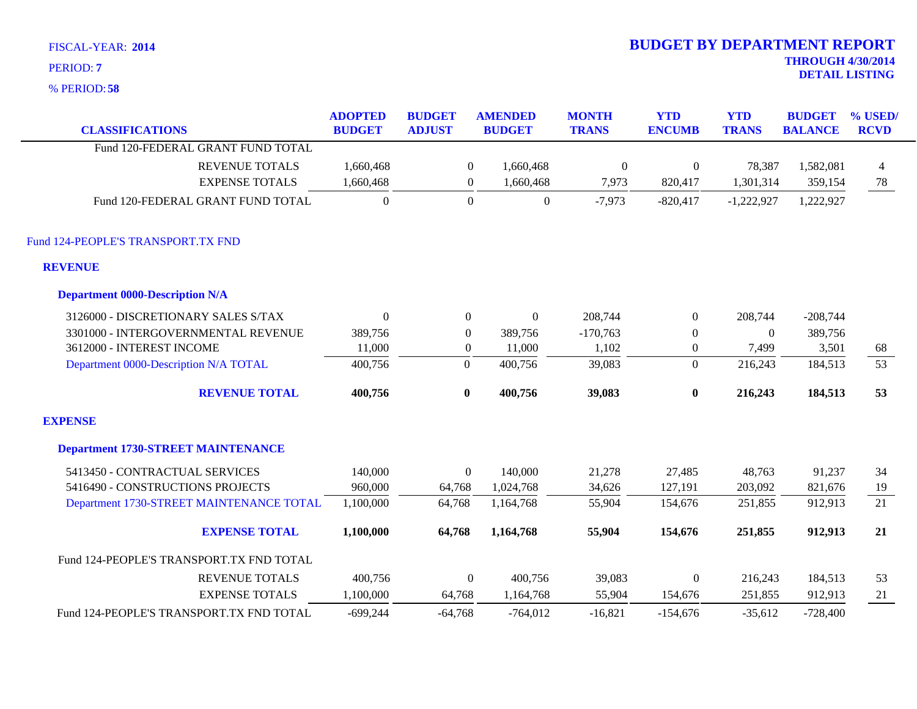FISCAL-YEAR: **2014**

PERIOD: **7**

% PERIOD: **58**

# BUDGET BY DEPARTMENT REPORT

**THROUGH 4/30/2014**

**DETAIL LISTING**

| CLASSIFICATIONS | ADOPTED BUDGET | BUDGET ADJUST | AMENDED BUDGET | MONTH TRANS | YTD ENCUMB | YTD TRANS | BUDGET BALANCE | % USED/ RCVD |
|---|---|---|---|---|---|---|---|---|
| Fund 120-FEDERAL GRANT FUND TOTAL | | | | | | | | |
| REVENUE TOTALS | 1,660,468 | 0 | 1,660,468 | 0 | 0 | 78,387 | 1,582,081 | 4 |
| EXPENSE TOTALS | 1,660,468 | 0 | 1,660,468 | 7,973 | 820,417 | 1,301,314 | 359,154 | 78 |
| Fund 120-FEDERAL GRANT FUND TOTAL | 0 | 0 | 0 | -7,973 | -820,417 | -1,222,927 | 1,222,927 | |
| Fund 124-PEOPLE'S TRANSPORT.TX FND | | | | | | | | |
| **REVENUE** | | | | | | | | |
| **Department 0000-Description N/A** | | | | | | | | |
| 3126000 - DISCRETIONARY SALES S/TAX | 0 | 0 | 0 | 208,744 | 0 | 208,744 | -208,744 | |
| 3301000 - INTERGOVERNMENTAL REVENUE | 389,756 | 0 | 389,756 | -170,763 | 0 | 0 | 389,756 | |
| 3612000 - INTEREST INCOME | 11,000 | 0 | 11,000 | 1,102 | 0 | 7,499 | 3,501 | 68 |
| Department 0000-Description N/A TOTAL | 400,756 | 0 | 400,756 | 39,083 | 0 | 216,243 | 184,513 | 53 |
| **REVENUE TOTAL** | **400,756** | **0** | **400,756** | **39,083** | **0** | **216,243** | **184,513** | **53** |
| **EXPENSE** | | | | | | | | |
| **Department 1730-STREET MAINTENANCE** | | | | | | | | |
| 5413450 - CONTRACTUAL SERVICES | 140,000 | 0 | 140,000 | 21,278 | 27,485 | 48,763 | 91,237 | 34 |
| 5416490 - CONSTRUCTIONS PROJECTS | 960,000 | 64,768 | 1,024,768 | 34,626 | 127,191 | 203,092 | 821,676 | 19 |
| Department 1730-STREET MAINTENANCE TOTAL | 1,100,000 | 64,768 | 1,164,768 | 55,904 | 154,676 | 251,855 | 912,913 | 21 |
| **EXPENSE TOTAL** | **1,100,000** | **64,768** | **1,164,768** | **55,904** | **154,676** | **251,855** | **912,913** | **21** |
| Fund 124-PEOPLE'S TRANSPORT.TX FND TOTAL | | | | | | | | |
| REVENUE TOTALS | 400,756 | 0 | 400,756 | 39,083 | 0 | 216,243 | 184,513 | 53 |
| EXPENSE TOTALS | 1,100,000 | 64,768 | 1,164,768 | 55,904 | 154,676 | 251,855 | 912,913 | 21 |
| Fund 124-PEOPLE'S TRANSPORT.TX FND TOTAL | -699,244 | -64,768 | -764,012 | -16,821 | -154,676 | -35,612 | -728,400 | |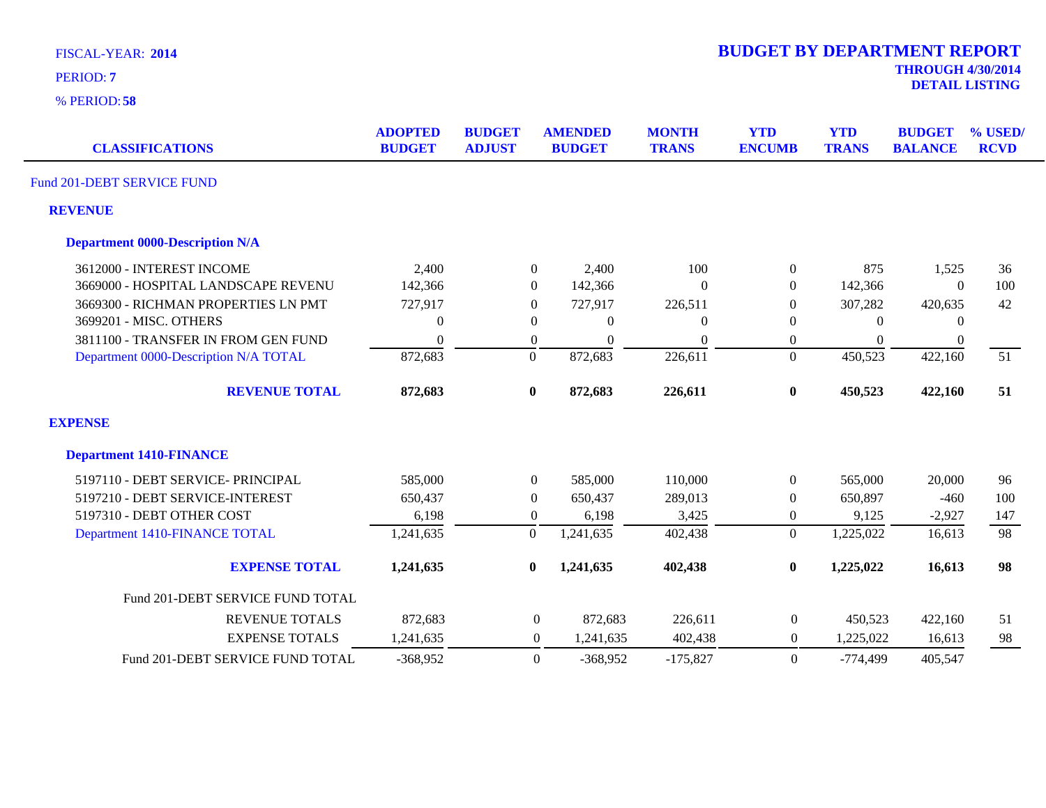FISCAL-YEAR: **2014**

PERIOD: **7**

% PERIOD: **58**

# BUDGET BY DEPARTMENT REPORT

**THROUGH 4/30/2014**
**DETAIL LISTING**

| CLASSIFICATIONS | ADOPTED BUDGET | BUDGET ADJUST | AMENDED BUDGET | MONTH TRANS | YTD ENCUMB | YTD TRANS | BUDGET BALANCE | % USED/ RCVD |
|---|---|---|---|---|---|---|---|---|
| Fund 201-DEBT SERVICE FUND | | | | | | | | |
| **REVENUE** | | | | | | | | |
| **Department 0000-Description N/A** | | | | | | | | |
| 3612000 - INTEREST INCOME | 2,400 | 0 | 2,400 | 100 | 0 | 875 | 1,525 | 36 |
| 3669000 - HOSPITAL LANDSCAPE REVENU | 142,366 | 0 | 142,366 | 0 | 0 | 142,366 | 0 | 100 |
| 3669300 - RICHMAN PROPERTIES LN PMT | 727,917 | 0 | 727,917 | 226,511 | 0 | 307,282 | 420,635 | 42 |
| 3699201 - MISC. OTHERS | 0 | 0 | 0 | 0 | 0 | 0 | 0 | |
| 3811100 - TRANSFER IN FROM GEN FUND | 0 | 0 | 0 | 0 | 0 | 0 | 0 | |
| Department 0000-Description N/A TOTAL | 872,683 | 0 | 872,683 | 226,611 | 0 | 450,523 | 422,160 | 51 |
| **REVENUE TOTAL** | **872,683** | **0** | **872,683** | **226,611** | **0** | **450,523** | **422,160** | **51** |
| **EXPENSE** | | | | | | | | |
| **Department 1410-FINANCE** | | | | | | | | |
| 5197110 - DEBT SERVICE- PRINCIPAL | 585,000 | 0 | 585,000 | 110,000 | 0 | 565,000 | 20,000 | 96 |
| 5197210 - DEBT SERVICE-INTEREST | 650,437 | 0 | 650,437 | 289,013 | 0 | 650,897 | -460 | 100 |
| 5197310 - DEBT OTHER COST | 6,198 | 0 | 6,198 | 3,425 | 0 | 9,125 | -2,927 | 147 |
| Department 1410-FINANCE TOTAL | 1,241,635 | 0 | 1,241,635 | 402,438 | 0 | 1,225,022 | 16,613 | 98 |
| **EXPENSE TOTAL** | **1,241,635** | **0** | **1,241,635** | **402,438** | **0** | **1,225,022** | **16,613** | **98** |
| Fund 201-DEBT SERVICE FUND TOTAL | | | | | | | | |
| REVENUE TOTALS | 872,683 | 0 | 872,683 | 226,611 | 0 | 450,523 | 422,160 | 51 |
| EXPENSE TOTALS | 1,241,635 | 0 | 1,241,635 | 402,438 | 0 | 1,225,022 | 16,613 | 98 |
| Fund 201-DEBT SERVICE FUND TOTAL | -368,952 | 0 | -368,952 | -175,827 | 0 | -774,499 | 405,547 | |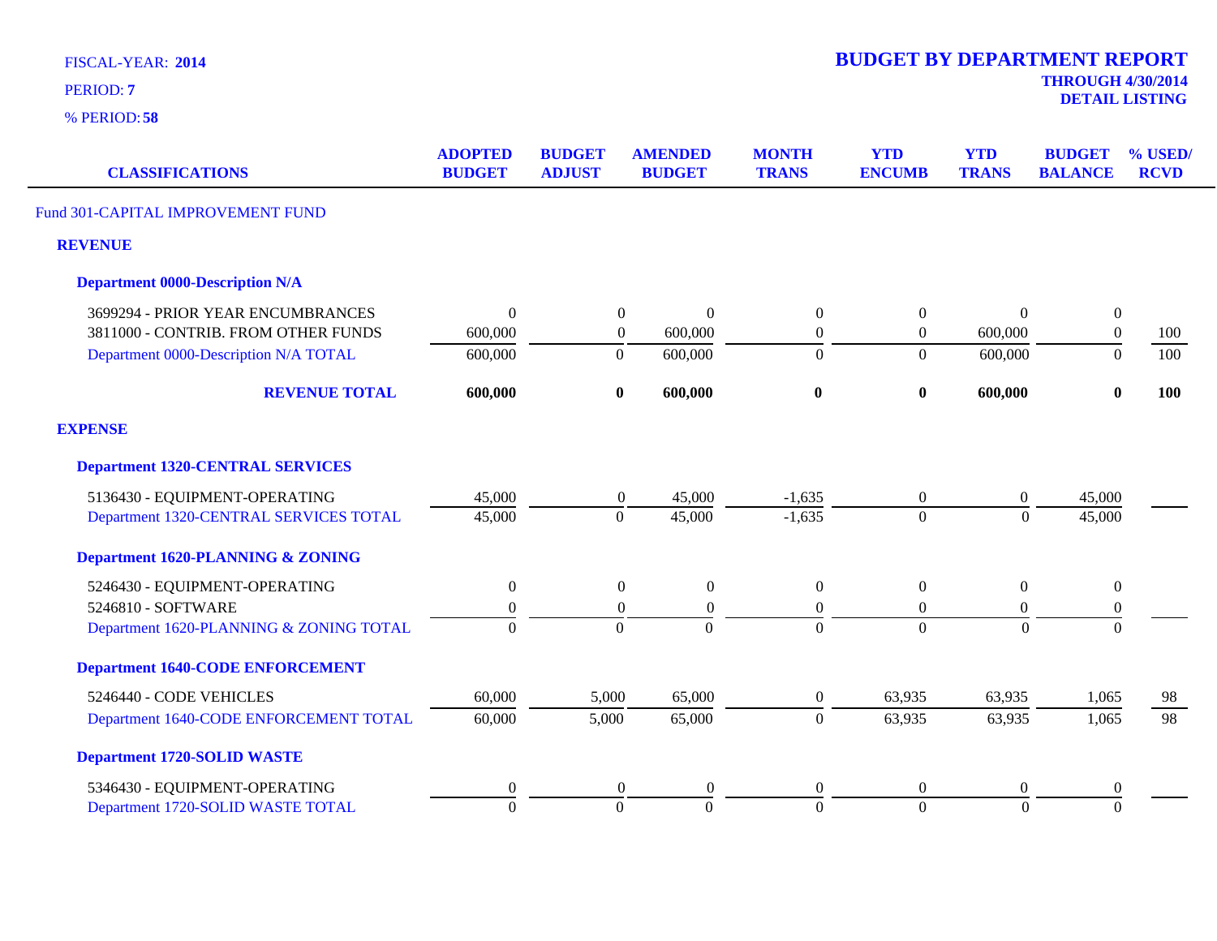FISCAL-YEAR: **2014**

PERIOD: **7**

% PERIOD: **58**

# BUDGET BY DEPARTMENT REPORT

**THROUGH 4/30/2014**

**DETAIL LISTING**

| CLASSIFICATIONS | ADOPTED BUDGET | BUDGET ADJUST | AMENDED BUDGET | MONTH TRANS | YTD ENCUMB | YTD TRANS | BUDGET BALANCE | % USED/ RCVD |
|---|---|---|---|---|---|---|---|---|
| Fund 301-CAPITAL IMPROVEMENT FUND | | | | | | | | |
| **REVENUE** | | | | | | | | |
| **Department 0000-Description N/A** | | | | | | | | |
| 3699294 - PRIOR YEAR ENCUMBRANCES | 0 | 0 | 0 | 0 | 0 | 0 | 0 | |
| 3811000 - CONTRIB. FROM OTHER FUNDS | 600,000 | 0 | 600,000 | 0 | 0 | 600,000 | 0 | 100 |
| Department 0000-Description N/A TOTAL | 600,000 | 0 | 600,000 | 0 | 0 | 600,000 | 0 | 100 |
| **REVENUE TOTAL** | **600,000** | **0** | **600,000** | **0** | **0** | **600,000** | **0** | **100** |
| **EXPENSE** | | | | | | | | |
| **Department 1320-CENTRAL SERVICES** | | | | | | | | |
| 5136430 - EQUIPMENT-OPERATING | 45,000 | 0 | 45,000 | -1,635 | 0 | 0 | 45,000 | |
| Department 1320-CENTRAL SERVICES TOTAL | 45,000 | 0 | 45,000 | -1,635 | 0 | 0 | 45,000 | |
| **Department 1620-PLANNING & ZONING** | | | | | | | | |
| 5246430 - EQUIPMENT-OPERATING | 0 | 0 | 0 | 0 | 0 | 0 | 0 | |
| 5246810 - SOFTWARE | 0 | 0 | 0 | 0 | 0 | 0 | 0 | |
| Department 1620-PLANNING & ZONING TOTAL | 0 | 0 | 0 | 0 | 0 | 0 | 0 | |
| **Department 1640-CODE ENFORCEMENT** | | | | | | | | |
| 5246440 - CODE VEHICLES | 60,000 | 5,000 | 65,000 | 0 | 63,935 | 63,935 | 1,065 | 98 |
| Department 1640-CODE ENFORCEMENT TOTAL | 60,000 | 5,000 | 65,000 | 0 | 63,935 | 63,935 | 1,065 | 98 |
| **Department 1720-SOLID WASTE** | | | | | | | | |
| 5346430 - EQUIPMENT-OPERATING | 0 | 0 | 0 | 0 | 0 | 0 | 0 | |
| Department 1720-SOLID WASTE TOTAL | 0 | 0 | 0 | 0 | 0 | 0 | 0 | |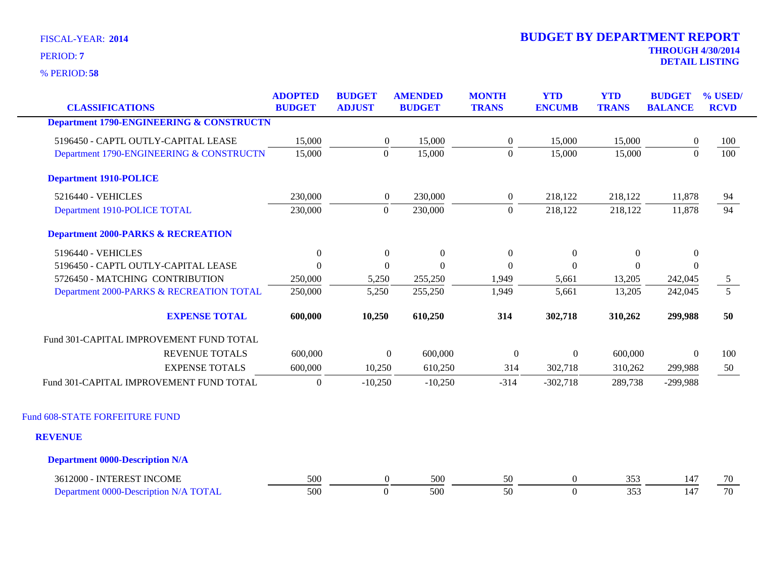FISCAL-YEAR: **2014**

PERIOD: **7**

% PERIOD: **58**

# BUDGET BY DEPARTMENT REPORT

**THROUGH 4/30/2014**

**DETAIL LISTING**

| CLASSIFICATIONS | ADOPTED BUDGET | BUDGET ADJUST | AMENDED BUDGET | MONTH TRANS | YTD ENCUMB | YTD TRANS | BUDGET BALANCE | % USED/ RCVD |
|---|---|---|---|---|---|---|---|---|
| **Department 1790-ENGINEERING & CONSTRUCTN** | | | | | | | | |
| 5196450 - CAPTL OUTLY-CAPITAL LEASE | 15,000 | 0 | 15,000 | 0 | 15,000 | 15,000 | 0 | 100 |
| Department 1790-ENGINEERING & CONSTRUCTN | 15,000 | 0 | 15,000 | 0 | 15,000 | 15,000 | 0 | 100 |
| **Department 1910-POLICE** | | | | | | | | |
| 5216440 - VEHICLES | 230,000 | 0 | 230,000 | 0 | 218,122 | 218,122 | 11,878 | 94 |
| Department 1910-POLICE TOTAL | 230,000 | 0 | 230,000 | 0 | 218,122 | 218,122 | 11,878 | 94 |
| **Department 2000-PARKS & RECREATION** | | | | | | | | |
| 5196440 - VEHICLES | 0 | 0 | 0 | 0 | 0 | 0 | 0 | |
| 5196450 - CAPTL OUTLY-CAPITAL LEASE | 0 | 0 | 0 | 0 | 0 | 0 | 0 | |
| 5726450 - MATCHING CONTRIBUTION | 250,000 | 5,250 | 255,250 | 1,949 | 5,661 | 13,205 | 242,045 | 5 |
| Department 2000-PARKS & RECREATION TOTAL | 250,000 | 5,250 | 255,250 | 1,949 | 5,661 | 13,205 | 242,045 | 5 |
| **EXPENSE TOTAL** | **600,000** | **10,250** | **610,250** | **314** | **302,718** | **310,262** | **299,988** | **50** |
| Fund 301-CAPITAL IMPROVEMENT FUND TOTAL | | | | | | | | |
| REVENUE TOTALS | 600,000 | 0 | 600,000 | 0 | 0 | 600,000 | 0 | 100 |
| EXPENSE TOTALS | 600,000 | 10,250 | 610,250 | 314 | 302,718 | 310,262 | 299,988 | 50 |
| Fund 301-CAPITAL IMPROVEMENT FUND TOTAL | 0 | -10,250 | -10,250 | -314 | -302,718 | 289,738 | -299,988 | |

Fund 608-STATE FORFEITURE FUND

**REVENUE**

| CLASSIFICATIONS | ADOPTED BUDGET | BUDGET ADJUST | AMENDED BUDGET | MONTH TRANS | YTD ENCUMB | YTD TRANS | BUDGET BALANCE | % USED/ RCVD |
|---|---|---|---|---|---|---|---|---|
| **Department 0000-Description N/A** | | | | | | | | |
| 3612000 - INTEREST INCOME | 500 | 0 | 500 | 50 | 0 | 353 | 147 | 70 |
| Department 0000-Description N/A TOTAL | 500 | 0 | 500 | 50 | 0 | 353 | 147 | 70 |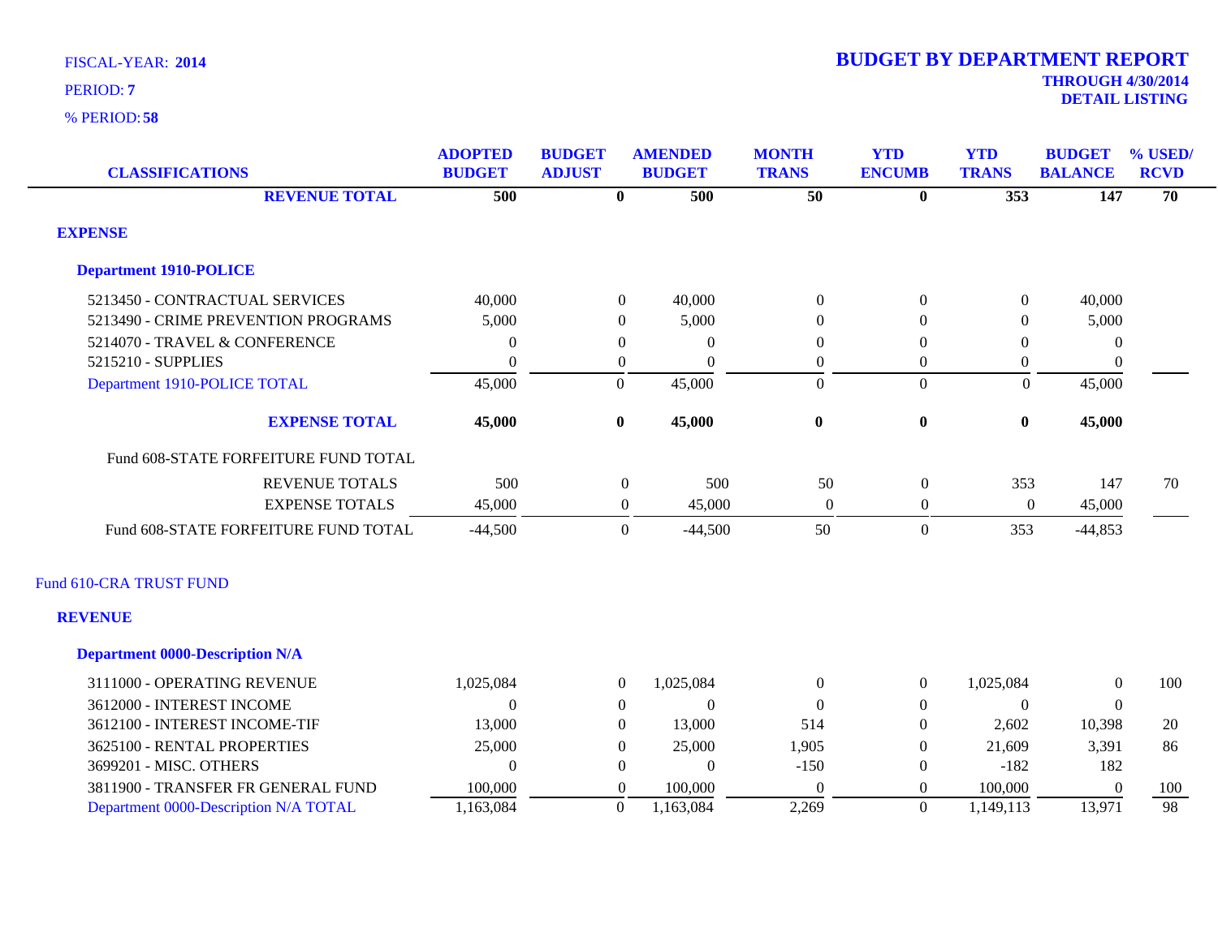FISCAL-YEAR: **2014**

PERIOD: **7**

% PERIOD: **58**

## BUDGET BY DEPARTMENT REPORT

**THROUGH 4/30/2014**

**DETAIL LISTING**

| CLASSIFICATIONS | ADOPTED BUDGET | BUDGET ADJUST | AMENDED BUDGET | MONTH TRANS | YTD ENCUMB | YTD TRANS | BUDGET BALANCE | % USED/ RCVD |
|---|---|---|---|---|---|---|---|---|
| **REVENUE TOTAL** | **500** | **0** | **500** | **50** | **0** | **353** | **147** | **70** |
| **EXPENSE** | | | | | | | | |
| **Department 1910-POLICE** | | | | | | | | |
| 5213450 - CONTRACTUAL SERVICES | 40,000 | 0 | 40,000 | 0 | 0 | 0 | 40,000 | |
| 5213490 - CRIME PREVENTION PROGRAMS | 5,000 | 0 | 5,000 | 0 | 0 | 0 | 5,000 | |
| 5214070 - TRAVEL & CONFERENCE | 0 | 0 | 0 | 0 | 0 | 0 | 0 | |
| 5215210 - SUPPLIES | 0 | 0 | 0 | 0 | 0 | 0 | 0 | |
| Department 1910-POLICE TOTAL | 45,000 | 0 | 45,000 | 0 | 0 | 0 | 45,000 | |
| **EXPENSE TOTAL** | **45,000** | **0** | **45,000** | **0** | **0** | **0** | **45,000** | |
| Fund 608-STATE FORFEITURE FUND TOTAL | | | | | | | | |
| REVENUE TOTALS | 500 | 0 | 500 | 50 | 0 | 353 | 147 | 70 |
| EXPENSE TOTALS | 45,000 | 0 | 45,000 | 0 | 0 | 0 | 45,000 | |
| Fund 608-STATE FORFEITURE FUND TOTAL | -44,500 | 0 | -44,500 | 50 | 0 | 353 | -44,853 | |
| Fund 610-CRA TRUST FUND | | | | | | | | |
| **REVENUE** | | | | | | | | |
| **Department 0000-Description N/A** | | | | | | | | |
| 3111000 - OPERATING REVENUE | 1,025,084 | 0 | 1,025,084 | 0 | 0 | 1,025,084 | 0 | 100 |
| 3612000 - INTEREST INCOME | 0 | 0 | 0 | 0 | 0 | 0 | 0 | |
| 3612100 - INTEREST INCOME-TIF | 13,000 | 0 | 13,000 | 514 | 0 | 2,602 | 10,398 | 20 |
| 3625100 - RENTAL PROPERTIES | 25,000 | 0 | 25,000 | 1,905 | 0 | 21,609 | 3,391 | 86 |
| 3699201 - MISC. OTHERS | 0 | 0 | 0 | -150 | 0 | -182 | 182 | |
| 3811900 - TRANSFER FR GENERAL FUND | 100,000 | 0 | 100,000 | 0 | 0 | 100,000 | 0 | 100 |
| Department 0000-Description N/A TOTAL | 1,163,084 | 0 | 1,163,084 | 2,269 | 0 | 1,149,113 | 13,971 | 98 |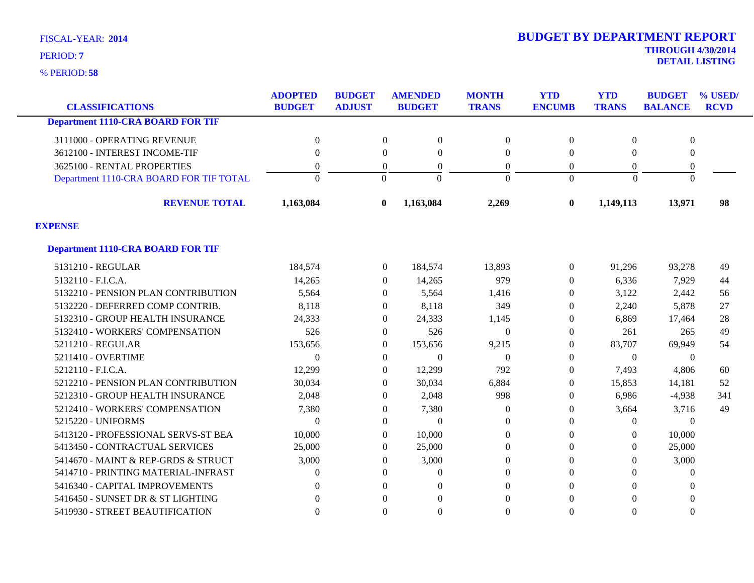FISCAL-YEAR: **2014**

PERIOD: **7**

% PERIOD: **58**

# BUDGET BY DEPARTMENT REPORT

**THROUGH 4/30/2014**

**DETAIL LISTING**

| CLASSIFICATIONS | ADOPTED BUDGET | BUDGET ADJUST | AMENDED BUDGET | MONTH TRANS | YTD ENCUMB | YTD TRANS | BUDGET BALANCE | % USED/ RCVD |
|---|---|---|---|---|---|---|---|---|
| **Department 1110-CRA BOARD FOR TIF** | | | | | | | | |
| 3111000 - OPERATING REVENUE | 0 | 0 | 0 | 0 | 0 | 0 | 0 | |
| 3612100 - INTEREST INCOME-TIF | 0 | 0 | 0 | 0 | 0 | 0 | 0 | |
| 3625100 - RENTAL PROPERTIES | 0 | 0 | 0 | 0 | 0 | 0 | 0 | |
| Department 1110-CRA BOARD FOR TIF TOTAL | 0 | 0 | 0 | 0 | 0 | 0 | 0 | |
| **REVENUE TOTAL** | **1,163,084** | **0** | **1,163,084** | **2,269** | **0** | **1,149,113** | **13,971** | **98** |
| **EXPENSE** | | | | | | | | |
| **Department 1110-CRA BOARD FOR TIF** | | | | | | | | |
| 5131210 - REGULAR | 184,574 | 0 | 184,574 | 13,893 | 0 | 91,296 | 93,278 | 49 |
| 5132110 - F.I.C.A. | 14,265 | 0 | 14,265 | 979 | 0 | 6,336 | 7,929 | 44 |
| 5132210 - PENSION PLAN CONTRIBUTION | 5,564 | 0 | 5,564 | 1,416 | 0 | 3,122 | 2,442 | 56 |
| 5132220 - DEFERRED COMP CONTRIB. | 8,118 | 0 | 8,118 | 349 | 0 | 2,240 | 5,878 | 27 |
| 5132310 - GROUP HEALTH INSURANCE | 24,333 | 0 | 24,333 | 1,145 | 0 | 6,869 | 17,464 | 28 |
| 5132410 - WORKERS' COMPENSATION | 526 | 0 | 526 | 0 | 0 | 261 | 265 | 49 |
| 5211210 - REGULAR | 153,656 | 0 | 153,656 | 9,215 | 0 | 83,707 | 69,949 | 54 |
| 5211410 - OVERTIME | 0 | 0 | 0 | 0 | 0 | 0 | 0 | |
| 5212110 - F.I.C.A. | 12,299 | 0 | 12,299 | 792 | 0 | 7,493 | 4,806 | 60 |
| 5212210 - PENSION PLAN CONTRIBUTION | 30,034 | 0 | 30,034 | 6,884 | 0 | 15,853 | 14,181 | 52 |
| 5212310 - GROUP HEALTH INSURANCE | 2,048 | 0 | 2,048 | 998 | 0 | 6,986 | -4,938 | 341 |
| 5212410 - WORKERS' COMPENSATION | 7,380 | 0 | 7,380 | 0 | 0 | 3,664 | 3,716 | 49 |
| 5215220 - UNIFORMS | 0 | 0 | 0 | 0 | 0 | 0 | 0 | |
| 5413120 - PROFESSIONAL SERVS-ST BEA | 10,000 | 0 | 10,000 | 0 | 0 | 0 | 10,000 | |
| 5413450 - CONTRACTUAL SERVICES | 25,000 | 0 | 25,000 | 0 | 0 | 0 | 25,000 | |
| 5414670 - MAINT & REP-GRDS & STRUCT | 3,000 | 0 | 3,000 | 0 | 0 | 0 | 3,000 | |
| 5414710 - PRINTING MATERIAL-INFRAST | 0 | 0 | 0 | 0 | 0 | 0 | 0 | |
| 5416340 - CAPITAL IMPROVEMENTS | 0 | 0 | 0 | 0 | 0 | 0 | 0 | |
| 5416450 - SUNSET DR & ST LIGHTING | 0 | 0 | 0 | 0 | 0 | 0 | 0 | |
| 5419930 - STREET BEAUTIFICATION | 0 | 0 | 0 | 0 | 0 | 0 | 0 | |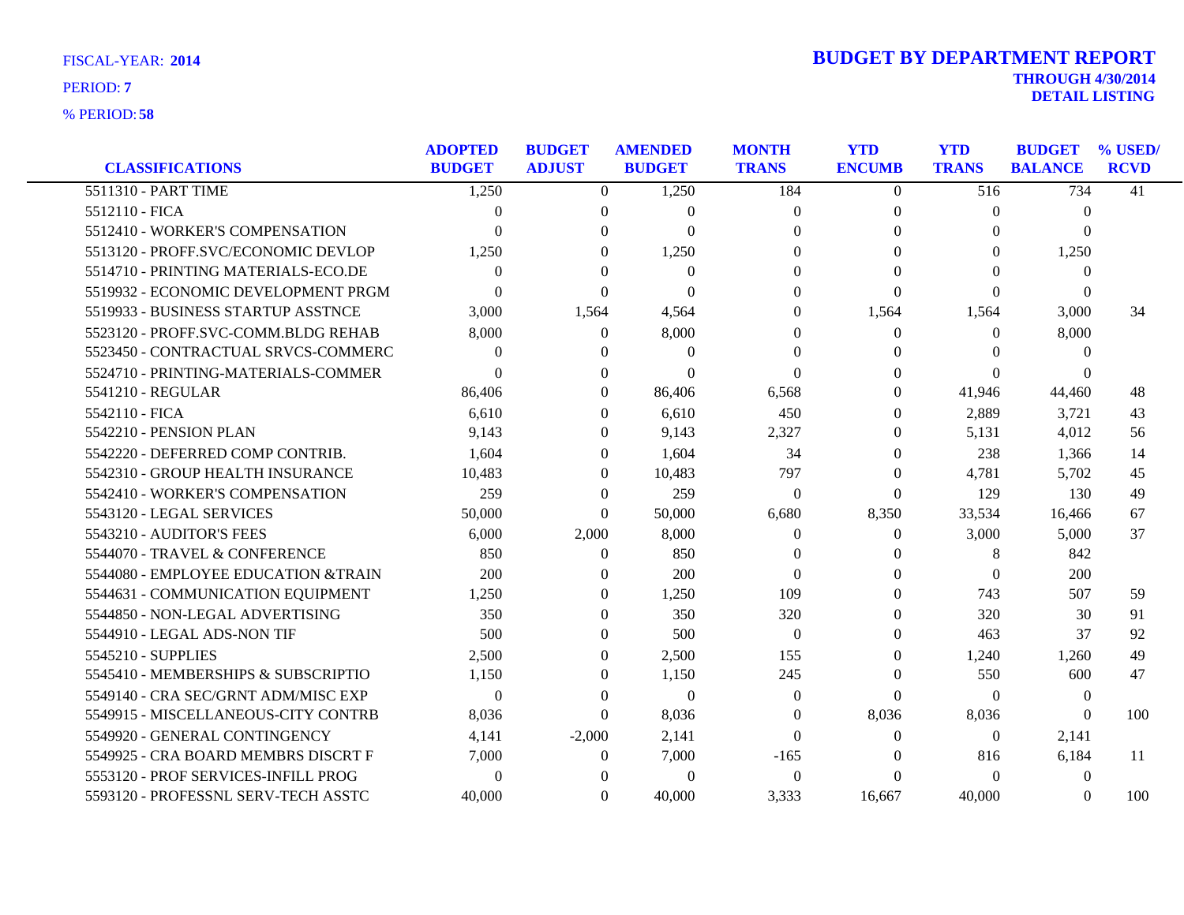FISCAL-YEAR: **2014**

PERIOD: **7**

% PERIOD: **58**

# BUDGET BY DEPARTMENT REPORT

**THROUGH 4/30/2014**

**DETAIL LISTING**

| CLASSIFICATIONS | ADOPTED BUDGET | BUDGET ADJUST | AMENDED BUDGET | MONTH TRANS | YTD ENCUMB | YTD TRANS | BUDGET BALANCE | % USED/ RCVD |
|---|---|---|---|---|---|---|---|---|
| 5511310 - PART TIME | 1,250 | 0 | 1,250 | 184 | 0 | 516 | 734 | 41 |
| 5512110 - FICA | 0 | 0 | 0 | 0 | 0 | 0 | 0 | |
| 5512410 - WORKER'S COMPENSATION | 0 | 0 | 0 | 0 | 0 | 0 | 0 | |
| 5513120 - PROFF.SVC/ECONOMIC DEVLOP | 1,250 | 0 | 1,250 | 0 | 0 | 0 | 1,250 | |
| 5514710 - PRINTING MATERIALS-ECO.DE | 0 | 0 | 0 | 0 | 0 | 0 | 0 | |
| 5519932 - ECONOMIC DEVELOPMENT PRGM | 0 | 0 | 0 | 0 | 0 | 0 | 0 | |
| 5519933 - BUSINESS STARTUP ASSTNCE | 3,000 | 1,564 | 4,564 | 0 | 1,564 | 1,564 | 3,000 | 34 |
| 5523120 - PROFF.SVC-COMM.BLDG REHAB | 8,000 | 0 | 8,000 | 0 | 0 | 0 | 8,000 | |
| 5523450 - CONTRACTUAL SRVCS-COMMERC | 0 | 0 | 0 | 0 | 0 | 0 | 0 | |
| 5524710 - PRINTING-MATERIALS-COMMER | 0 | 0 | 0 | 0 | 0 | 0 | 0 | |
| 5541210 - REGULAR | 86,406 | 0 | 86,406 | 6,568 | 0 | 41,946 | 44,460 | 48 |
| 5542110 - FICA | 6,610 | 0 | 6,610 | 450 | 0 | 2,889 | 3,721 | 43 |
| 5542210 - PENSION PLAN | 9,143 | 0 | 9,143 | 2,327 | 0 | 5,131 | 4,012 | 56 |
| 5542220 - DEFERRED COMP CONTRIB. | 1,604 | 0 | 1,604 | 34 | 0 | 238 | 1,366 | 14 |
| 5542310 - GROUP HEALTH INSURANCE | 10,483 | 0 | 10,483 | 797 | 0 | 4,781 | 5,702 | 45 |
| 5542410 - WORKER'S COMPENSATION | 259 | 0 | 259 | 0 | 0 | 129 | 130 | 49 |
| 5543120 - LEGAL SERVICES | 50,000 | 0 | 50,000 | 6,680 | 8,350 | 33,534 | 16,466 | 67 |
| 5543210 - AUDITOR'S FEES | 6,000 | 2,000 | 8,000 | 0 | 0 | 3,000 | 5,000 | 37 |
| 5544070 - TRAVEL & CONFERENCE | 850 | 0 | 850 | 0 | 0 | 8 | 842 | |
| 5544080 - EMPLOYEE EDUCATION &TRAIN | 200 | 0 | 200 | 0 | 0 | 0 | 200 | |
| 5544631 - COMMUNICATION EQUIPMENT | 1,250 | 0 | 1,250 | 109 | 0 | 743 | 507 | 59 |
| 5544850 - NON-LEGAL ADVERTISING | 350 | 0 | 350 | 320 | 0 | 320 | 30 | 91 |
| 5544910 - LEGAL ADS-NON TIF | 500 | 0 | 500 | 0 | 0 | 463 | 37 | 92 |
| 5545210 - SUPPLIES | 2,500 | 0 | 2,500 | 155 | 0 | 1,240 | 1,260 | 49 |
| 5545410 - MEMBERSHIPS & SUBSCRIPTIO | 1,150 | 0 | 1,150 | 245 | 0 | 550 | 600 | 47 |
| 5549140 - CRA SEC/GRNT ADM/MISC EXP | 0 | 0 | 0 | 0 | 0 | 0 | 0 | |
| 5549915 - MISCELLANEOUS-CITY CONTRB | 8,036 | 0 | 8,036 | 0 | 8,036 | 8,036 | 0 | 100 |
| 5549920 - GENERAL CONTINGENCY | 4,141 | -2,000 | 2,141 | 0 | 0 | 0 | 2,141 | |
| 5549925 - CRA BOARD MEMBRS DISCRT F | 7,000 | 0 | 7,000 | -165 | 0 | 816 | 6,184 | 11 |
| 5553120 - PROF SERVICES-INFILL PROG | 0 | 0 | 0 | 0 | 0 | 0 | 0 | |
| 5593120 - PROFESSNL SERV-TECH ASSTC | 40,000 | 0 | 40,000 | 3,333 | 16,667 | 40,000 | 0 | 100 |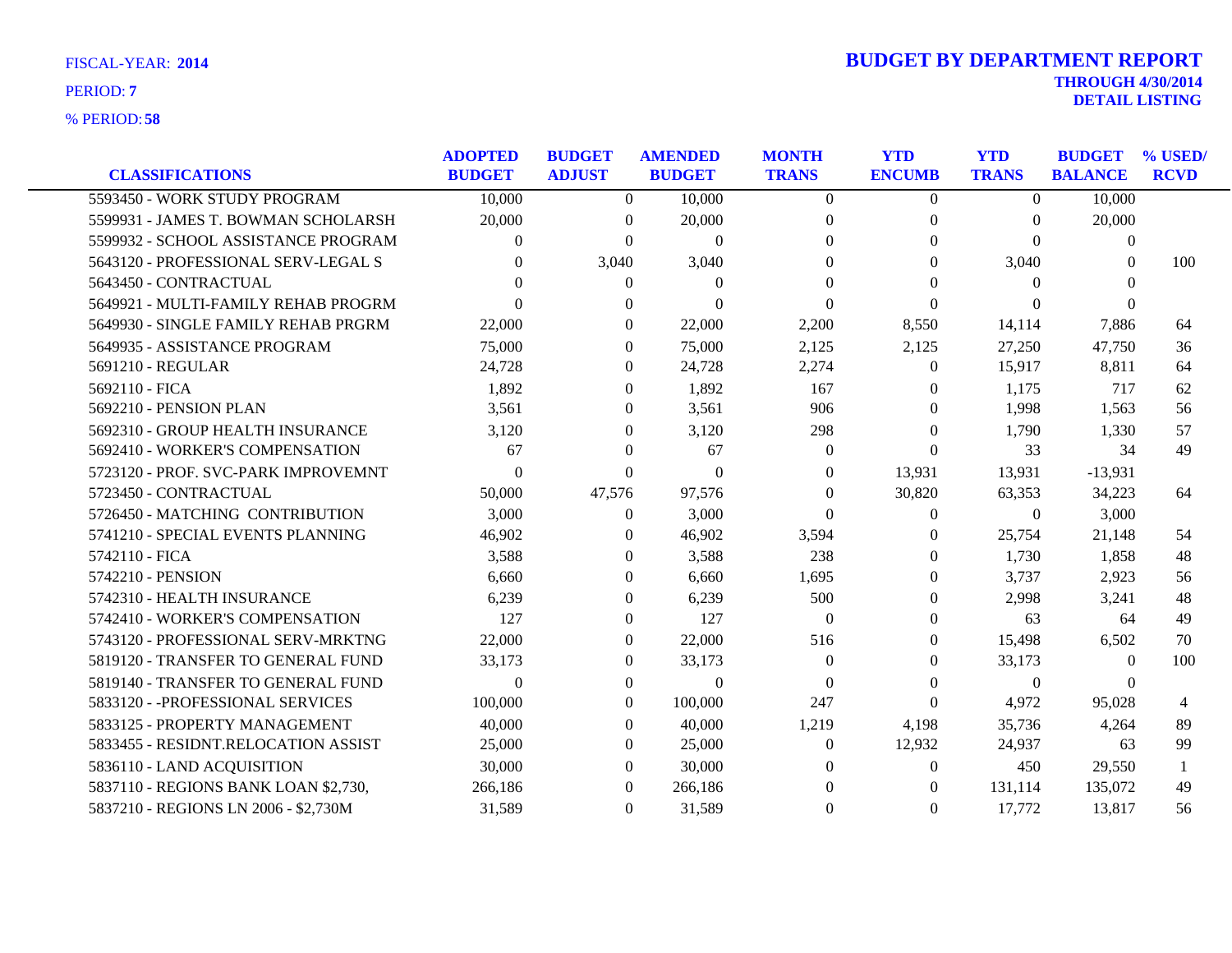FISCAL-YEAR: **2014**

PERIOD: **7**

% PERIOD: **58**

# BUDGET BY DEPARTMENT REPORT

**THROUGH 4/30/2014**

**DETAIL LISTING**

| CLASSIFICATIONS | ADOPTED BUDGET | BUDGET ADJUST | AMENDED BUDGET | MONTH TRANS | YTD ENCUMB | YTD TRANS | BUDGET BALANCE | % USED/ RCVD |
|---|---|---|---|---|---|---|---|---|
| 5593450 - WORK STUDY PROGRAM | 10,000 | 0 | 10,000 | 0 | 0 | 0 | 10,000 | |
| 5599931 - JAMES T. BOWMAN SCHOLARSH | 20,000 | 0 | 20,000 | 0 | 0 | 0 | 20,000 | |
| 5599932 - SCHOOL ASSISTANCE PROGRAM | 0 | 0 | 0 | 0 | 0 | 0 | 0 | |
| 5643120 - PROFESSIONAL SERV-LEGAL S | 0 | 3,040 | 3,040 | 0 | 0 | 3,040 | 0 | 100 |
| 5643450 - CONTRACTUAL | 0 | 0 | 0 | 0 | 0 | 0 | 0 | |
| 5649921 - MULTI-FAMILY REHAB PROGRM | 0 | 0 | 0 | 0 | 0 | 0 | 0 | |
| 5649930 - SINGLE FAMILY REHAB PRGRM | 22,000 | 0 | 22,000 | 2,200 | 8,550 | 14,114 | 7,886 | 64 |
| 5649935 - ASSISTANCE PROGRAM | 75,000 | 0 | 75,000 | 2,125 | 2,125 | 27,250 | 47,750 | 36 |
| 5691210 - REGULAR | 24,728 | 0 | 24,728 | 2,274 | 0 | 15,917 | 8,811 | 64 |
| 5692110 - FICA | 1,892 | 0 | 1,892 | 167 | 0 | 1,175 | 717 | 62 |
| 5692210 - PENSION PLAN | 3,561 | 0 | 3,561 | 906 | 0 | 1,998 | 1,563 | 56 |
| 5692310 - GROUP HEALTH INSURANCE | 3,120 | 0 | 3,120 | 298 | 0 | 1,790 | 1,330 | 57 |
| 5692410 - WORKER'S COMPENSATION | 67 | 0 | 67 | 0 | 0 | 33 | 34 | 49 |
| 5723120 - PROF. SVC-PARK IMPROVEMNT | 0 | 0 | 0 | 0 | 13,931 | 13,931 | -13,931 | |
| 5723450 - CONTRACTUAL | 50,000 | 47,576 | 97,576 | 0 | 30,820 | 63,353 | 34,223 | 64 |
| 5726450 - MATCHING CONTRIBUTION | 3,000 | 0 | 3,000 | 0 | 0 | 0 | 3,000 | |
| 5741210 - SPECIAL EVENTS PLANNING | 46,902 | 0 | 46,902 | 3,594 | 0 | 25,754 | 21,148 | 54 |
| 5742110 - FICA | 3,588 | 0 | 3,588 | 238 | 0 | 1,730 | 1,858 | 48 |
| 5742210 - PENSION | 6,660 | 0 | 6,660 | 1,695 | 0 | 3,737 | 2,923 | 56 |
| 5742310 - HEALTH INSURANCE | 6,239 | 0 | 6,239 | 500 | 0 | 2,998 | 3,241 | 48 |
| 5742410 - WORKER'S COMPENSATION | 127 | 0 | 127 | 0 | 0 | 63 | 64 | 49 |
| 5743120 - PROFESSIONAL SERV-MRKTNG | 22,000 | 0 | 22,000 | 516 | 0 | 15,498 | 6,502 | 70 |
| 5819120 - TRANSFER TO GENERAL FUND | 33,173 | 0 | 33,173 | 0 | 0 | 33,173 | 0 | 100 |
| 5819140 - TRANSFER TO GENERAL FUND | 0 | 0 | 0 | 0 | 0 | 0 | 0 | |
| 5833120 - -PROFESSIONAL SERVICES | 100,000 | 0 | 100,000 | 247 | 0 | 4,972 | 95,028 | 4 |
| 5833125 - PROPERTY MANAGEMENT | 40,000 | 0 | 40,000 | 1,219 | 4,198 | 35,736 | 4,264 | 89 |
| 5833455 - RESIDNT.RELOCATION ASSIST | 25,000 | 0 | 25,000 | 0 | 12,932 | 24,937 | 63 | 99 |
| 5836110 - LAND ACQUISITION | 30,000 | 0 | 30,000 | 0 | 0 | 450 | 29,550 | 1 |
| 5837110 - REGIONS BANK LOAN $2,730, | 266,186 | 0 | 266,186 | 0 | 0 | 131,114 | 135,072 | 49 |
| 5837210 - REGIONS LN 2006 - $2,730M | 31,589 | 0 | 31,589 | 0 | 0 | 17,772 | 13,817 | 56 |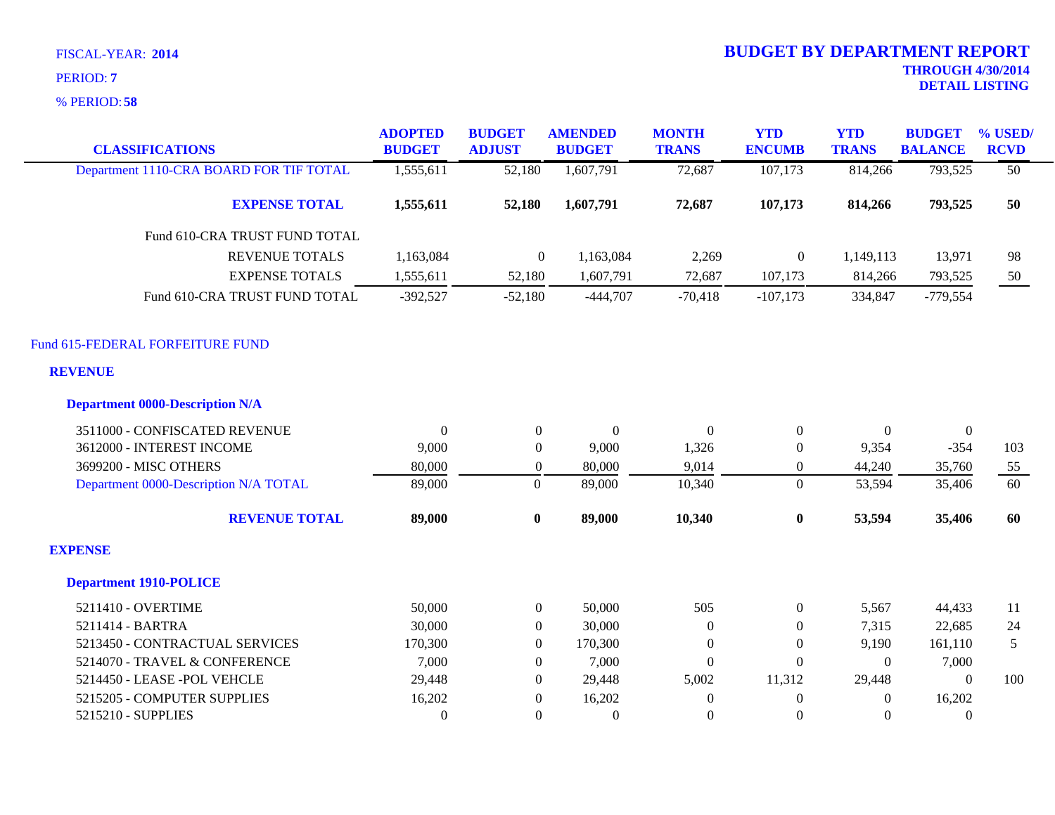FISCAL-YEAR: **2014**

PERIOD: **7**

% PERIOD: **58**

# BUDGET BY DEPARTMENT REPORT

**THROUGH 4/30/2014**

**DETAIL LISTING**

| CLASSIFICATIONS | ADOPTED BUDGET | BUDGET ADJUST | AMENDED BUDGET | MONTH TRANS | YTD ENCUMB | YTD TRANS | BUDGET BALANCE | % USED/ RCVD |
|---|---|---|---|---|---|---|---|---|
| Department 1110-CRA BOARD FOR TIF TOTAL | 1,555,611 | 52,180 | 1,607,791 | 72,687 | 107,173 | 814,266 | 793,525 | 50 |
| **EXPENSE TOTAL** | **1,555,611** | **52,180** | **1,607,791** | **72,687** | **107,173** | **814,266** | **793,525** | **50** |
| Fund 610-CRA TRUST FUND TOTAL | | | | | | | | |
| REVENUE TOTALS | 1,163,084 | 0 | 1,163,084 | 2,269 | 0 | 1,149,113 | 13,971 | 98 |
| EXPENSE TOTALS | 1,555,611 | 52,180 | 1,607,791 | 72,687 | 107,173 | 814,266 | 793,525 | 50 |
| Fund 610-CRA TRUST FUND TOTAL | -392,527 | -52,180 | -444,707 | -70,418 | -107,173 | 334,847 | -779,554 | |
| Fund 615-FEDERAL FORFEITURE FUND | | | | | | | | |
| **REVENUE** | | | | | | | | |
| **Department 0000-Description N/A** | | | | | | | | |
| 3511000 - CONFISCATED REVENUE | 0 | 0 | 0 | 0 | 0 | 0 | 0 | |
| 3612000 - INTEREST INCOME | 9,000 | 0 | 9,000 | 1,326 | 0 | 9,354 | -354 | 103 |
| 3699200 - MISC OTHERS | 80,000 | 0 | 80,000 | 9,014 | 0 | 44,240 | 35,760 | 55 |
| Department 0000-Description N/A TOTAL | 89,000 | 0 | 89,000 | 10,340 | 0 | 53,594 | 35,406 | 60 |
| **REVENUE TOTAL** | **89,000** | **0** | **89,000** | **10,340** | **0** | **53,594** | **35,406** | **60** |
| **EXPENSE** | | | | | | | | |
| **Department 1910-POLICE** | | | | | | | | |
| 5211410 - OVERTIME | 50,000 | 0 | 50,000 | 505 | 0 | 5,567 | 44,433 | 11 |
| 5211414 - BARTRA | 30,000 | 0 | 30,000 | 0 | 0 | 7,315 | 22,685 | 24 |
| 5213450 - CONTRACTUAL SERVICES | 170,300 | 0 | 170,300 | 0 | 0 | 9,190 | 161,110 | 5 |
| 5214070 - TRAVEL & CONFERENCE | 7,000 | 0 | 7,000 | 0 | 0 | 0 | 7,000 | |
| 5214450 - LEASE -POL VEHCLE | 29,448 | 0 | 29,448 | 5,002 | 11,312 | 29,448 | 0 | 100 |
| 5215205 - COMPUTER SUPPLIES | 16,202 | 0 | 16,202 | 0 | 0 | 0 | 16,202 | |
| 5215210 - SUPPLIES | 0 | 0 | 0 | 0 | 0 | 0 | 0 | |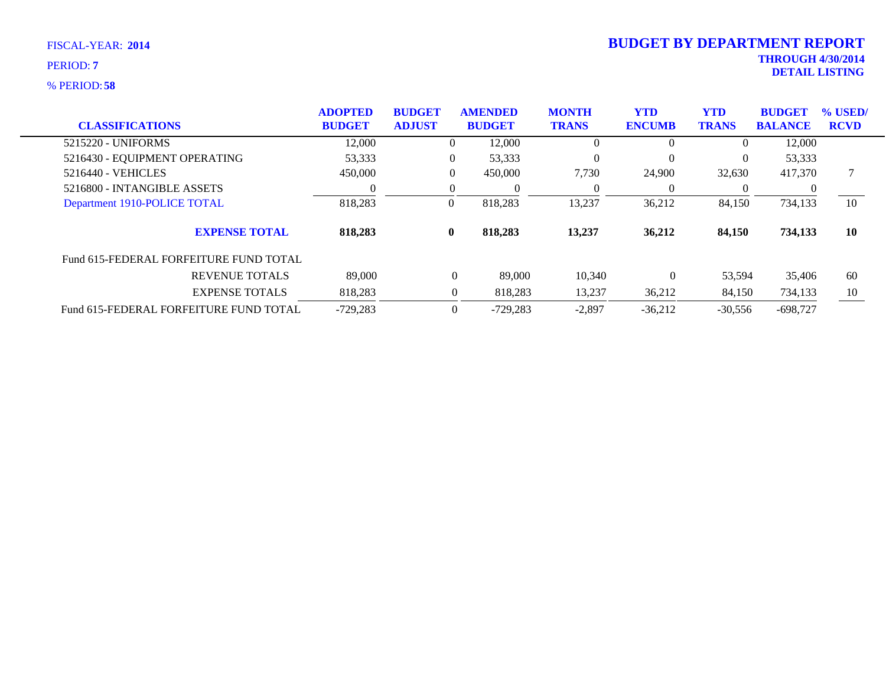FISCAL-YEAR: **2014**

PERIOD: **7**

% PERIOD: **58**

# BUDGET BY DEPARTMENT REPORT

**THROUGH 4/30/2014**

**DETAIL LISTING**

| CLASSIFICATIONS | ADOPTED BUDGET | BUDGET ADJUST | AMENDED BUDGET | MONTH TRANS | YTD ENCUMB | YTD TRANS | BUDGET BALANCE | % USED/ RCVD |
|---|---|---|---|---|---|---|---|---|
| 5215220 - UNIFORMS | 12,000 | 0 | 12,000 | 0 | 0 | 0 | 12,000 | |
| 5216430 - EQUIPMENT OPERATING | 53,333 | 0 | 53,333 | 0 | 0 | 0 | 53,333 | |
| 5216440 - VEHICLES | 450,000 | 0 | 450,000 | 7,730 | 24,900 | 32,630 | 417,370 | 7 |
| 5216800 - INTANGIBLE ASSETS | 0 | 0 | 0 | 0 | 0 | 0 | 0 | |
| Department 1910-POLICE TOTAL | 818,283 | 0 | 818,283 | 13,237 | 36,212 | 84,150 | 734,133 | 10 |
| **EXPENSE TOTAL** | **818,283** | **0** | **818,283** | **13,237** | **36,212** | **84,150** | **734,133** | **10** |
| Fund 615-FEDERAL FORFEITURE FUND TOTAL | | | | | | | | |
| REVENUE TOTALS | 89,000 | 0 | 89,000 | 10,340 | 0 | 53,594 | 35,406 | 60 |
| EXPENSE TOTALS | 818,283 | 0 | 818,283 | 13,237 | 36,212 | 84,150 | 734,133 | 10 |
| Fund 615-FEDERAL FORFEITURE FUND TOTAL | -729,283 | 0 | -729,283 | -2,897 | -36,212 | -30,556 | -698,727 | |